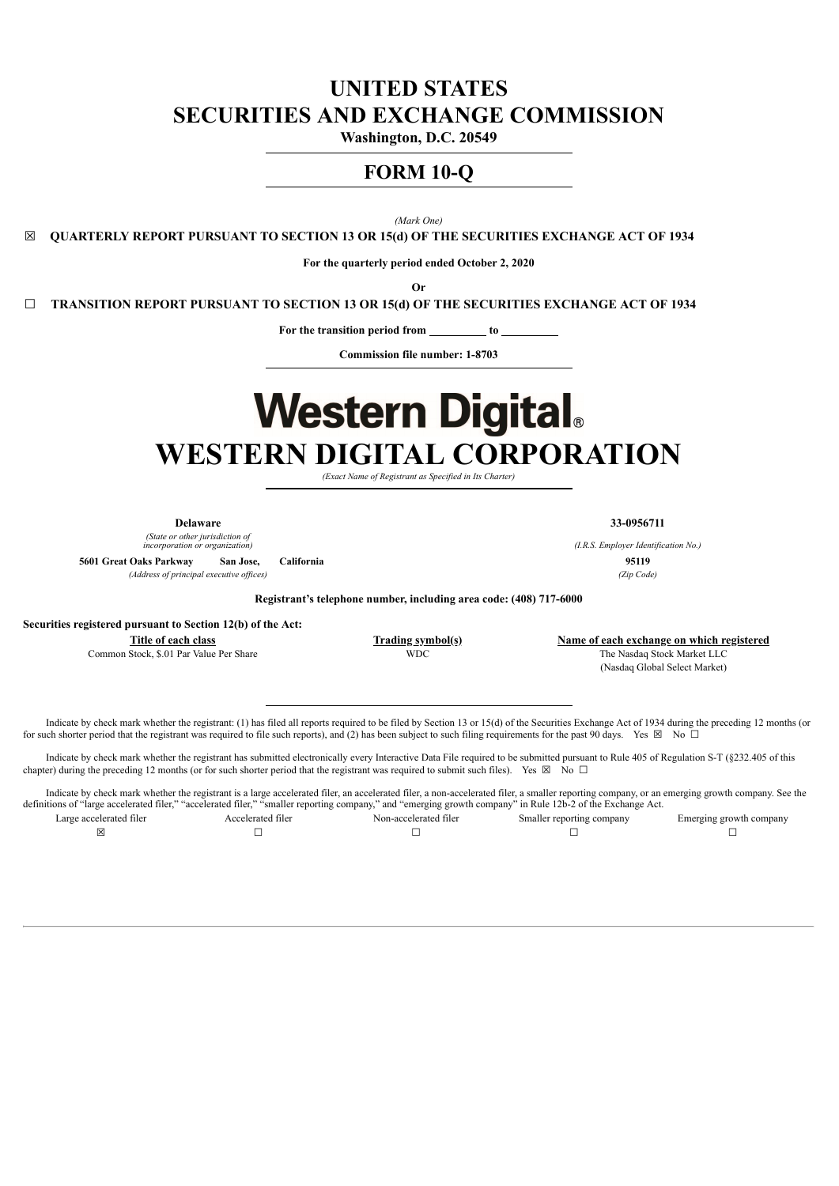# UNITED STATES
# SECURITIES AND EXCHANGE COMMISSION

**Washington, D.C. 20549**

## FORM 10-Q

*(Mark One)*

☒ **QUARTERLY REPORT PURSUANT TO SECTION 13 OR 15(d) OF THE SECURITIES EXCHANGE ACT OF 1934**

**For the quarterly period ended October 2, 2020**

**Or**

☐ **TRANSITION REPORT PURSUANT TO SECTION 13 OR 15(d) OF THE SECURITIES EXCHANGE ACT OF 1934**

**For the transition period from \_\_\_\_\_\_\_\_\_\_ to \_\_\_\_\_\_\_\_\_\_**

**Commission file number: 1-8703**

# Western Digital®

# WESTERN DIGITAL CORPORATION

*(Exact Name of Registrant as Specified in Its Charter)*

| | |
|---|---|
| **Delaware** | **33-0956711** |
| *(State or other jurisdiction of incorporation or organization)* | *(I.R.S. Employer Identification No.)* |
| **5601 Great Oaks Parkway San Jose, California** | **95119** |
| *(Address of principal executive offices)* | *(Zip Code)* |

**Registrant's telephone number, including area code: (408) 717-6000**

**Securities registered pursuant to Section 12(b) of the Act:**

| Title of each class | Trading symbol(s) | Name of each exchange on which registered |
|---|---|---|
| Common Stock, $.01 Par Value Per Share | WDC | The Nasdaq Stock Market LLC (Nasdaq Global Select Market) |

Indicate by check mark whether the registrant: (1) has filed all reports required to be filed by Section 13 or 15(d) of the Securities Exchange Act of 1934 during the preceding 12 months (or for such shorter period that the registrant was required to file such reports), and (2) has been subject to such filing requirements for the past 90 days. Yes ☒ No ☐

Indicate by check mark whether the registrant has submitted electronically every Interactive Data File required to be submitted pursuant to Rule 405 of Regulation S-T (§232.405 of this chapter) during the preceding 12 months (or for such shorter period that the registrant was required to submit such files). Yes ☒ No ☐

Indicate by check mark whether the registrant is a large accelerated filer, an accelerated filer, a non-accelerated filer, a smaller reporting company, or an emerging growth company. See the definitions of "large accelerated filer," "accelerated filer," "smaller reporting company," and "emerging growth company" in Rule 12b-2 of the Exchange Act.

| Large accelerated filer | Accelerated filer | Non-accelerated filer | Smaller reporting company | Emerging growth company |
|---|---|---|---|---|
| ☒ | ☐ | ☐ | ☐ | ☐ |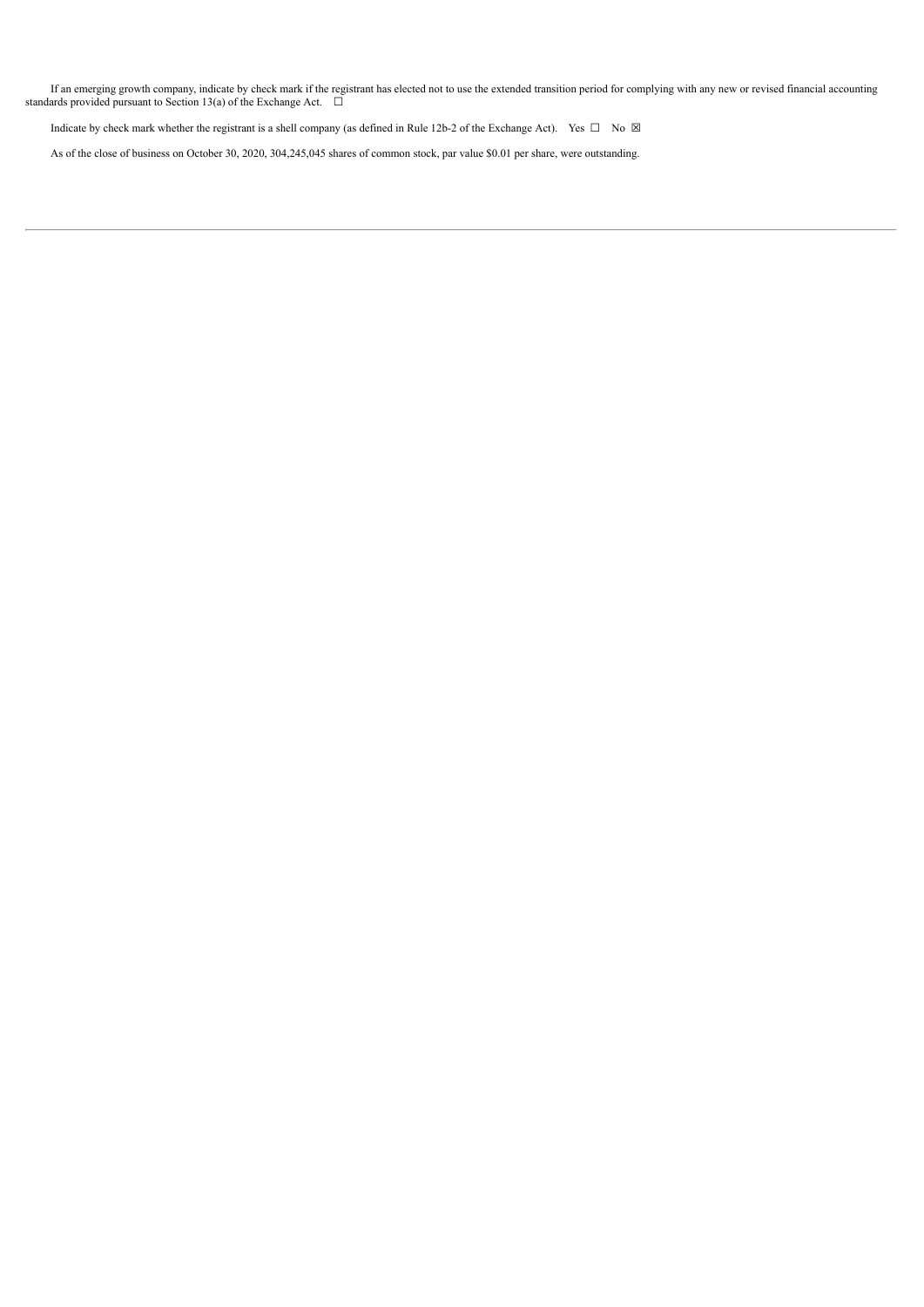If an emerging growth company, indicate by check mark if the registrant has elected not to use the extended transition period for complying with any new or revised financial accounting standards provided pursuant to Section 13(a) of the Exchange Act. ☐

Indicate by check mark whether the registrant is a shell company (as defined in Rule 12b-2 of the Exchange Act). Yes ☐ No ☒

As of the close of business on October 30, 2020, 304,245,045 shares of common stock, par value $0.01 per share, were outstanding.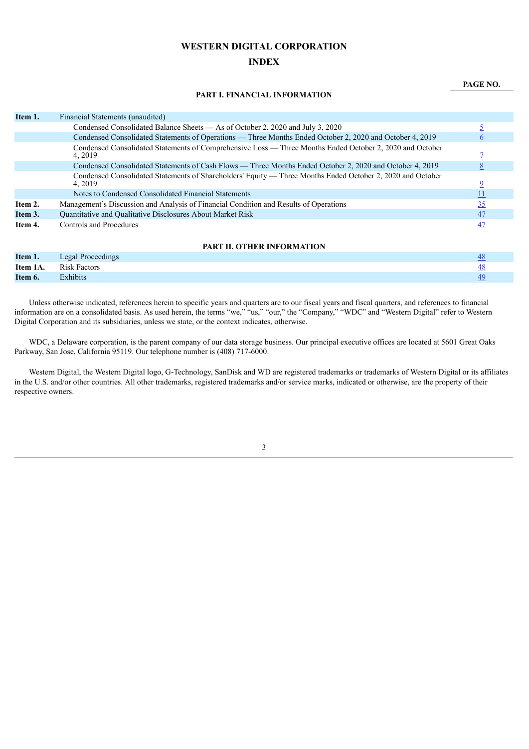# WESTERN DIGITAL CORPORATION

## INDEX

| | | PAGE NO. |
|---|---|---|
| | **PART I. FINANCIAL INFORMATION** | |
| **Item 1.** | Financial Statements (unaudited) | |
| | Condensed Consolidated Balance Sheets — As of October 2, 2020 and July 3, 2020 | 5 |
| | Condensed Consolidated Statements of Operations — Three Months Ended October 2, 2020 and October 4, 2019 | 6 |
| | Condensed Consolidated Statements of Comprehensive Loss — Three Months Ended October 2, 2020 and October 4, 2019 | 7 |
| | Condensed Consolidated Statements of Cash Flows — Three Months Ended October 2, 2020 and October 4, 2019 | 8 |
| | Condensed Consolidated Statements of Shareholders' Equity — Three Months Ended October 2, 2020 and October 4, 2019 | 9 |
| | Notes to Condensed Consolidated Financial Statements | 11 |
| **Item 2.** | Management's Discussion and Analysis of Financial Condition and Results of Operations | 35 |
| **Item 3.** | Quantitative and Qualitative Disclosures About Market Risk | 47 |
| **Item 4.** | Controls and Procedures | 47 |
| | **PART II. OTHER INFORMATION** | |
| **Item 1.** | Legal Proceedings | 48 |
| **Item 1A.** | Risk Factors | 48 |
| **Item 6.** | Exhibits | 49 |

Unless otherwise indicated, references herein to specific years and quarters are to our fiscal years and fiscal quarters, and references to financial information are on a consolidated basis. As used herein, the terms "we," "us," "our," the "Company," "WDC" and "Western Digital" refer to Western Digital Corporation and its subsidiaries, unless we state, or the context indicates, otherwise.

WDC, a Delaware corporation, is the parent company of our data storage business. Our principal executive offices are located at 5601 Great Oaks Parkway, San Jose, California 95119. Our telephone number is (408) 717-6000.

Western Digital, the Western Digital logo, G-Technology, SanDisk and WD are registered trademarks or trademarks of Western Digital or its affiliates in the U.S. and/or other countries. All other trademarks, registered trademarks and/or service marks, indicated or otherwise, are the property of their respective owners.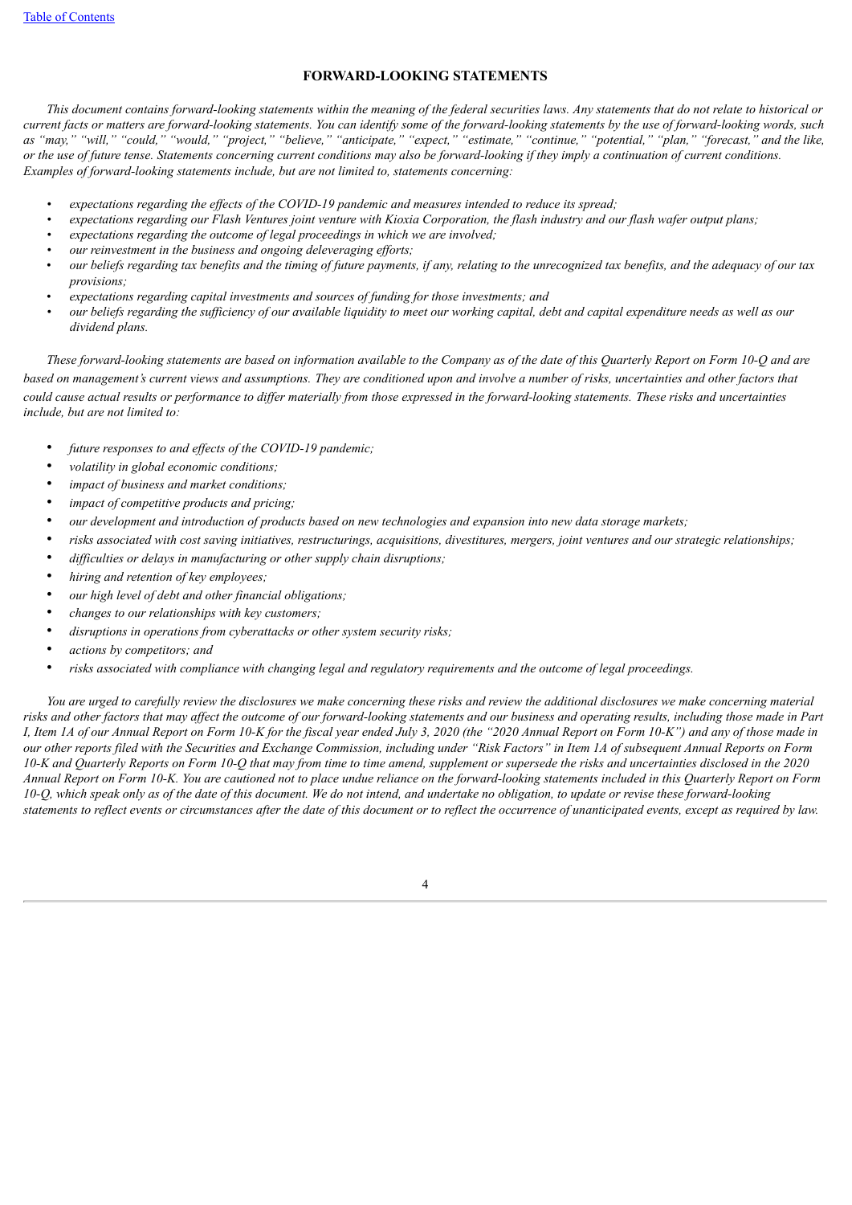## FORWARD-LOOKING STATEMENTS

*This document contains forward-looking statements within the meaning of the federal securities laws. Any statements that do not relate to historical or current facts or matters are forward-looking statements. You can identify some of the forward-looking statements by the use of forward-looking words, such as "may," "will," "could," "would," "project," "believe," "anticipate," "expect," "estimate," "continue," "potential," "plan," "forecast," and the like, or the use of future tense. Statements concerning current conditions may also be forward-looking if they imply a continuation of current conditions. Examples of forward-looking statements include, but are not limited to, statements concerning:*

- *expectations regarding the effects of the COVID-19 pandemic and measures intended to reduce its spread;*
- *expectations regarding our Flash Ventures joint venture with Kioxia Corporation, the flash industry and our flash wafer output plans;*
- *expectations regarding the outcome of legal proceedings in which we are involved;*
- *our reinvestment in the business and ongoing deleveraging efforts;*
- *our beliefs regarding tax benefits and the timing of future payments, if any, relating to the unrecognized tax benefits, and the adequacy of our tax provisions;*
- *expectations regarding capital investments and sources of funding for those investments; and*
- *our beliefs regarding the sufficiency of our available liquidity to meet our working capital, debt and capital expenditure needs as well as our dividend plans.*

*These forward-looking statements are based on information available to the Company as of the date of this Quarterly Report on Form 10-Q and are based on management's current views and assumptions. They are conditioned upon and involve a number of risks, uncertainties and other factors that could cause actual results or performance to differ materially from those expressed in the forward-looking statements. These risks and uncertainties include, but are not limited to:*

- *future responses to and effects of the COVID-19 pandemic;*
- *volatility in global economic conditions;*
- *impact of business and market conditions;*
- *impact of competitive products and pricing;*
- *our development and introduction of products based on new technologies and expansion into new data storage markets;*
- *risks associated with cost saving initiatives, restructurings, acquisitions, divestitures, mergers, joint ventures and our strategic relationships;*
- *difficulties or delays in manufacturing or other supply chain disruptions;*
- *hiring and retention of key employees;*
- *our high level of debt and other financial obligations;*
- *changes to our relationships with key customers;*
- *disruptions in operations from cyberattacks or other system security risks;*
- *actions by competitors; and*
- *risks associated with compliance with changing legal and regulatory requirements and the outcome of legal proceedings.*

*You are urged to carefully review the disclosures we make concerning these risks and review the additional disclosures we make concerning material risks and other factors that may affect the outcome of our forward-looking statements and our business and operating results, including those made in Part I, Item 1A of our Annual Report on Form 10-K for the fiscal year ended July 3, 2020 (the "2020 Annual Report on Form 10-K") and any of those made in our other reports filed with the Securities and Exchange Commission, including under "Risk Factors" in Item 1A of subsequent Annual Reports on Form 10-K and Quarterly Reports on Form 10-Q that may from time to time amend, supplement or supersede the risks and uncertainties disclosed in the 2020 Annual Report on Form 10-K. You are cautioned not to place undue reliance on the forward-looking statements included in this Quarterly Report on Form 10-Q, which speak only as of the date of this document. We do not intend, and undertake no obligation, to update or revise these forward-looking statements to reflect events or circumstances after the date of this document or to reflect the occurrence of unanticipated events, except as required by law.*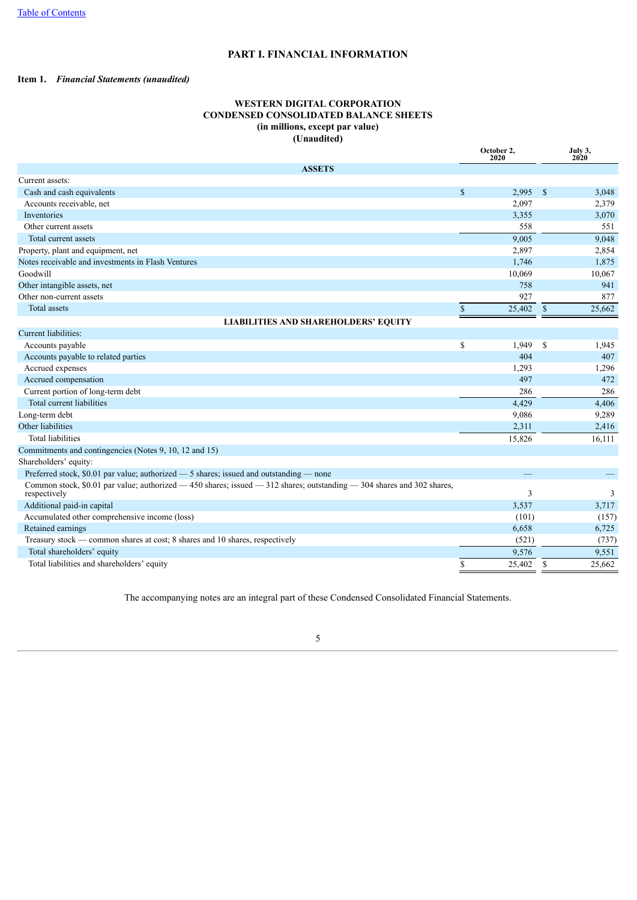Table of Contents

# PART I. FINANCIAL INFORMATION

**Item 1.** ***Financial Statements (unaudited)***

**WESTERN DIGITAL CORPORATION**
**CONDENSED CONSOLIDATED BALANCE SHEETS**
**(in millions, except par value)**
**(Unaudited)**

| | October 2, 2020 | July 3, 2020 |
|---|---|---|
| **ASSETS** | | |
| Current assets: | | |
| Cash and cash equivalents | $ 2,995 | $ 3,048 |
| Accounts receivable, net | 2,097 | 2,379 |
| Inventories | 3,355 | 3,070 |
| Other current assets | 558 | 551 |
| Total current assets | 9,005 | 9,048 |
| Property, plant and equipment, net | 2,897 | 2,854 |
| Notes receivable and investments in Flash Ventures | 1,746 | 1,875 |
| Goodwill | 10,069 | 10,067 |
| Other intangible assets, net | 758 | 941 |
| Other non-current assets | 927 | 877 |
| Total assets | $ 25,402 | $ 25,662 |
| **LIABILITIES AND SHAREHOLDERS' EQUITY** | | |
| Current liabilities: | | |
| Accounts payable | $ 1,949 | $ 1,945 |
| Accounts payable to related parties | 404 | 407 |
| Accrued expenses | 1,293 | 1,296 |
| Accrued compensation | 497 | 472 |
| Current portion of long-term debt | 286 | 286 |
| Total current liabilities | 4,429 | 4,406 |
| Long-term debt | 9,086 | 9,289 |
| Other liabilities | 2,311 | 2,416 |
| Total liabilities | 15,826 | 16,111 |
| Commitments and contingencies (Notes 9, 10, 12 and 15) | | |
| Shareholders' equity: | | |
| Preferred stock, $0.01 par value; authorized — 5 shares; issued and outstanding — none | — | — |
| Common stock, $0.01 par value; authorized — 450 shares; issued — 312 shares; outstanding — 304 shares and 302 shares, respectively | 3 | 3 |
| Additional paid-in capital | 3,537 | 3,717 |
| Accumulated other comprehensive income (loss) | (101) | (157) |
| Retained earnings | 6,658 | 6,725 |
| Treasury stock — common shares at cost; 8 shares and 10 shares, respectively | (521) | (737) |
| Total shareholders' equity | 9,576 | 9,551 |
| Total liabilities and shareholders' equity | $ 25,402 | $ 25,662 |

The accompanying notes are an integral part of these Condensed Consolidated Financial Statements.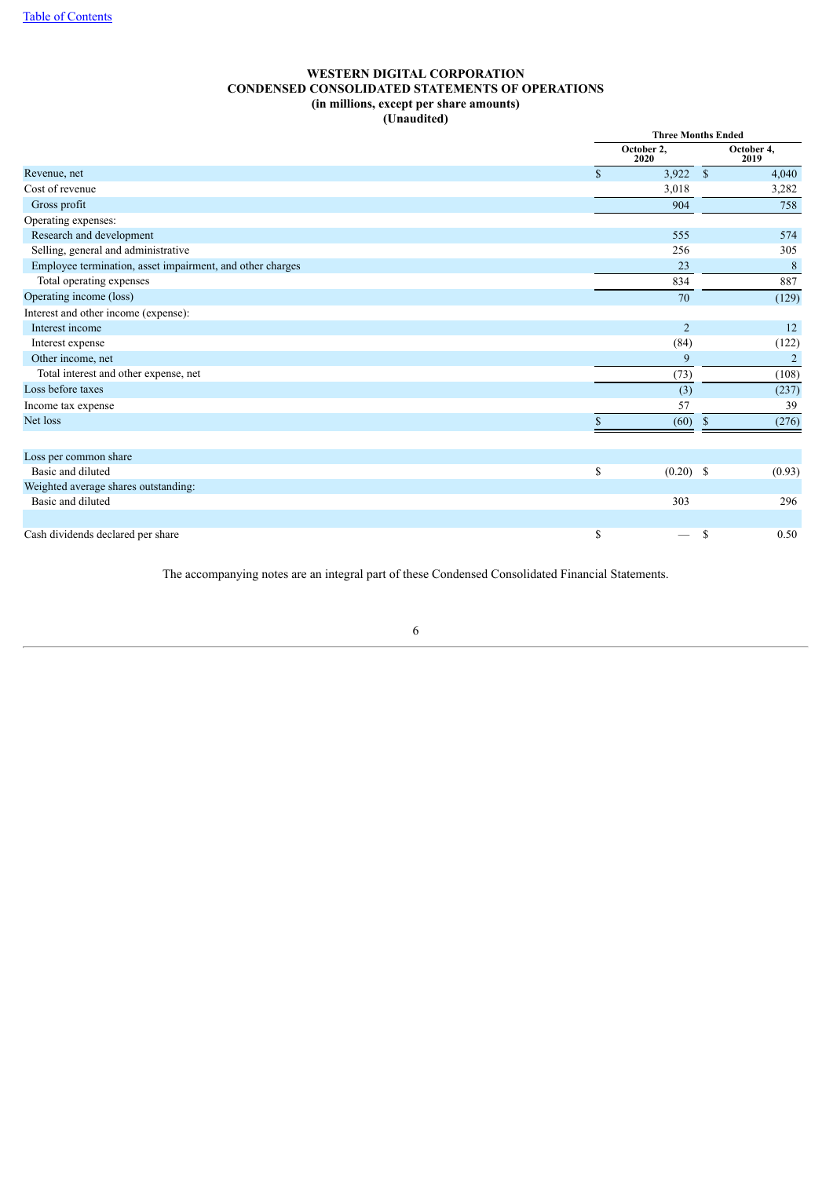# WESTERN DIGITAL CORPORATION
## CONDENSED CONSOLIDATED STATEMENTS OF OPERATIONS
### (in millions, except per share amounts)
### (Unaudited)

| | Three Months Ended | |
|---|---|---|
| | October 2, 2020 | October 4, 2019 |
| Revenue, net | $ 3,922 | $ 4,040 |
| Cost of revenue | 3,018 | 3,282 |
| Gross profit | 904 | 758 |
| Operating expenses: | | |
| Research and development | 555 | 574 |
| Selling, general and administrative | 256 | 305 |
| Employee termination, asset impairment, and other charges | 23 | 8 |
| Total operating expenses | 834 | 887 |
| Operating income (loss) | 70 | (129) |
| Interest and other income (expense): | | |
| Interest income | 2 | 12 |
| Interest expense | (84) | (122) |
| Other income, net | 9 | 2 |
| Total interest and other expense, net | (73) | (108) |
| Loss before taxes | (3) | (237) |
| Income tax expense | 57 | 39 |
| Net loss | $ (60) | $ (276) |
| | | |
| Loss per common share | | |
| Basic and diluted | $ (0.20) | $ (0.93) |
| Weighted average shares outstanding: | | |
| Basic and diluted | 303 | 296 |
| | | |
| Cash dividends declared per share | $ — | $ 0.50 |

The accompanying notes are an integral part of these Condensed Consolidated Financial Statements.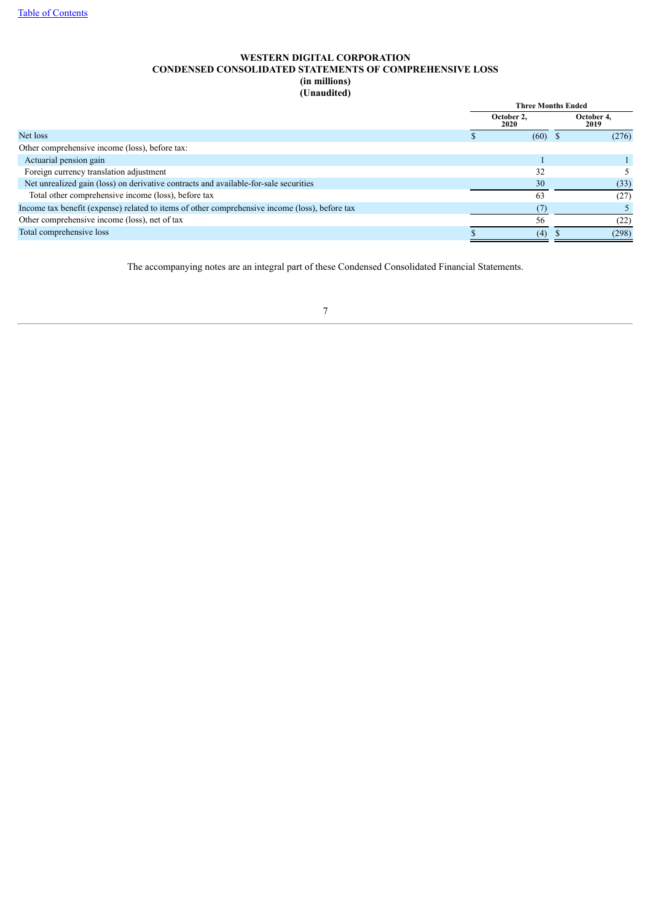[Table of Contents](#)

**WESTERN DIGITAL CORPORATION**
**CONDENSED CONSOLIDATED STATEMENTS OF COMPREHENSIVE LOSS**
**(in millions)**
**(Unaudited)**

| | Three Months Ended | |
|---|---|---|
| | October 2, 2020 | October 4, 2019 |
| Net loss | $ (60) | $ (276) |
| Other comprehensive income (loss), before tax: | | |
| Actuarial pension gain | 1 | 1 |
| Foreign currency translation adjustment | 32 | 5 |
| Net unrealized gain (loss) on derivative contracts and available-for-sale securities | 30 | (33) |
| Total other comprehensive income (loss), before tax | 63 | (27) |
| Income tax benefit (expense) related to items of other comprehensive income (loss), before tax | (7) | 5 |
| Other comprehensive income (loss), net of tax | 56 | (22) |
| Total comprehensive loss | $ (4) | $ (298) |

The accompanying notes are an integral part of these Condensed Consolidated Financial Statements.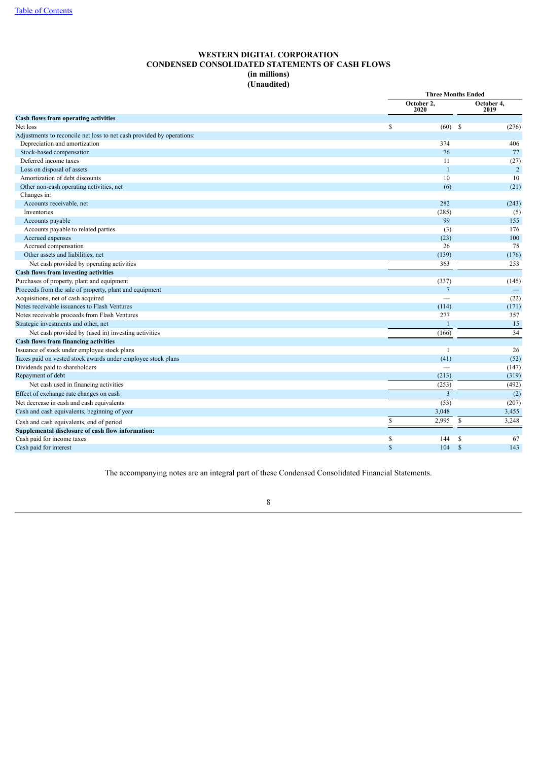# WESTERN DIGITAL CORPORATION
## CONDENSED CONSOLIDATED STATEMENTS OF CASH FLOWS
**(in millions)**
**(Unaudited)**

| | Three Months Ended | |
|---|---|---|
| | October 2, 2020 | October 4, 2019 |
| **Cash flows from operating activities** | | |
| Net loss | $ (60) | $ (276) |
| Adjustments to reconcile net loss to net cash provided by operations: | | |
| Depreciation and amortization | 374 | 406 |
| Stock-based compensation | 76 | 77 |
| Deferred income taxes | 11 | (27) |
| Loss on disposal of assets | 1 | 2 |
| Amortization of debt discounts | 10 | 10 |
| Other non-cash operating activities, net | (6) | (21) |
| Changes in: | | |
| Accounts receivable, net | 282 | (243) |
| Inventories | (285) | (5) |
| Accounts payable | 99 | 155 |
| Accounts payable to related parties | (3) | 176 |
| Accrued expenses | (23) | 100 |
| Accrued compensation | 26 | 75 |
| Other assets and liabilities, net | (139) | (176) |
| Net cash provided by operating activities | 363 | 253 |
| **Cash flows from investing activities** | | |
| Purchases of property, plant and equipment | (337) | (145) |
| Proceeds from the sale of property, plant and equipment | 7 | — |
| Acquisitions, net of cash acquired | — | (22) |
| Notes receivable issuances to Flash Ventures | (114) | (171) |
| Notes receivable proceeds from Flash Ventures | 277 | 357 |
| Strategic investments and other, net | 1 | 15 |
| Net cash provided by (used in) investing activities | (166) | 34 |
| **Cash flows from financing activities** | | |
| Issuance of stock under employee stock plans | 1 | 26 |
| Taxes paid on vested stock awards under employee stock plans | (41) | (52) |
| Dividends paid to shareholders | — | (147) |
| Repayment of debt | (213) | (319) |
| Net cash used in financing activities | (253) | (492) |
| Effect of exchange rate changes on cash | 3 | (2) |
| Net decrease in cash and cash equivalents | (53) | (207) |
| Cash and cash equivalents, beginning of year | 3,048 | 3,455 |
| Cash and cash equivalents, end of period | $ 2,995 | $ 3,248 |
| **Supplemental disclosure of cash flow information:** | | |
| Cash paid for income taxes | $ 144 | $ 67 |
| Cash paid for interest | $ 104 | $ 143 |

The accompanying notes are an integral part of these Condensed Consolidated Financial Statements.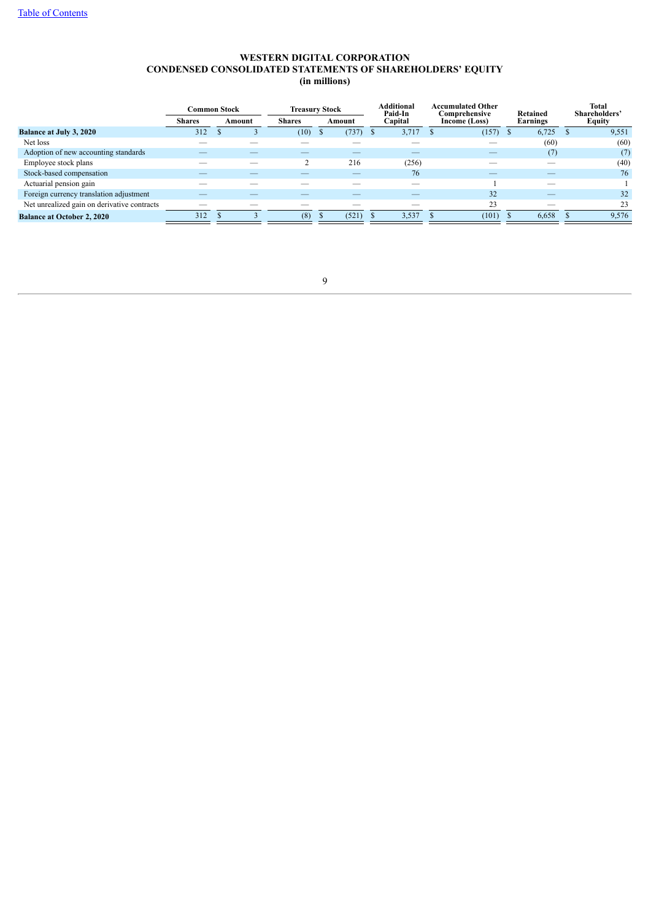# WESTERN DIGITAL CORPORATION
## CONDENSED CONSOLIDATED STATEMENTS OF SHAREHOLDERS' EQUITY
### (in millions)

| | Common Stock | | Treasury Stock | | Additional Paid-In Capital | Accumulated Other Comprehensive Income (Loss) | Retained Earnings | Total Shareholders' Equity |
|---|---|---|---|---|---|---|---|---|
| | Shares | Amount | Shares | Amount | | | | |
| **Balance at July 3, 2020** | 312 | $ 3 | (10) | $ (737) | $ 3,717 | $ (157) | $ 6,725 | $ 9,551 |
| Net loss | — | — | — | — | — | — | (60) | (60) |
| Adoption of new accounting standards | — | — | — | — | — | — | (7) | (7) |
| Employee stock plans | — | — | 2 | 216 | (256) | — | — | (40) |
| Stock-based compensation | — | — | — | — | 76 | — | — | 76 |
| Actuarial pension gain | — | — | — | — | — | 1 | — | 1 |
| Foreign currency translation adjustment | — | — | — | — | — | 32 | — | 32 |
| Net unrealized gain on derivative contracts | — | — | — | — | — | 23 | — | 23 |
| **Balance at October 2, 2020** | 312 | $ 3 | (8) | $ (521) | $ 3,537 | $ (101) | $ 6,658 | $ 9,576 |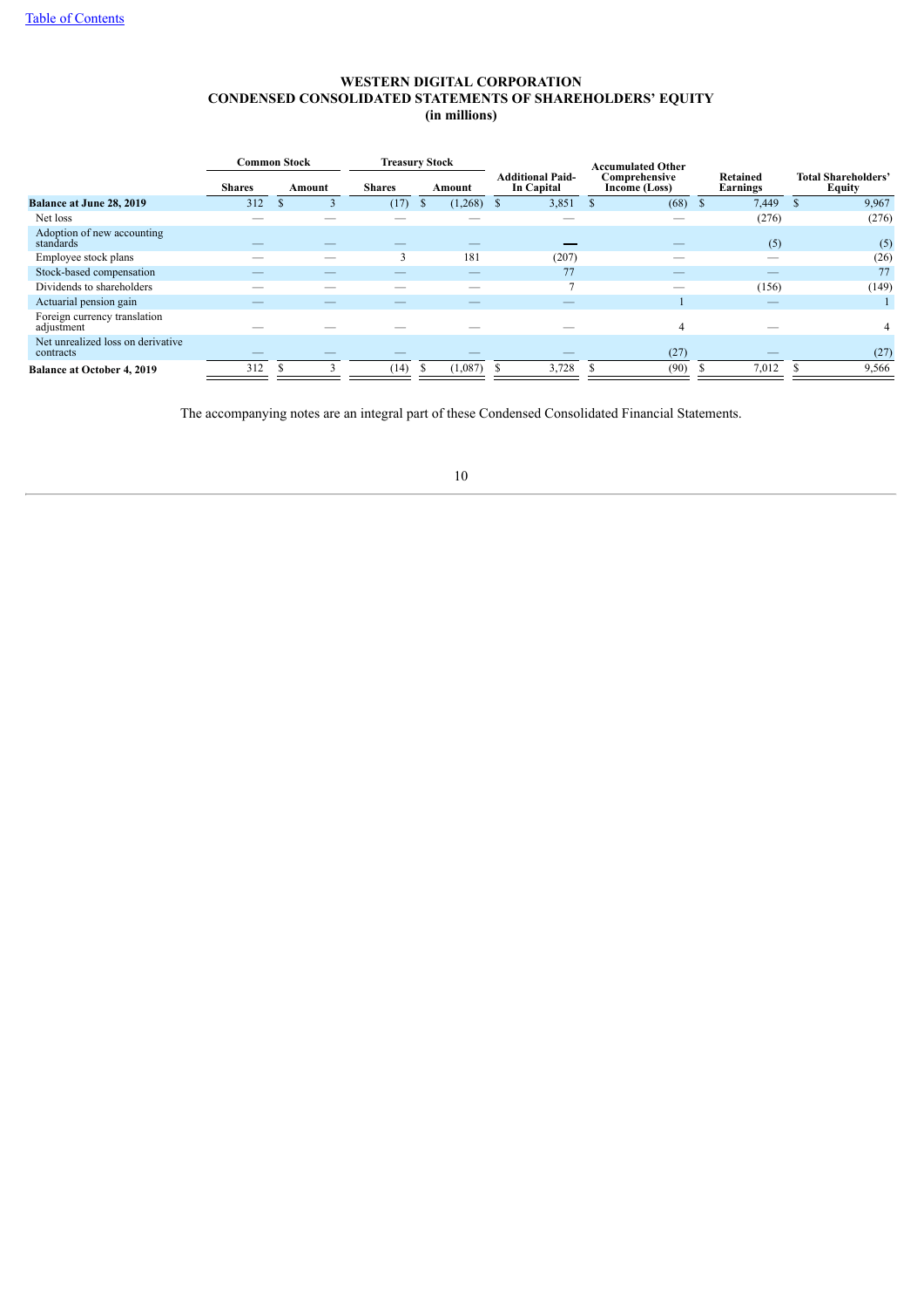WESTERN DIGITAL CORPORATION
CONDENSED CONSOLIDATED STATEMENTS OF SHAREHOLDERS' EQUITY
(in millions)

| | Common Stock | | Treasury Stock | | Additional Paid-In Capital | Accumulated Other Comprehensive Income (Loss) | Retained Earnings | Total Shareholders' Equity |
|---|---|---|---|---|---|---|---|---|
| | Shares | Amount | Shares | Amount | | | | |
| **Balance at June 28, 2019** | 312 | $ 3 | (17) | $ (1,268) | $ 3,851 | $ (68) | $ 7,449 | $ 9,967 |
| Net loss | — | — | — | — | — | — | (276) | (276) |
| Adoption of new accounting standards | — | — | — | — | — | — | (5) | (5) |
| Employee stock plans | — | — | 3 | 181 | (207) | — | — | (26) |
| Stock-based compensation | — | — | — | — | 77 | — | — | 77 |
| Dividends to shareholders | — | — | — | — | 7 | — | (156) | (149) |
| Actuarial pension gain | — | — | — | — | — | 1 | — | 1 |
| Foreign currency translation adjustment | — | — | — | — | — | 4 | — | 4 |
| Net unrealized loss on derivative contracts | — | — | — | — | — | (27) | — | (27) |
| **Balance at October 4, 2019** | 312 | $ 3 | (14) | $ (1,087) | $ 3,728 | $ (90) | $ 7,012 | $ 9,566 |

The accompanying notes are an integral part of these Condensed Consolidated Financial Statements.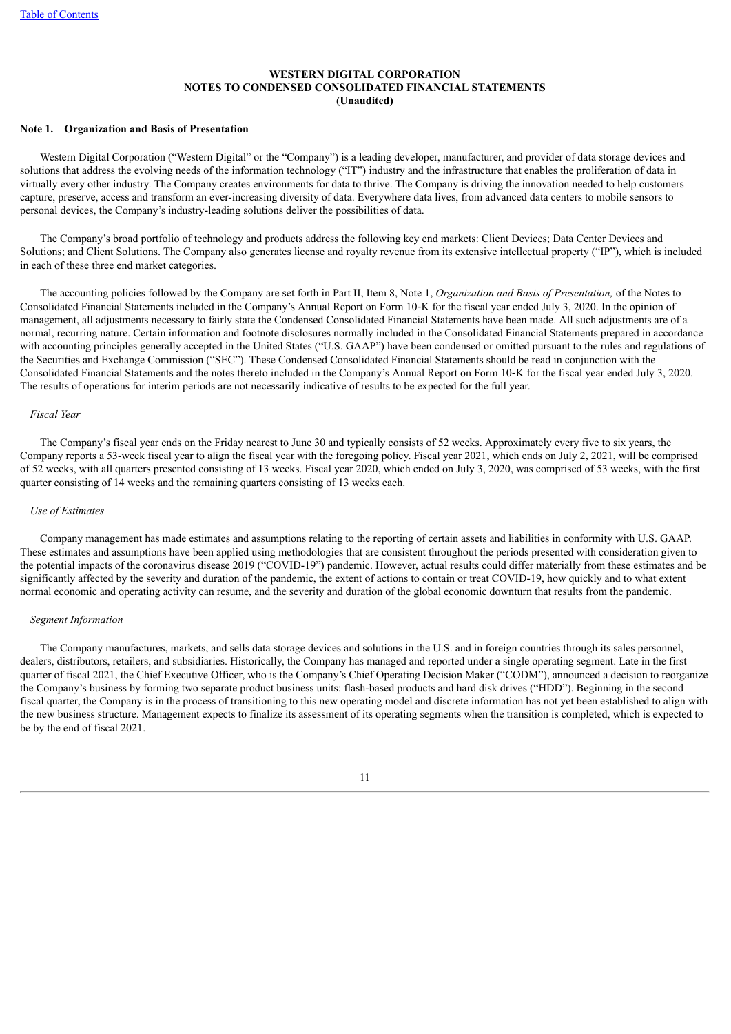**WESTERN DIGITAL CORPORATION**
**NOTES TO CONDENSED CONSOLIDATED FINANCIAL STATEMENTS**
**(Unaudited)**

## Note 1. Organization and Basis of Presentation

Western Digital Corporation ("Western Digital" or the "Company") is a leading developer, manufacturer, and provider of data storage devices and solutions that address the evolving needs of the information technology ("IT") industry and the infrastructure that enables the proliferation of data in virtually every other industry. The Company creates environments for data to thrive. The Company is driving the innovation needed to help customers capture, preserve, access and transform an ever-increasing diversity of data. Everywhere data lives, from advanced data centers to mobile sensors to personal devices, the Company's industry-leading solutions deliver the possibilities of data.

The Company's broad portfolio of technology and products address the following key end markets: Client Devices; Data Center Devices and Solutions; and Client Solutions. The Company also generates license and royalty revenue from its extensive intellectual property ("IP"), which is included in each of these three end market categories.

The accounting policies followed by the Company are set forth in Part II, Item 8, Note 1, *Organization and Basis of Presentation,* of the Notes to Consolidated Financial Statements included in the Company's Annual Report on Form 10-K for the fiscal year ended July 3, 2020. In the opinion of management, all adjustments necessary to fairly state the Condensed Consolidated Financial Statements have been made. All such adjustments are of a normal, recurring nature. Certain information and footnote disclosures normally included in the Consolidated Financial Statements prepared in accordance with accounting principles generally accepted in the United States ("U.S. GAAP") have been condensed or omitted pursuant to the rules and regulations of the Securities and Exchange Commission ("SEC"). These Condensed Consolidated Financial Statements should be read in conjunction with the Consolidated Financial Statements and the notes thereto included in the Company's Annual Report on Form 10-K for the fiscal year ended July 3, 2020. The results of operations for interim periods are not necessarily indicative of results to be expected for the full year.

*Fiscal Year*

The Company's fiscal year ends on the Friday nearest to June 30 and typically consists of 52 weeks. Approximately every five to six years, the Company reports a 53-week fiscal year to align the fiscal year with the foregoing policy. Fiscal year 2021, which ends on July 2, 2021, will be comprised of 52 weeks, with all quarters presented consisting of 13 weeks. Fiscal year 2020, which ended on July 3, 2020, was comprised of 53 weeks, with the first quarter consisting of 14 weeks and the remaining quarters consisting of 13 weeks each.

*Use of Estimates*

Company management has made estimates and assumptions relating to the reporting of certain assets and liabilities in conformity with U.S. GAAP. These estimates and assumptions have been applied using methodologies that are consistent throughout the periods presented with consideration given to the potential impacts of the coronavirus disease 2019 ("COVID-19") pandemic. However, actual results could differ materially from these estimates and be significantly affected by the severity and duration of the pandemic, the extent of actions to contain or treat COVID-19, how quickly and to what extent normal economic and operating activity can resume, and the severity and duration of the global economic downturn that results from the pandemic.

*Segment Information*

The Company manufactures, markets, and sells data storage devices and solutions in the U.S. and in foreign countries through its sales personnel, dealers, distributors, retailers, and subsidiaries. Historically, the Company has managed and reported under a single operating segment. Late in the first quarter of fiscal 2021, the Chief Executive Officer, who is the Company's Chief Operating Decision Maker ("CODM"), announced a decision to reorganize the Company's business by forming two separate product business units: flash-based products and hard disk drives ("HDD"). Beginning in the second fiscal quarter, the Company is in the process of transitioning to this new operating model and discrete information has not yet been established to align with the new business structure. Management expects to finalize its assessment of its operating segments when the transition is completed, which is expected to be by the end of fiscal 2021.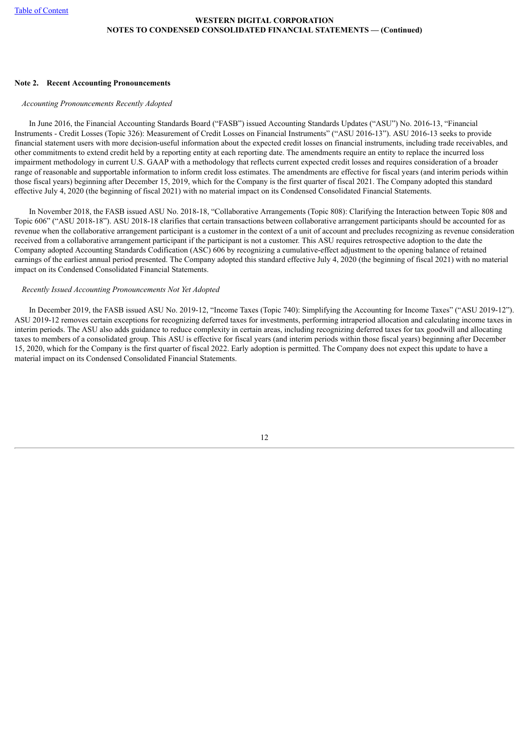**Note 2. Recent Accounting Pronouncements**

*Accounting Pronouncements Recently Adopted*

In June 2016, the Financial Accounting Standards Board ("FASB") issued Accounting Standards Updates ("ASU") No. 2016-13, "Financial Instruments - Credit Losses (Topic 326): Measurement of Credit Losses on Financial Instruments" ("ASU 2016-13"). ASU 2016-13 seeks to provide financial statement users with more decision-useful information about the expected credit losses on financial instruments, including trade receivables, and other commitments to extend credit held by a reporting entity at each reporting date. The amendments require an entity to replace the incurred loss impairment methodology in current U.S. GAAP with a methodology that reflects current expected credit losses and requires consideration of a broader range of reasonable and supportable information to inform credit loss estimates. The amendments are effective for fiscal years (and interim periods within those fiscal years) beginning after December 15, 2019, which for the Company is the first quarter of fiscal 2021. The Company adopted this standard effective July 4, 2020 (the beginning of fiscal 2021) with no material impact on its Condensed Consolidated Financial Statements.

In November 2018, the FASB issued ASU No. 2018-18, "Collaborative Arrangements (Topic 808): Clarifying the Interaction between Topic 808 and Topic 606" ("ASU 2018-18"). ASU 2018-18 clarifies that certain transactions between collaborative arrangement participants should be accounted for as revenue when the collaborative arrangement participant is a customer in the context of a unit of account and precludes recognizing as revenue consideration received from a collaborative arrangement participant if the participant is not a customer. This ASU requires retrospective adoption to the date the Company adopted Accounting Standards Codification (ASC) 606 by recognizing a cumulative-effect adjustment to the opening balance of retained earnings of the earliest annual period presented. The Company adopted this standard effective July 4, 2020 (the beginning of fiscal 2021) with no material impact on its Condensed Consolidated Financial Statements.

*Recently Issued Accounting Pronouncements Not Yet Adopted*

In December 2019, the FASB issued ASU No. 2019-12, "Income Taxes (Topic 740): Simplifying the Accounting for Income Taxes" ("ASU 2019-12"). ASU 2019-12 removes certain exceptions for recognizing deferred taxes for investments, performing intraperiod allocation and calculating income taxes in interim periods. The ASU also adds guidance to reduce complexity in certain areas, including recognizing deferred taxes for tax goodwill and allocating taxes to members of a consolidated group. This ASU is effective for fiscal years (and interim periods within those fiscal years) beginning after December 15, 2020, which for the Company is the first quarter of fiscal 2022. Early adoption is permitted. The Company does not expect this update to have a material impact on its Condensed Consolidated Financial Statements.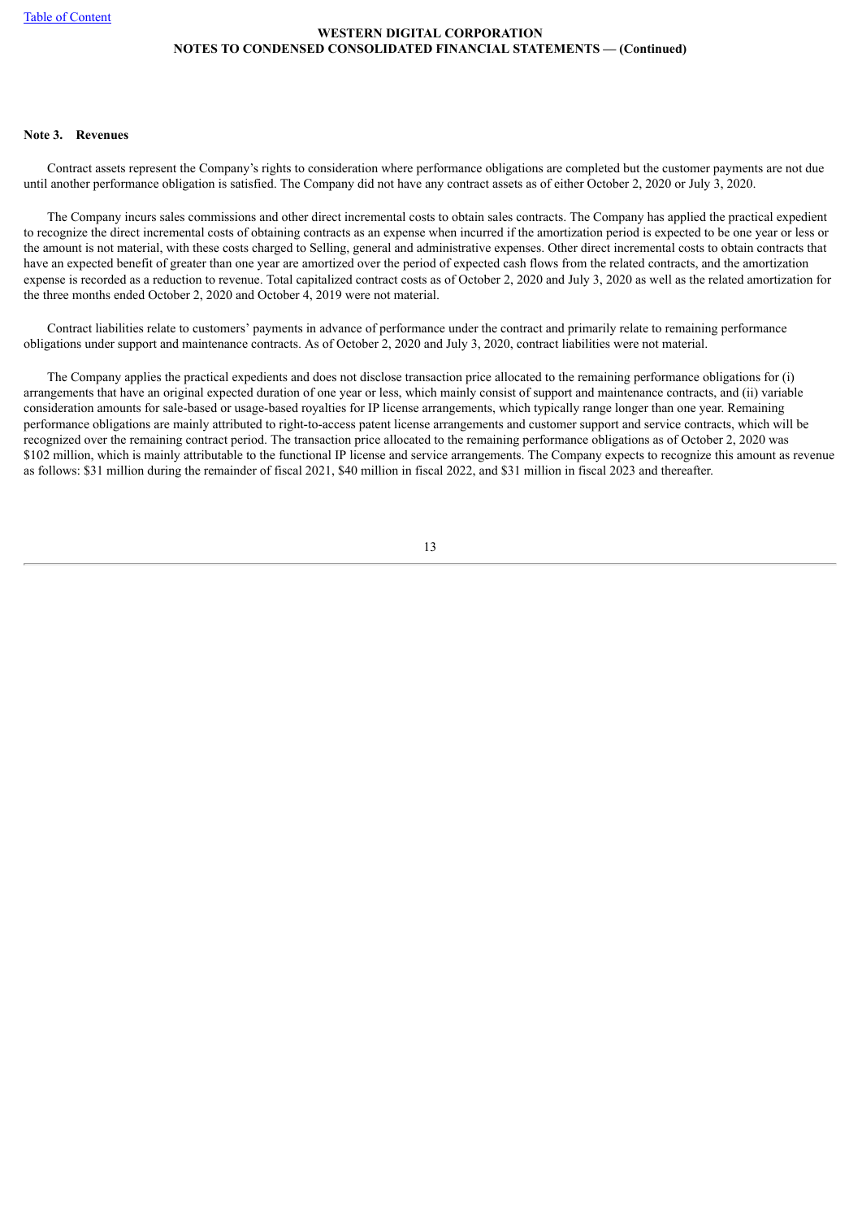## Note 3. Revenues

Contract assets represent the Company's rights to consideration where performance obligations are completed but the customer payments are not due until another performance obligation is satisfied. The Company did not have any contract assets as of either October 2, 2020 or July 3, 2020.

The Company incurs sales commissions and other direct incremental costs to obtain sales contracts. The Company has applied the practical expedient to recognize the direct incremental costs of obtaining contracts as an expense when incurred if the amortization period is expected to be one year or less or the amount is not material, with these costs charged to Selling, general and administrative expenses. Other direct incremental costs to obtain contracts that have an expected benefit of greater than one year are amortized over the period of expected cash flows from the related contracts, and the amortization expense is recorded as a reduction to revenue. Total capitalized contract costs as of October 2, 2020 and July 3, 2020 as well as the related amortization for the three months ended October 2, 2020 and October 4, 2019 were not material.

Contract liabilities relate to customers' payments in advance of performance under the contract and primarily relate to remaining performance obligations under support and maintenance contracts. As of October 2, 2020 and July 3, 2020, contract liabilities were not material.

The Company applies the practical expedients and does not disclose transaction price allocated to the remaining performance obligations for (i) arrangements that have an original expected duration of one year or less, which mainly consist of support and maintenance contracts, and (ii) variable consideration amounts for sale-based or usage-based royalties for IP license arrangements, which typically range longer than one year. Remaining performance obligations are mainly attributed to right-to-access patent license arrangements and customer support and service contracts, which will be recognized over the remaining contract period. The transaction price allocated to the remaining performance obligations as of October 2, 2020 was $102 million, which is mainly attributable to the functional IP license and service arrangements. The Company expects to recognize this amount as revenue as follows: $31 million during the remainder of fiscal 2021, $40 million in fiscal 2022, and $31 million in fiscal 2023 and thereafter.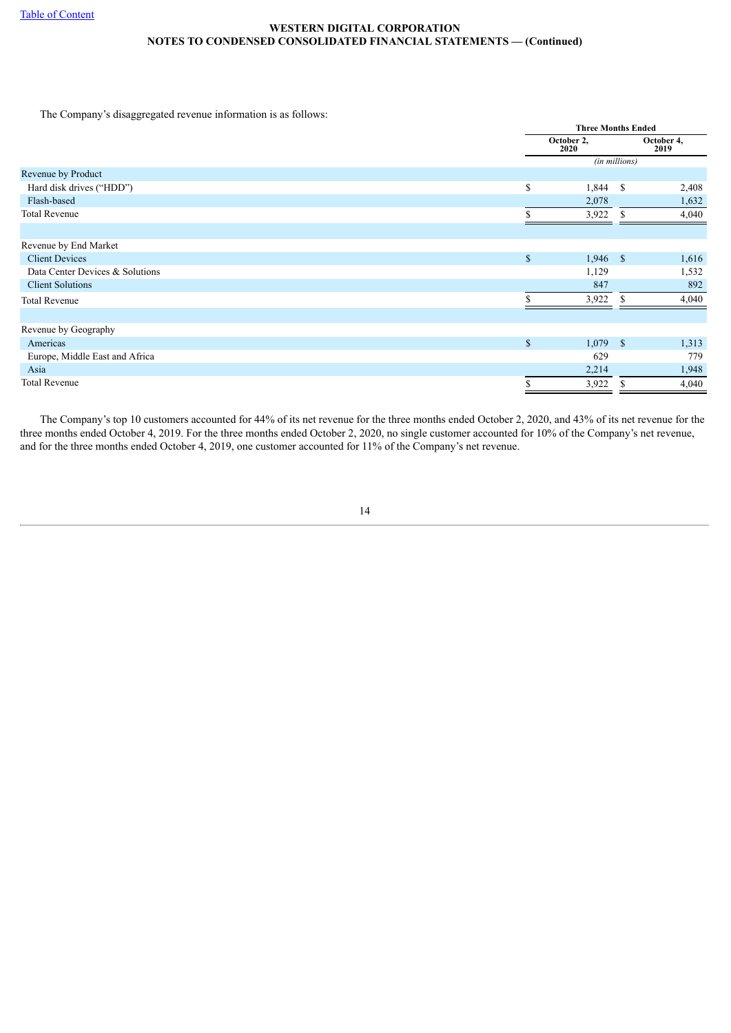The Company's disaggregated revenue information is as follows:

| | Three Months Ended | |
|---|---|---|
| | October 2, 2020 | October 4, 2019 |
| | (in millions) | |
| Revenue by Product | | |
| Hard disk drives ("HDD") | $ 1,844 | $ 2,408 |
| Flash-based | 2,078 | 1,632 |
| Total Revenue | $ 3,922 | $ 4,040 |
| | | |
| Revenue by End Market | | |
| Client Devices | $ 1,946 | $ 1,616 |
| Data Center Devices & Solutions | 1,129 | 1,532 |
| Client Solutions | 847 | 892 |
| Total Revenue | $ 3,922 | $ 4,040 |
| | | |
| Revenue by Geography | | |
| Americas | $ 1,079 | $ 1,313 |
| Europe, Middle East and Africa | 629 | 779 |
| Asia | 2,214 | 1,948 |
| Total Revenue | $ 3,922 | $ 4,040 |

The Company's top 10 customers accounted for 44% of its net revenue for the three months ended October 2, 2020, and 43% of its net revenue for the three months ended October 4, 2019. For the three months ended October 2, 2020, no single customer accounted for 10% of the Company's net revenue, and for the three months ended October 4, 2019, one customer accounted for 11% of the Company's net revenue.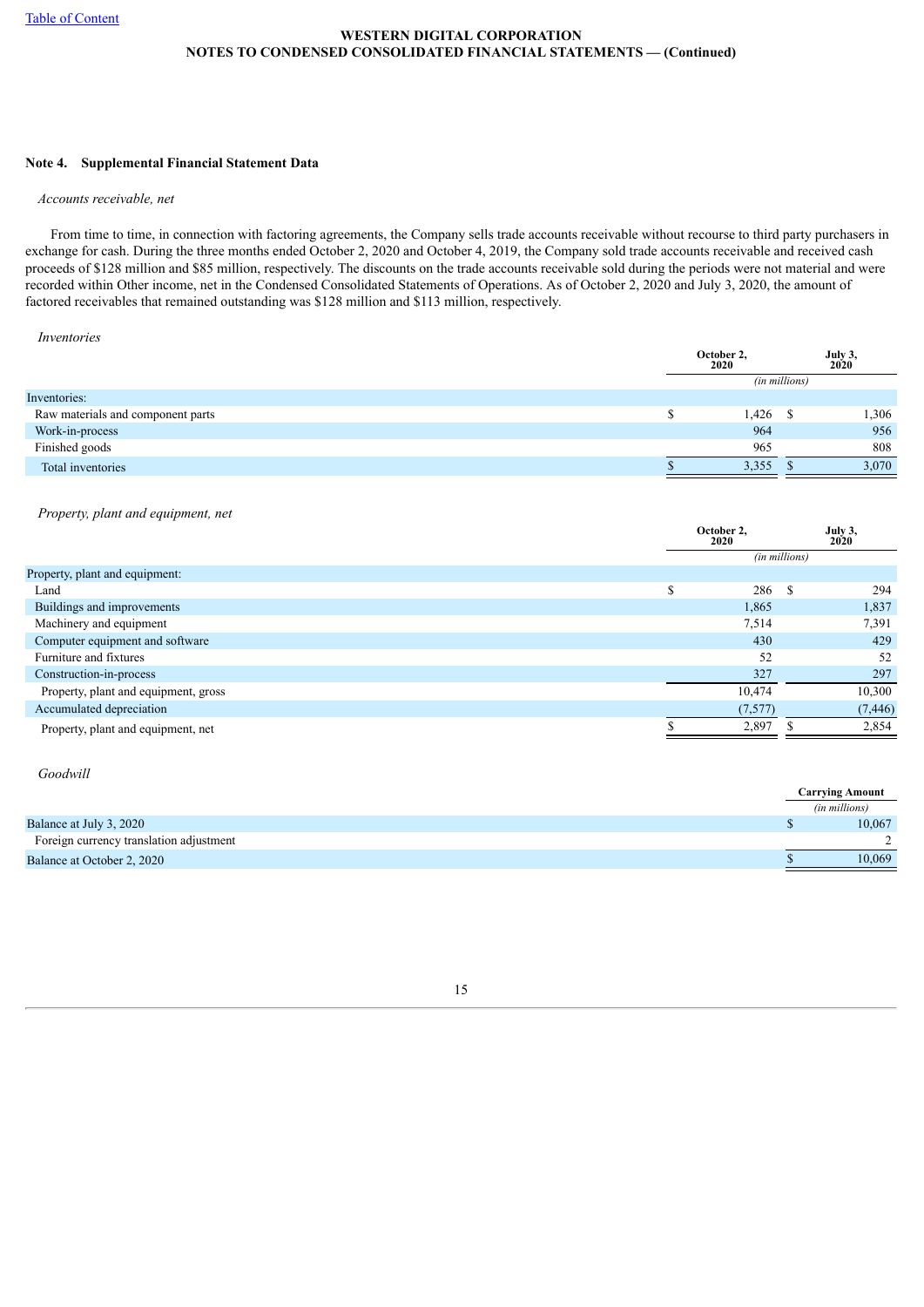## Note 4. Supplemental Financial Statement Data

*Accounts receivable, net*

From time to time, in connection with factoring agreements, the Company sells trade accounts receivable without recourse to third party purchasers in exchange for cash. During the three months ended October 2, 2020 and October 4, 2019, the Company sold trade accounts receivable and received cash proceeds of $128 million and $85 million, respectively. The discounts on the trade accounts receivable sold during the periods were not material and were recorded within Other income, net in the Condensed Consolidated Statements of Operations. As of October 2, 2020 and July 3, 2020, the amount of factored receivables that remained outstanding was $128 million and $113 million, respectively.

*Inventories*

| | October 2, 2020 | July 3, 2020 |
|---|---|---|
| | *(in millions)* | |
| Inventories: | | |
| Raw materials and component parts | $ 1,426 | $ 1,306 |
| Work-in-process | 964 | 956 |
| Finished goods | 965 | 808 |
| Total inventories | $ 3,355 | $ 3,070 |

*Property, plant and equipment, net*

| | October 2, 2020 | July 3, 2020 |
|---|---|---|
| | *(in millions)* | |
| Property, plant and equipment: | | |
| Land | $ 286 | $ 294 |
| Buildings and improvements | 1,865 | 1,837 |
| Machinery and equipment | 7,514 | 7,391 |
| Computer equipment and software | 430 | 429 |
| Furniture and fixtures | 52 | 52 |
| Construction-in-process | 327 | 297 |
| Property, plant and equipment, gross | 10,474 | 10,300 |
| Accumulated depreciation | (7,577) | (7,446) |
| Property, plant and equipment, net | $ 2,897 | $ 2,854 |

*Goodwill*

| | Carrying Amount |
|---|---|
| | *(in millions)* |
| Balance at July 3, 2020 | $ 10,067 |
| Foreign currency translation adjustment | 2 |
| Balance at October 2, 2020 | $ 10,069 |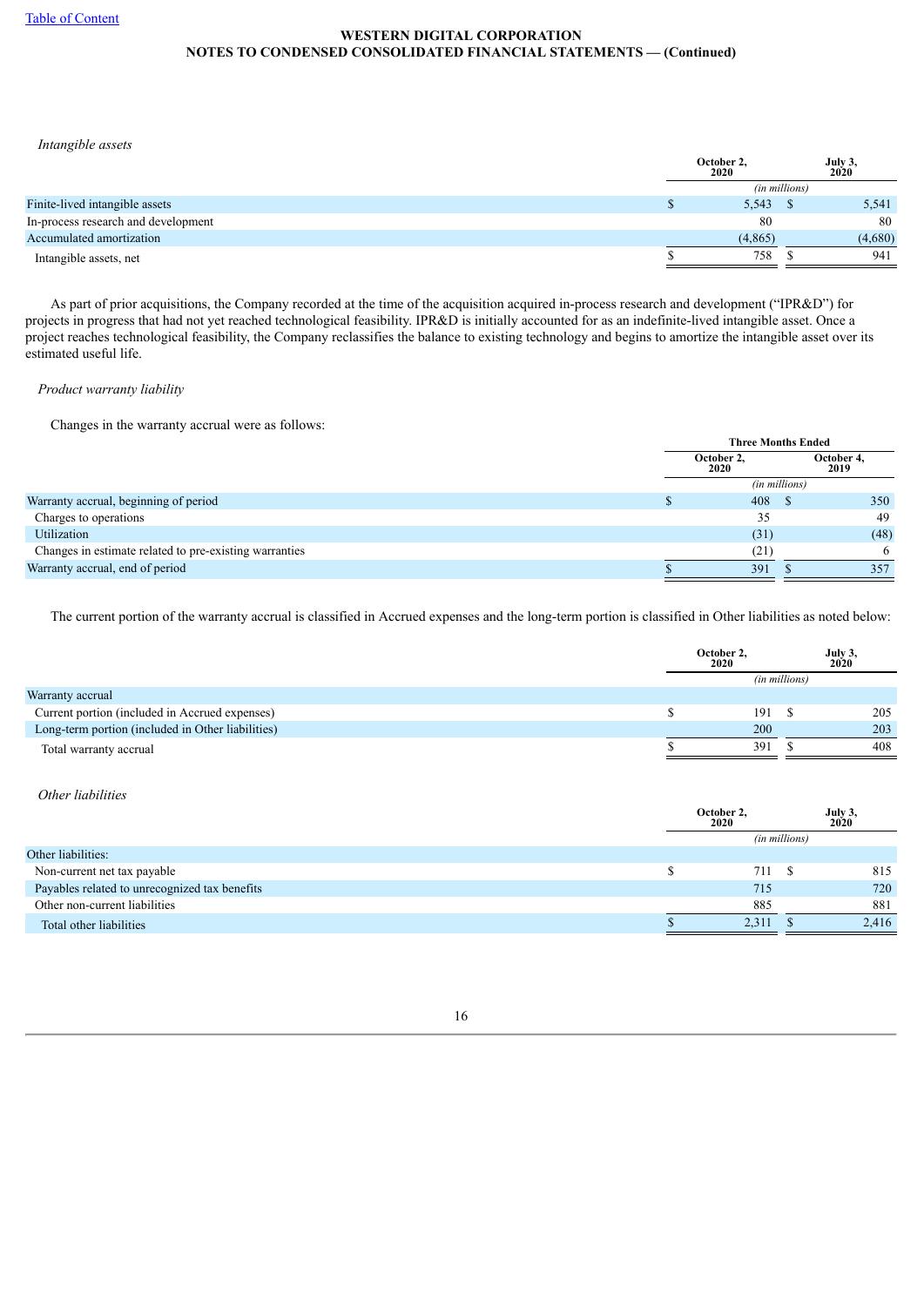Table of Content

**WESTERN DIGITAL CORPORATION**
**NOTES TO CONDENSED CONSOLIDATED FINANCIAL STATEMENTS — (Continued)**

*Intangible assets*

| | October 2, 2020 | July 3, 2020 |
|---|---|---|
| | *(in millions)* | |
| Finite-lived intangible assets | $ 5,543 | $ 5,541 |
| In-process research and development | 80 | 80 |
| Accumulated amortization | (4,865) | (4,680) |
| Intangible assets, net | $ 758 | $ 941 |

As part of prior acquisitions, the Company recorded at the time of the acquisition acquired in-process research and development ("IPR&D") for projects in progress that had not yet reached technological feasibility. IPR&D is initially accounted for as an indefinite-lived intangible asset. Once a project reaches technological feasibility, the Company reclassifies the balance to existing technology and begins to amortize the intangible asset over its estimated useful life.

*Product warranty liability*

Changes in the warranty accrual were as follows:

| | Three Months Ended | |
|---|---|---|
| | October 2, 2020 | October 4, 2019 |
| | *(in millions)* | |
| Warranty accrual, beginning of period | $ 408 | $ 350 |
| Charges to operations | 35 | 49 |
| Utilization | (31) | (48) |
| Changes in estimate related to pre-existing warranties | (21) | 6 |
| Warranty accrual, end of period | $ 391 | $ 357 |

The current portion of the warranty accrual is classified in Accrued expenses and the long-term portion is classified in Other liabilities as noted below:

| | October 2, 2020 | July 3, 2020 |
|---|---|---|
| | *(in millions)* | |
| Warranty accrual | | |
| Current portion (included in Accrued expenses) | $ 191 | $ 205 |
| Long-term portion (included in Other liabilities) | 200 | 203 |
| Total warranty accrual | $ 391 | $ 408 |

*Other liabilities*

| | October 2, 2020 | July 3, 2020 |
|---|---|---|
| | *(in millions)* | |
| Other liabilities: | | |
| Non-current net tax payable | $ 711 | $ 815 |
| Payables related to unrecognized tax benefits | 715 | 720 |
| Other non-current liabilities | 885 | 881 |
| Total other liabilities | $ 2,311 | $ 2,416 |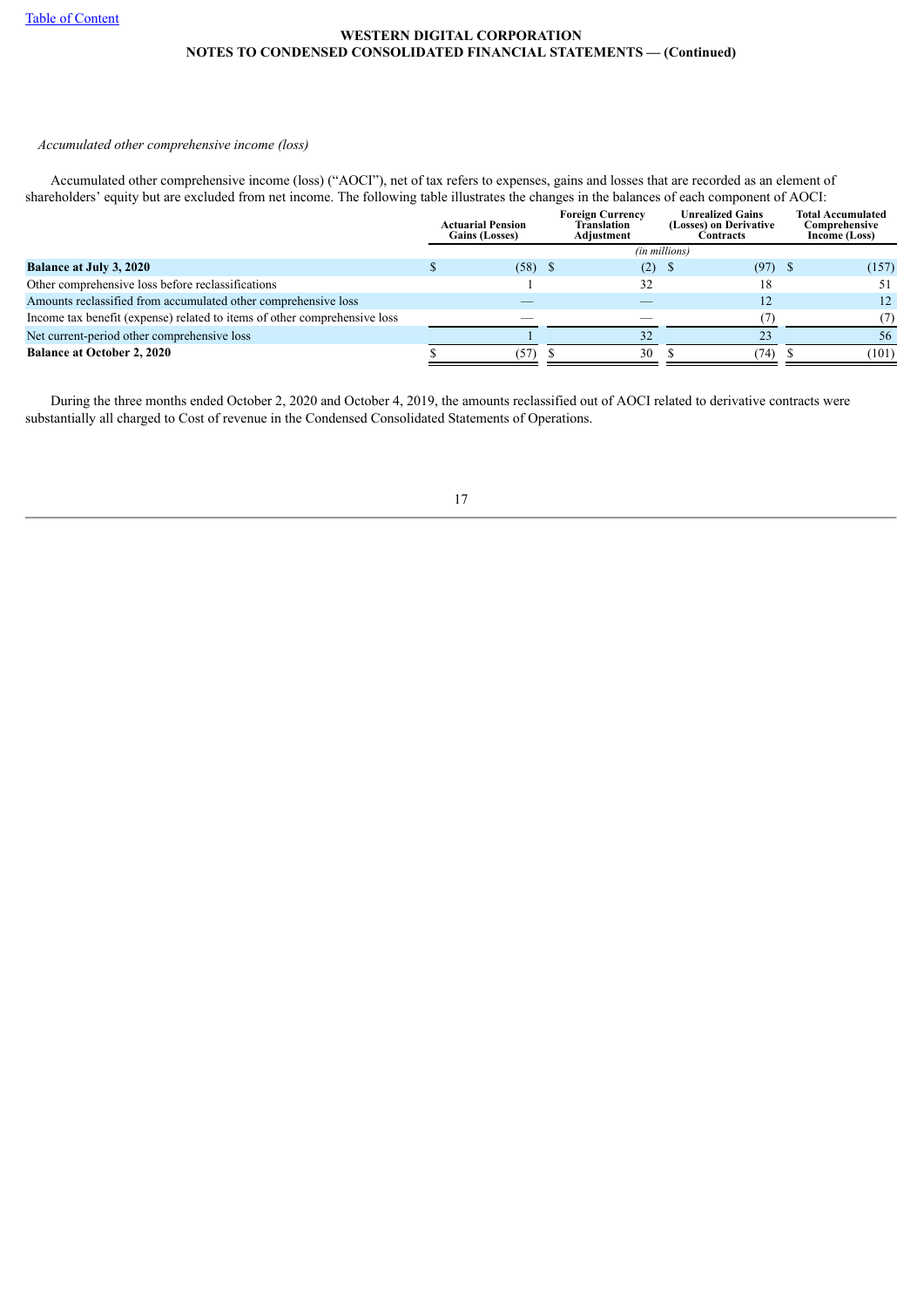*Accumulated other comprehensive income (loss)*

Accumulated other comprehensive income (loss) ("AOCI"), net of tax refers to expenses, gains and losses that are recorded as an element of shareholders' equity but are excluded from net income. The following table illustrates the changes in the balances of each component of AOCI:

| | Actuarial Pension Gains (Losses) | Foreign Currency Translation Adjustment | Unrealized Gains (Losses) on Derivative Contracts | Total Accumulated Comprehensive Income (Loss) |
|---|---|---|---|---|
| | | *(in millions)* | | |
| **Balance at July 3, 2020** | $ (58) | $ (2) | $ (97) | $ (157) |
| Other comprehensive loss before reclassifications | 1 | 32 | 18 | 51 |
| Amounts reclassified from accumulated other comprehensive loss | — | — | 12 | 12 |
| Income tax benefit (expense) related to items of other comprehensive loss | — | — | (7) | (7) |
| Net current-period other comprehensive loss | 1 | 32 | 23 | 56 |
| **Balance at October 2, 2020** | $ (57) | $ 30 | $ (74) | $ (101) |

During the three months ended October 2, 2020 and October 4, 2019, the amounts reclassified out of AOCI related to derivative contracts were substantially all charged to Cost of revenue in the Condensed Consolidated Statements of Operations.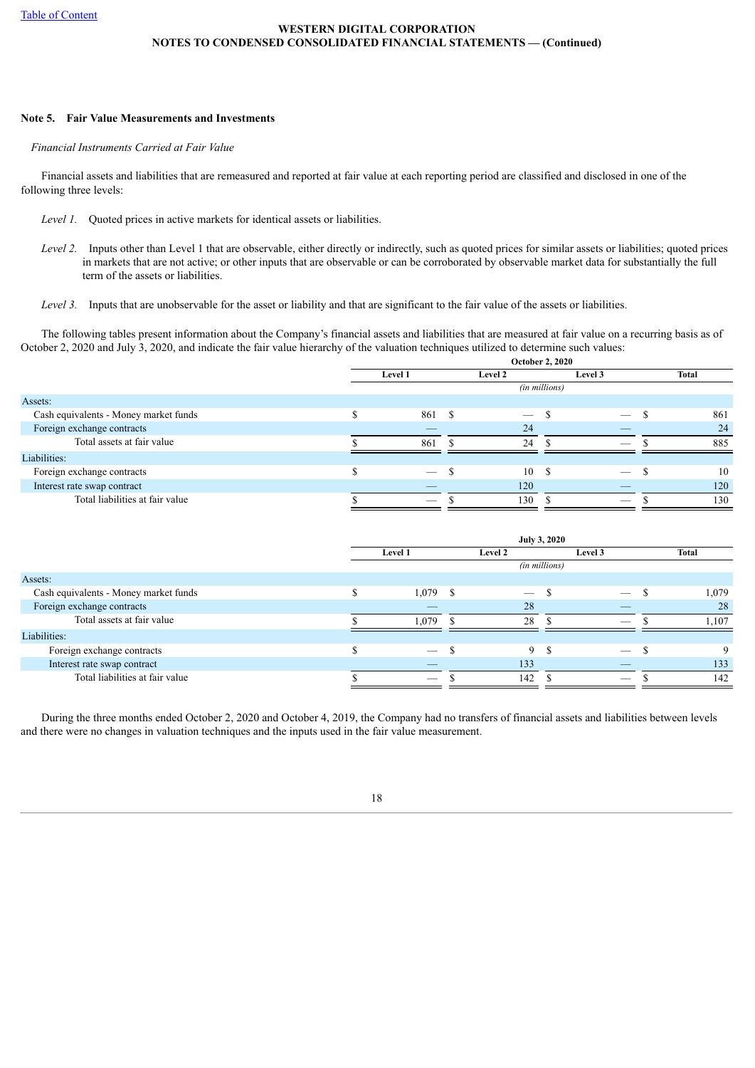## Note 5. Fair Value Measurements and Investments

*Financial Instruments Carried at Fair Value*

Financial assets and liabilities that are remeasured and reported at fair value at each reporting period are classified and disclosed in one of the following three levels:

*Level 1.* Quoted prices in active markets for identical assets or liabilities.

*Level 2.* Inputs other than Level 1 that are observable, either directly or indirectly, such as quoted prices for similar assets or liabilities; quoted prices in markets that are not active; or other inputs that are observable or can be corroborated by observable market data for substantially the full term of the assets or liabilities.

*Level 3.* Inputs that are unobservable for the asset or liability and that are significant to the fair value of the assets or liabilities.

The following tables present information about the Company's financial assets and liabilities that are measured at fair value on a recurring basis as of October 2, 2020 and July 3, 2020, and indicate the fair value hierarchy of the valuation techniques utilized to determine such values:

| | October 2, 2020 | | | |
|---|---|---|---|---|
| | Level 1 | Level 2 | Level 3 | Total |
| | *(in millions)* | | | |
| Assets: | | | | |
| Cash equivalents - Money market funds | $ 861 | $ — | $ — | $ 861 |
| Foreign exchange contracts | — | 24 | — | 24 |
| Total assets at fair value | $ 861 | $ 24 | $ — | $ 885 |
| Liabilities: | | | | |
| Foreign exchange contracts | $ — | $ 10 | $ — | $ 10 |
| Interest rate swap contract | — | 120 | — | 120 |
| Total liabilities at fair value | $ — | $ 130 | $ — | $ 130 |

| | July 3, 2020 | | | |
|---|---|---|---|---|
| | Level 1 | Level 2 | Level 3 | Total |
| | *(in millions)* | | | |
| Assets: | | | | |
| Cash equivalents - Money market funds | $ 1,079 | $ — | $ — | $ 1,079 |
| Foreign exchange contracts | — | 28 | — | 28 |
| Total assets at fair value | $ 1,079 | $ 28 | $ — | $ 1,107 |
| Liabilities: | | | | |
| Foreign exchange contracts | $ — | $ 9 | $ — | $ 9 |
| Interest rate swap contract | — | 133 | — | 133 |
| Total liabilities at fair value | $ — | $ 142 | $ — | $ 142 |

During the three months ended October 2, 2020 and October 4, 2019, the Company had no transfers of financial assets and liabilities between levels and there were no changes in valuation techniques and the inputs used in the fair value measurement.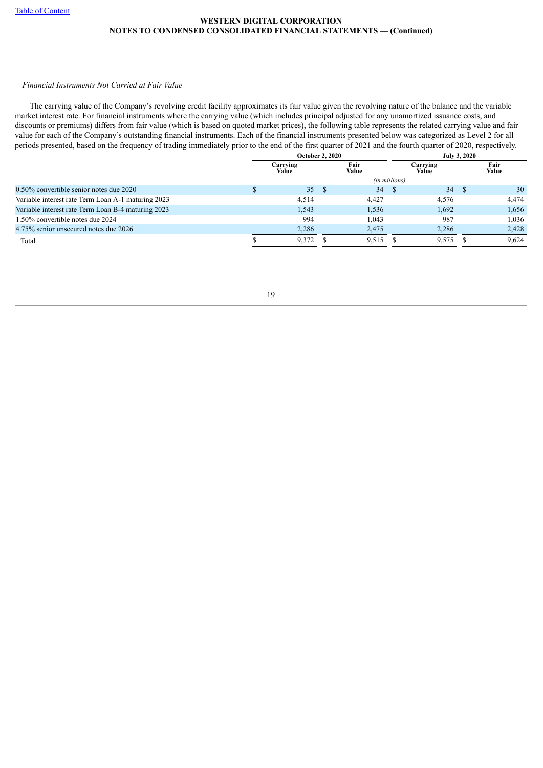*Financial Instruments Not Carried at Fair Value*

The carrying value of the Company's revolving credit facility approximates its fair value given the revolving nature of the balance and the variable market interest rate. For financial instruments where the carrying value (which includes principal adjusted for any unamortized issuance costs, and discounts or premiums) differs from fair value (which is based on quoted market prices), the following table represents the related carrying value and fair value for each of the Company's outstanding financial instruments. Each of the financial instruments presented below was categorized as Level 2 for all periods presented, based on the frequency of trading immediately prior to the end of the first quarter of 2021 and the fourth quarter of 2020, respectively.

| | October 2, 2020 | | July 3, 2020 | |
|---|---|---|---|---|
| | Carrying Value | Fair Value | Carrying Value | Fair Value |
| | *(in millions)* | | | |
| 0.50% convertible senior notes due 2020 | $ 35 | $ 34 | $ 34 | $ 30 |
| Variable interest rate Term Loan A-1 maturing 2023 | 4,514 | 4,427 | 4,576 | 4,474 |
| Variable interest rate Term Loan B-4 maturing 2023 | 1,543 | 1,536 | 1,692 | 1,656 |
| 1.50% convertible notes due 2024 | 994 | 1,043 | 987 | 1,036 |
| 4.75% senior unsecured notes due 2026 | 2,286 | 2,475 | 2,286 | 2,428 |
| Total | $ 9,372 | $ 9,515 | $ 9,575 | $ 9,624 |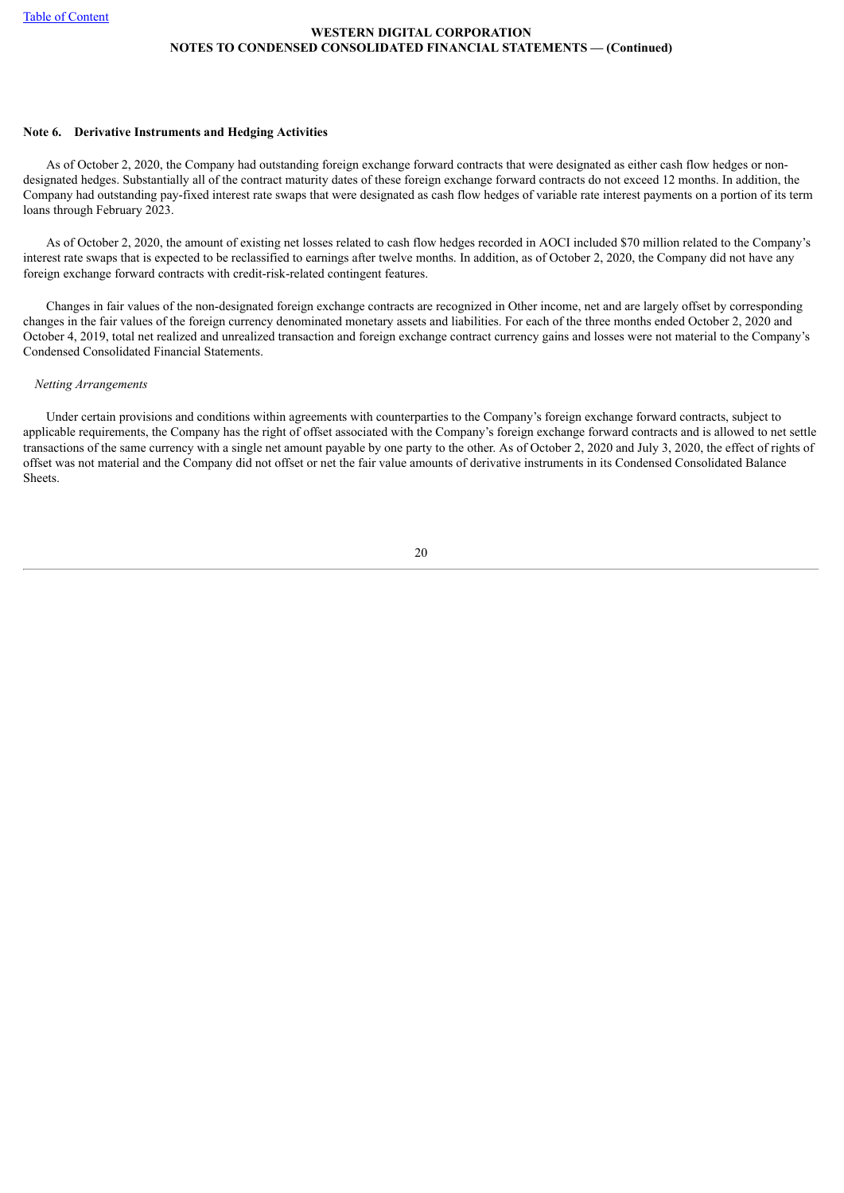### Note 6. Derivative Instruments and Hedging Activities

As of October 2, 2020, the Company had outstanding foreign exchange forward contracts that were designated as either cash flow hedges or non-designated hedges. Substantially all of the contract maturity dates of these foreign exchange forward contracts do not exceed 12 months. In addition, the Company had outstanding pay-fixed interest rate swaps that were designated as cash flow hedges of variable rate interest payments on a portion of its term loans through February 2023.

As of October 2, 2020, the amount of existing net losses related to cash flow hedges recorded in AOCI included $70 million related to the Company's interest rate swaps that is expected to be reclassified to earnings after twelve months. In addition, as of October 2, 2020, the Company did not have any foreign exchange forward contracts with credit-risk-related contingent features.

Changes in fair values of the non-designated foreign exchange contracts are recognized in Other income, net and are largely offset by corresponding changes in the fair values of the foreign currency denominated monetary assets and liabilities. For each of the three months ended October 2, 2020 and October 4, 2019, total net realized and unrealized transaction and foreign exchange contract currency gains and losses were not material to the Company's Condensed Consolidated Financial Statements.

*Netting Arrangements*

Under certain provisions and conditions within agreements with counterparties to the Company's foreign exchange forward contracts, subject to applicable requirements, the Company has the right of offset associated with the Company's foreign exchange forward contracts and is allowed to net settle transactions of the same currency with a single net amount payable by one party to the other. As of October 2, 2020 and July 3, 2020, the effect of rights of offset was not material and the Company did not offset or net the fair value amounts of derivative instruments in its Condensed Consolidated Balance Sheets.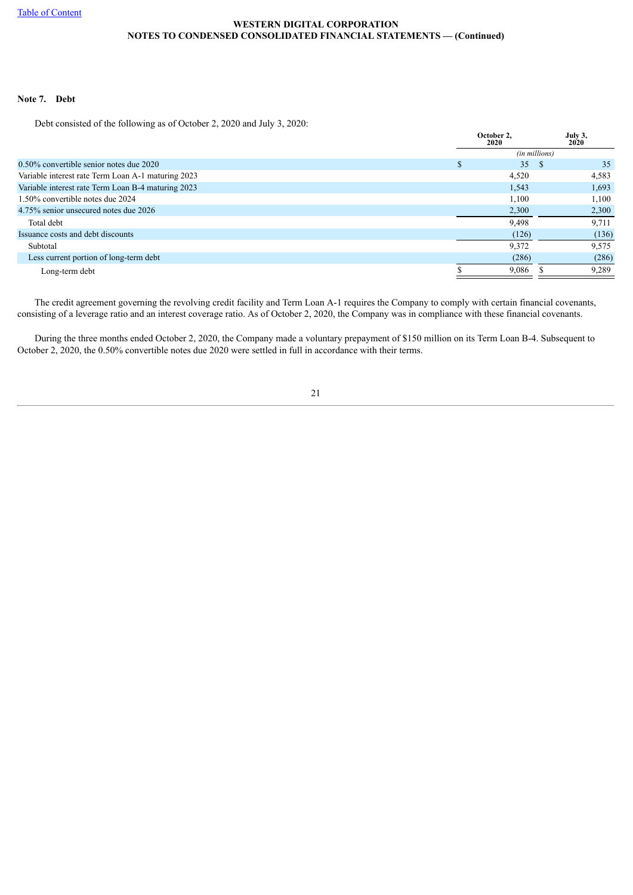**WESTERN DIGITAL CORPORATION**
**NOTES TO CONDENSED CONSOLIDATED FINANCIAL STATEMENTS — (Continued)**

### Note 7. Debt

Debt consisted of the following as of October 2, 2020 and July 3, 2020:

| | October 2, 2020 | July 3, 2020 |
|---|---|---|
| | *(in millions)* | |
| 0.50% convertible senior notes due 2020 | $ 35 | $ 35 |
| Variable interest rate Term Loan A-1 maturing 2023 | 4,520 | 4,583 |
| Variable interest rate Term Loan B-4 maturing 2023 | 1,543 | 1,693 |
| 1.50% convertible notes due 2024 | 1,100 | 1,100 |
| 4.75% senior unsecured notes due 2026 | 2,300 | 2,300 |
| Total debt | 9,498 | 9,711 |
| Issuance costs and debt discounts | (126) | (136) |
| Subtotal | 9,372 | 9,575 |
| Less current portion of long-term debt | (286) | (286) |
| Long-term debt | $ 9,086 | $ 9,289 |

The credit agreement governing the revolving credit facility and Term Loan A-1 requires the Company to comply with certain financial covenants, consisting of a leverage ratio and an interest coverage ratio. As of October 2, 2020, the Company was in compliance with these financial covenants.

During the three months ended October 2, 2020, the Company made a voluntary prepayment of $150 million on its Term Loan B-4. Subsequent to October 2, 2020, the 0.50% convertible notes due 2020 were settled in full in accordance with their terms.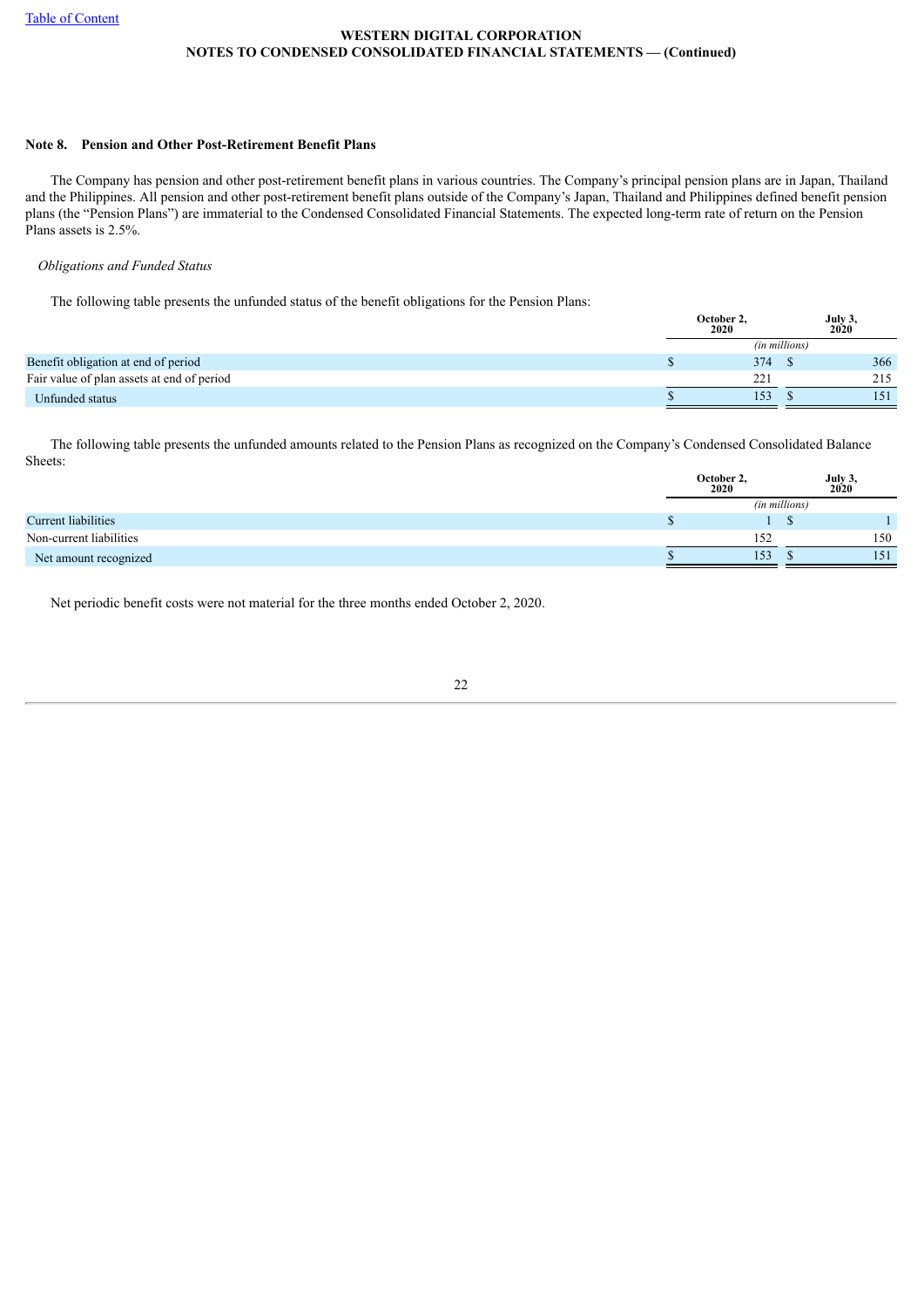## Note 8. Pension and Other Post-Retirement Benefit Plans

The Company has pension and other post-retirement benefit plans in various countries. The Company's principal pension plans are in Japan, Thailand and the Philippines. All pension and other post-retirement benefit plans outside of the Company's Japan, Thailand and Philippines defined benefit pension plans (the "Pension Plans") are immaterial to the Condensed Consolidated Financial Statements. The expected long-term rate of return on the Pension Plans assets is 2.5%.

*Obligations and Funded Status*

The following table presents the unfunded status of the benefit obligations for the Pension Plans:

| | October 2, 2020 | July 3, 2020 |
|---|---|---|
| | *(in millions)* | |
| Benefit obligation at end of period | $ 374 | $ 366 |
| Fair value of plan assets at end of period | 221 | 215 |
| Unfunded status | $ 153 | $ 151 |

The following table presents the unfunded amounts related to the Pension Plans as recognized on the Company's Condensed Consolidated Balance Sheets:

| | October 2, 2020 | July 3, 2020 |
|---|---|---|
| | *(in millions)* | |
| Current liabilities | $ 1 | $ 1 |
| Non-current liabilities | 152 | 150 |
| Net amount recognized | $ 153 | $ 151 |

Net periodic benefit costs were not material for the three months ended October 2, 2020.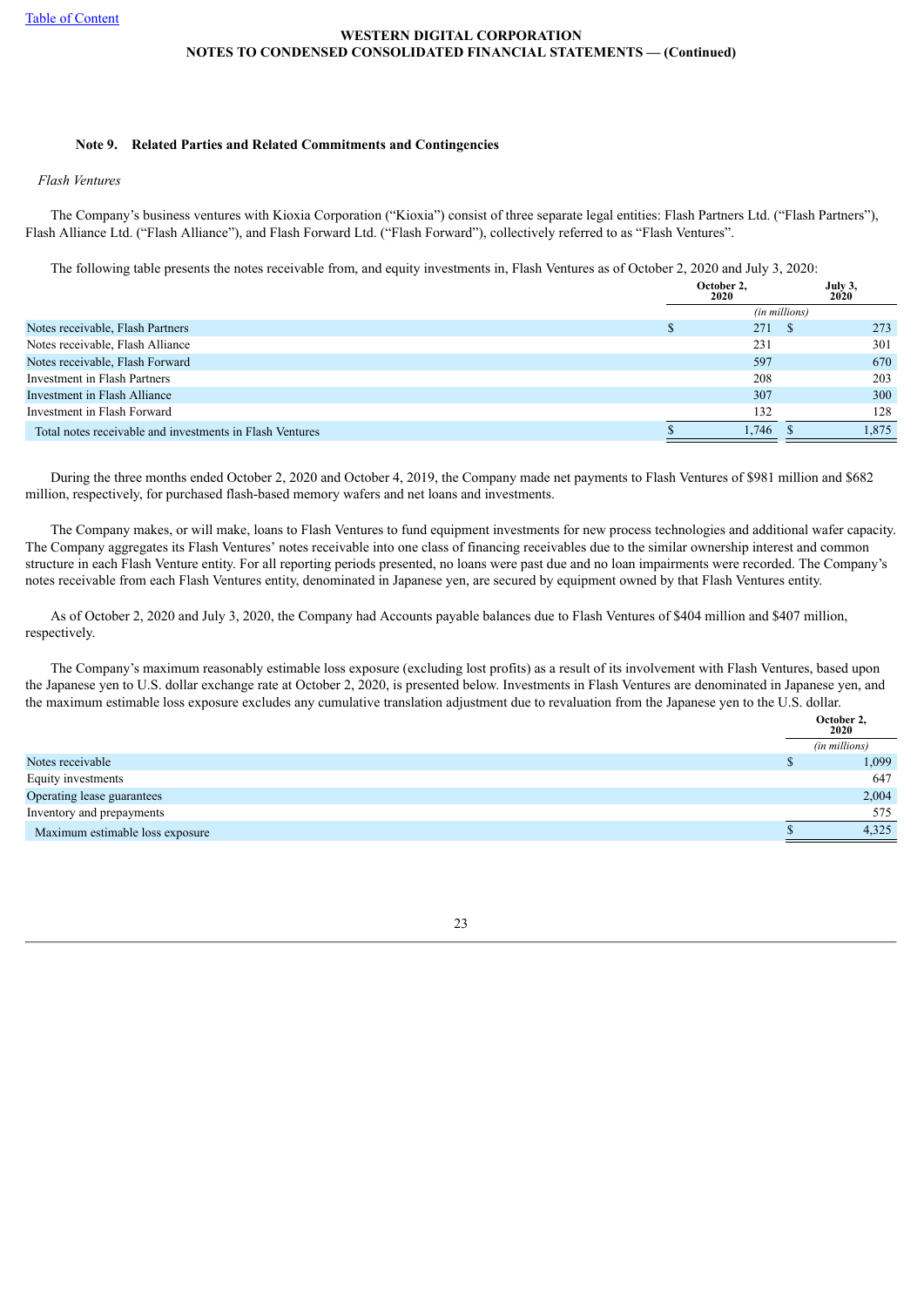## Note 9. Related Parties and Related Commitments and Contingencies

*Flash Ventures*

The Company's business ventures with Kioxia Corporation ("Kioxia") consist of three separate legal entities: Flash Partners Ltd. ("Flash Partners"), Flash Alliance Ltd. ("Flash Alliance"), and Flash Forward Ltd. ("Flash Forward"), collectively referred to as "Flash Ventures".

The following table presents the notes receivable from, and equity investments in, Flash Ventures as of October 2, 2020 and July 3, 2020:

| | October 2, 2020 | July 3, 2020 |
|---|---|---|
| | *(in millions)* | |
| Notes receivable, Flash Partners | $ 271 | $ 273 |
| Notes receivable, Flash Alliance | 231 | 301 |
| Notes receivable, Flash Forward | 597 | 670 |
| Investment in Flash Partners | 208 | 203 |
| Investment in Flash Alliance | 307 | 300 |
| Investment in Flash Forward | 132 | 128 |
| Total notes receivable and investments in Flash Ventures | $ 1,746 | $ 1,875 |

During the three months ended October 2, 2020 and October 4, 2019, the Company made net payments to Flash Ventures of $981 million and $682 million, respectively, for purchased flash-based memory wafers and net loans and investments.

The Company makes, or will make, loans to Flash Ventures to fund equipment investments for new process technologies and additional wafer capacity. The Company aggregates its Flash Ventures' notes receivable into one class of financing receivables due to the similar ownership interest and common structure in each Flash Venture entity. For all reporting periods presented, no loans were past due and no loan impairments were recorded. The Company's notes receivable from each Flash Ventures entity, denominated in Japanese yen, are secured by equipment owned by that Flash Ventures entity.

As of October 2, 2020 and July 3, 2020, the Company had Accounts payable balances due to Flash Ventures of $404 million and $407 million, respectively.

The Company's maximum reasonably estimable loss exposure (excluding lost profits) as a result of its involvement with Flash Ventures, based upon the Japanese yen to U.S. dollar exchange rate at October 2, 2020, is presented below. Investments in Flash Ventures are denominated in Japanese yen, and the maximum estimable loss exposure excludes any cumulative translation adjustment due to revaluation from the Japanese yen to the U.S. dollar.

| | October 2, 2020 |
|---|---|
| | *(in millions)* |
| Notes receivable | $ 1,099 |
| Equity investments | 647 |
| Operating lease guarantees | 2,004 |
| Inventory and prepayments | 575 |
| Maximum estimable loss exposure | $ 4,325 |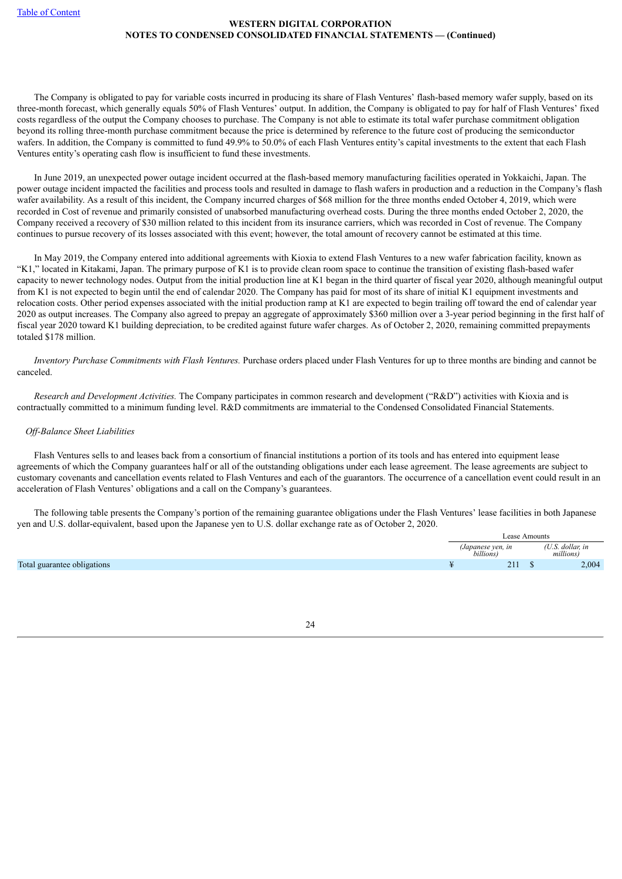The Company is obligated to pay for variable costs incurred in producing its share of Flash Ventures' flash-based memory wafer supply, based on its three-month forecast, which generally equals 50% of Flash Ventures' output. In addition, the Company is obligated to pay for half of Flash Ventures' fixed costs regardless of the output the Company chooses to purchase. The Company is not able to estimate its total wafer purchase commitment obligation beyond its rolling three-month purchase commitment because the price is determined by reference to the future cost of producing the semiconductor wafers. In addition, the Company is committed to fund 49.9% to 50.0% of each Flash Ventures entity's capital investments to the extent that each Flash Ventures entity's operating cash flow is insufficient to fund these investments.

In June 2019, an unexpected power outage incident occurred at the flash-based memory manufacturing facilities operated in Yokkaichi, Japan. The power outage incident impacted the facilities and process tools and resulted in damage to flash wafers in production and a reduction in the Company's flash wafer availability. As a result of this incident, the Company incurred charges of $68 million for the three months ended October 4, 2019, which were recorded in Cost of revenue and primarily consisted of unabsorbed manufacturing overhead costs. During the three months ended October 2, 2020, the Company received a recovery of $30 million related to this incident from its insurance carriers, which was recorded in Cost of revenue. The Company continues to pursue recovery of its losses associated with this event; however, the total amount of recovery cannot be estimated at this time.

In May 2019, the Company entered into additional agreements with Kioxia to extend Flash Ventures to a new wafer fabrication facility, known as "K1," located in Kitakami, Japan. The primary purpose of K1 is to provide clean room space to continue the transition of existing flash-based wafer capacity to newer technology nodes. Output from the initial production line at K1 began in the third quarter of fiscal year 2020, although meaningful output from K1 is not expected to begin until the end of calendar 2020. The Company has paid for most of its share of initial K1 equipment investments and relocation costs. Other period expenses associated with the initial production ramp at K1 are expected to begin trailing off toward the end of calendar year 2020 as output increases. The Company also agreed to prepay an aggregate of approximately $360 million over a 3-year period beginning in the first half of fiscal year 2020 toward K1 building depreciation, to be credited against future wafer charges. As of October 2, 2020, remaining committed prepayments totaled $178 million.

*Inventory Purchase Commitments with Flash Ventures.* Purchase orders placed under Flash Ventures for up to three months are binding and cannot be canceled.

*Research and Development Activities.* The Company participates in common research and development ("R&D") activities with Kioxia and is contractually committed to a minimum funding level. R&D commitments are immaterial to the Condensed Consolidated Financial Statements.

*Off-Balance Sheet Liabilities*

Flash Ventures sells to and leases back from a consortium of financial institutions a portion of its tools and has entered into equipment lease agreements of which the Company guarantees half or all of the outstanding obligations under each lease agreement. The lease agreements are subject to customary covenants and cancellation events related to Flash Ventures and each of the guarantors. The occurrence of a cancellation event could result in an acceleration of Flash Ventures' obligations and a call on the Company's guarantees.

The following table presents the Company's portion of the remaining guarantee obligations under the Flash Ventures' lease facilities in both Japanese yen and U.S. dollar-equivalent, based upon the Japanese yen to U.S. dollar exchange rate as of October 2, 2020.

| | Lease Amounts | |
|---|---|---|
| | *(Japanese yen, in billions)* | *(U.S. dollar, in millions)* |
| Total guarantee obligations | ¥ 211 | $ 2,004 |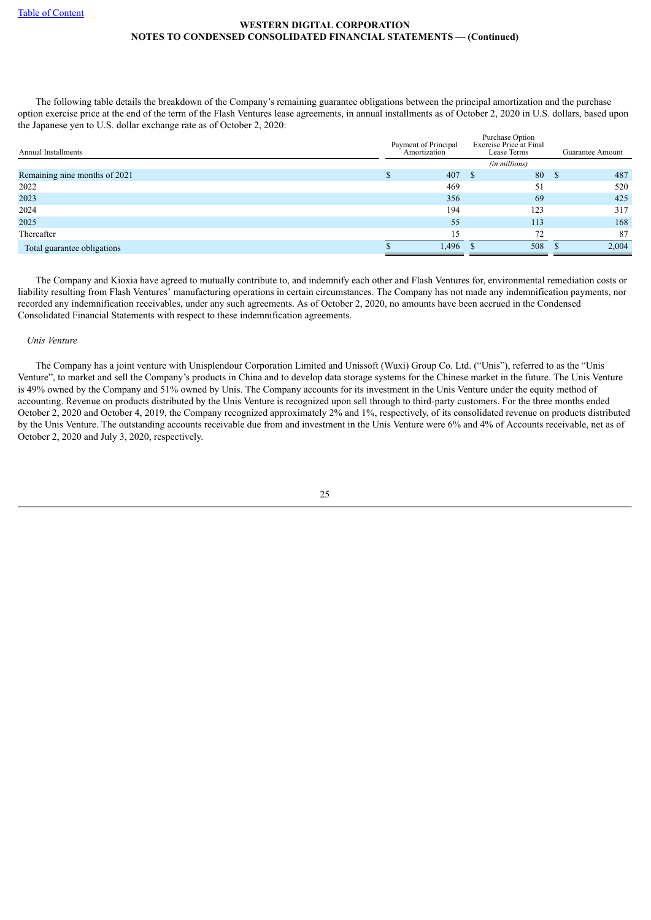The following table details the breakdown of the Company's remaining guarantee obligations between the principal amortization and the purchase option exercise price at the end of the term of the Flash Ventures lease agreements, in annual installments as of October 2, 2020 in U.S. dollars, based upon the Japanese yen to U.S. dollar exchange rate as of October 2, 2020:

| Annual Installments | Payment of Principal Amortization | Purchase Option Exercise Price at Final Lease Terms | Guarantee Amount |
|---|---|---|---|
| | | (in millions) | |
| Remaining nine months of 2021 | $ 407 | $ 80 | $ 487 |
| 2022 | 469 | 51 | 520 |
| 2023 | 356 | 69 | 425 |
| 2024 | 194 | 123 | 317 |
| 2025 | 55 | 113 | 168 |
| Thereafter | 15 | 72 | 87 |
| Total guarantee obligations | $ 1,496 | $ 508 | $ 2,004 |

The Company and Kioxia have agreed to mutually contribute to, and indemnify each other and Flash Ventures for, environmental remediation costs or liability resulting from Flash Ventures' manufacturing operations in certain circumstances. The Company has not made any indemnification payments, nor recorded any indemnification receivables, under any such agreements. As of October 2, 2020, no amounts have been accrued in the Condensed Consolidated Financial Statements with respect to these indemnification agreements.

*Unis Venture*

The Company has a joint venture with Unisplendour Corporation Limited and Unissoft (Wuxi) Group Co. Ltd. ("Unis"), referred to as the "Unis Venture", to market and sell the Company's products in China and to develop data storage systems for the Chinese market in the future. The Unis Venture is 49% owned by the Company and 51% owned by Unis. The Company accounts for its investment in the Unis Venture under the equity method of accounting. Revenue on products distributed by the Unis Venture is recognized upon sell through to third-party customers. For the three months ended October 2, 2020 and October 4, 2019, the Company recognized approximately 2% and 1%, respectively, of its consolidated revenue on products distributed by the Unis Venture. The outstanding accounts receivable due from and investment in the Unis Venture were 6% and 4% of Accounts receivable, net as of October 2, 2020 and July 3, 2020, respectively.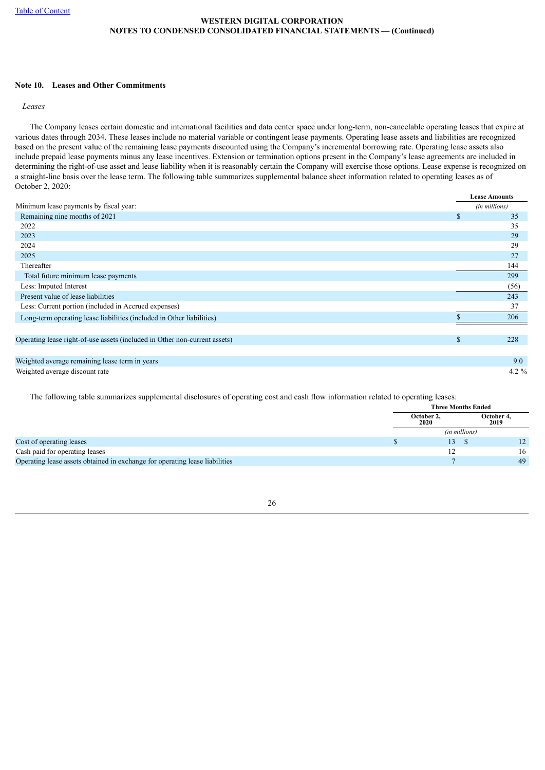## Note 10. Leases and Other Commitments

*Leases*

The Company leases certain domestic and international facilities and data center space under long-term, non-cancelable operating leases that expire at various dates through 2034. These leases include no material variable or contingent lease payments. Operating lease assets and liabilities are recognized based on the present value of the remaining lease payments discounted using the Company's incremental borrowing rate. Operating lease assets also include prepaid lease payments minus any lease incentives. Extension or termination options present in the Company's lease agreements are included in determining the right-of-use asset and lease liability when it is reasonably certain the Company will exercise those options. Lease expense is recognized on a straight-line basis over the lease term. The following table summarizes supplemental balance sheet information related to operating leases as of October 2, 2020:

| | Lease Amounts |
|---|---|
| Minimum lease payments by fiscal year: | *(in millions)* |
| Remaining nine months of 2021 | $ 35 |
| 2022 | 35 |
| 2023 | 29 |
| 2024 | 29 |
| 2025 | 27 |
| Thereafter | 144 |
| Total future minimum lease payments | 299 |
| Less: Imputed Interest | (56) |
| Present value of lease liabilities | 243 |
| Less: Current portion (included in Accrued expenses) | 37 |
| Long-term operating lease liabilities (included in Other liabilities) | $ 206 |
| | |
| Operating lease right-of-use assets (included in Other non-current assets) | $ 228 |
| | |
| Weighted average remaining lease term in years | 9.0 |
| Weighted average discount rate | 4.2 % |

The following table summarizes supplemental disclosures of operating cost and cash flow information related to operating leases:

| | Three Months Ended | |
|---|---|---|
| | October 2, 2020 | October 4, 2019 |
| | *(in millions)* | |
| Cost of operating leases | $ 13 | $ 12 |
| Cash paid for operating leases | 12 | 16 |
| Operating lease assets obtained in exchange for operating lease liabilities | 7 | 49 |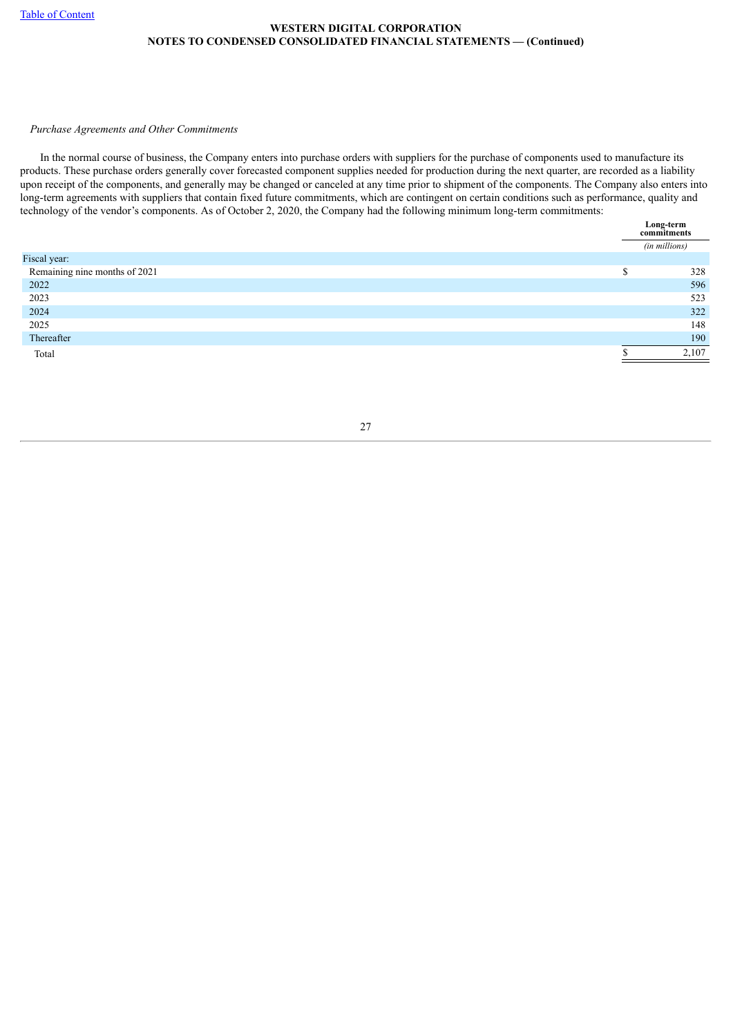*Purchase Agreements and Other Commitments*

In the normal course of business, the Company enters into purchase orders with suppliers for the purchase of components used to manufacture its products. These purchase orders generally cover forecasted component supplies needed for production during the next quarter, are recorded as a liability upon receipt of the components, and generally may be changed or canceled at any time prior to shipment of the components. The Company also enters into long-term agreements with suppliers that contain fixed future commitments, which are contingent on certain conditions such as performance, quality and technology of the vendor's components. As of October 2, 2020, the Company had the following minimum long-term commitments:

| | Long-term commitments |
|---|---|
| | *(in millions)* |
| Fiscal year: | |
| Remaining nine months of 2021 | $ 328 |
| 2022 | 596 |
| 2023 | 523 |
| 2024 | 322 |
| 2025 | 148 |
| Thereafter | 190 |
| Total | $ 2,107 |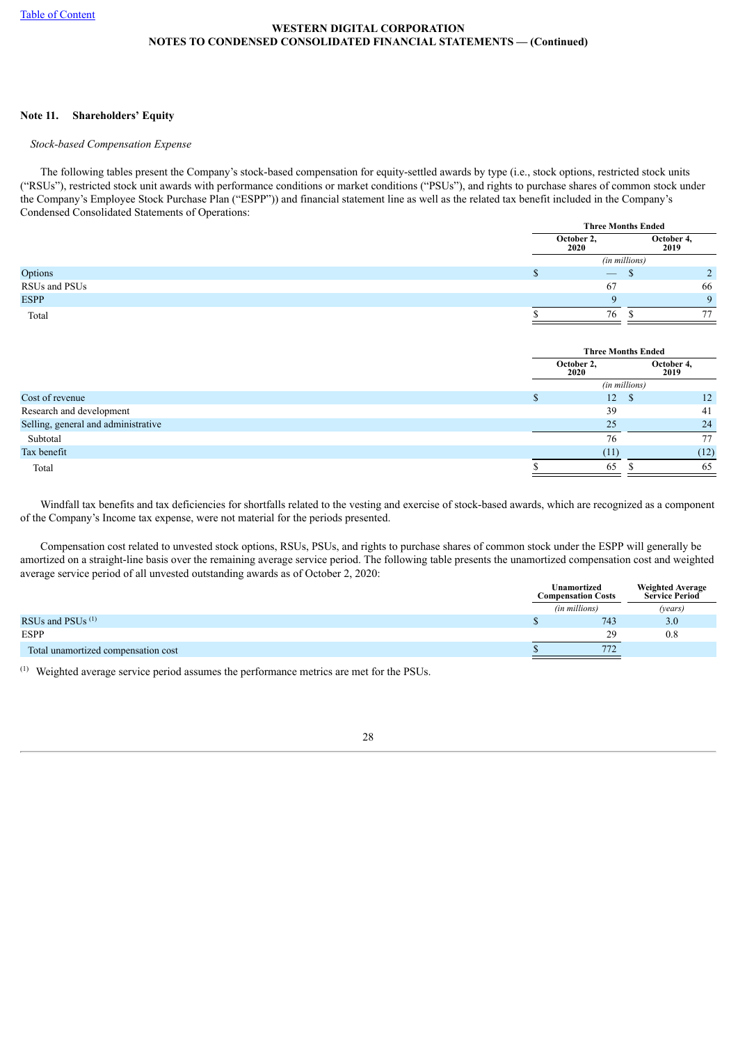## Note 11. Shareholders' Equity

*Stock-based Compensation Expense*

The following tables present the Company's stock-based compensation for equity-settled awards by type (i.e., stock options, restricted stock units ("RSUs"), restricted stock unit awards with performance conditions or market conditions ("PSUs"), and rights to purchase shares of common stock under the Company's Employee Stock Purchase Plan ("ESPP")) and financial statement line as well as the related tax benefit included in the Company's Condensed Consolidated Statements of Operations:

| | Three Months Ended | |
|---|---|---|
| | October 2, 2020 | October 4, 2019 |
| | (in millions) | |
| Options | $ — | $ 2 |
| RSUs and PSUs | 67 | 66 |
| ESPP | 9 | 9 |
| Total | $ 76 | $ 77 |

| | Three Months Ended | |
|---|---|---|
| | October 2, 2020 | October 4, 2019 |
| | (in millions) | |
| Cost of revenue | $ 12 | $ 12 |
| Research and development | 39 | 41 |
| Selling, general and administrative | 25 | 24 |
| Subtotal | 76 | 77 |
| Tax benefit | (11) | (12) |
| Total | $ 65 | $ 65 |

Windfall tax benefits and tax deficiencies for shortfalls related to the vesting and exercise of stock-based awards, which are recognized as a component of the Company's Income tax expense, were not material for the periods presented.

Compensation cost related to unvested stock options, RSUs, PSUs, and rights to purchase shares of common stock under the ESPP will generally be amortized on a straight-line basis over the remaining average service period. The following table presents the unamortized compensation cost and weighted average service period of all unvested outstanding awards as of October 2, 2020:

| | Unamortized Compensation Costs | Weighted Average Service Period |
|---|---|---|
| | (in millions) | (years) |
| RSUs and PSUs [(1)] | $ 743 | 3.0 |
| ESPP | 29 | 0.8 |
| Total unamortized compensation cost | $ 772 | |

[(1)] Weighted average service period assumes the performance metrics are met for the PSUs.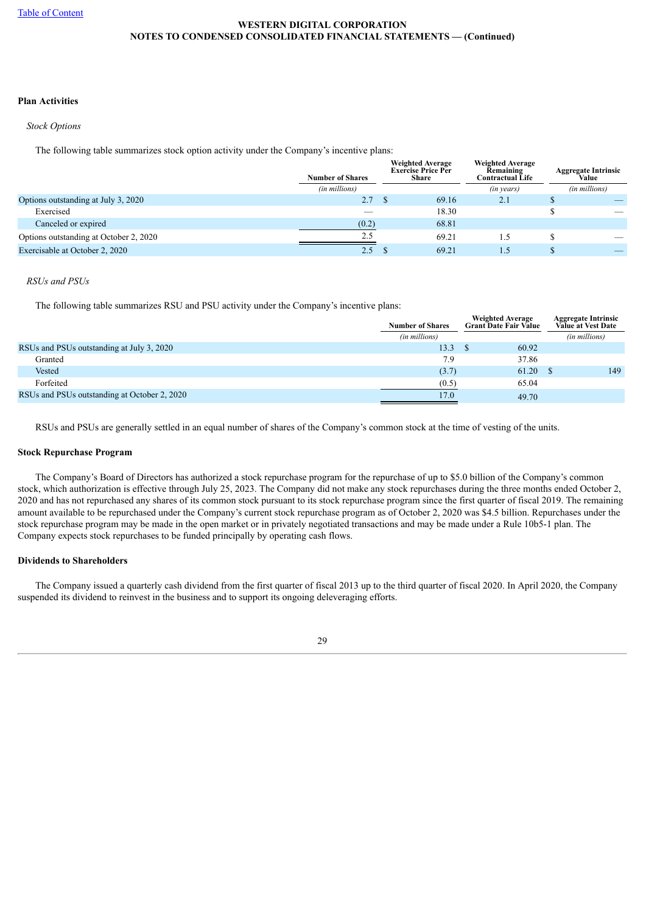**Plan Activities**

*Stock Options*

The following table summarizes stock option activity under the Company's incentive plans:

| | Number of Shares | Weighted Average Exercise Price Per Share | Weighted Average Remaining Contractual Life | Aggregate Intrinsic Value |
|---|---|---|---|---|
| | *(in millions)* | | *(in years)* | *(in millions)* |
| Options outstanding at July 3, 2020 | 2.7 | $ 69.16 | 2.1 | $ — |
| Exercised | — | 18.30 | | $ — |
| Canceled or expired | (0.2) | 68.81 | | |
| Options outstanding at October 2, 2020 | 2.5 | 69.21 | 1.5 | $ — |
| Exercisable at October 2, 2020 | 2.5 | $ 69.21 | 1.5 | $ — |

*RSUs and PSUs*

The following table summarizes RSU and PSU activity under the Company's incentive plans:

| | Number of Shares | Weighted Average Grant Date Fair Value | Aggregate Intrinsic Value at Vest Date |
|---|---|---|---|
| | *(in millions)* | | *(in millions)* |
| RSUs and PSUs outstanding at July 3, 2020 | 13.3 | $ 60.92 | |
| Granted | 7.9 | 37.86 | |
| Vested | (3.7) | 61.20 | $ 149 |
| Forfeited | (0.5) | 65.04 | |
| RSUs and PSUs outstanding at October 2, 2020 | 17.0 | 49.70 | |

RSUs and PSUs are generally settled in an equal number of shares of the Company's common stock at the time of vesting of the units.

**Stock Repurchase Program**

The Company's Board of Directors has authorized a stock repurchase program for the repurchase of up to $5.0 billion of the Company's common stock, which authorization is effective through July 25, 2023. The Company did not make any stock repurchases during the three months ended October 2, 2020 and has not repurchased any shares of its common stock pursuant to its stock repurchase program since the first quarter of fiscal 2019. The remaining amount available to be repurchased under the Company's current stock repurchase program as of October 2, 2020 was $4.5 billion. Repurchases under the stock repurchase program may be made in the open market or in privately negotiated transactions and may be made under a Rule 10b5-1 plan. The Company expects stock repurchases to be funded principally by operating cash flows.

**Dividends to Shareholders**

The Company issued a quarterly cash dividend from the first quarter of fiscal 2013 up to the third quarter of fiscal 2020. In April 2020, the Company suspended its dividend to reinvest in the business and to support its ongoing deleveraging efforts.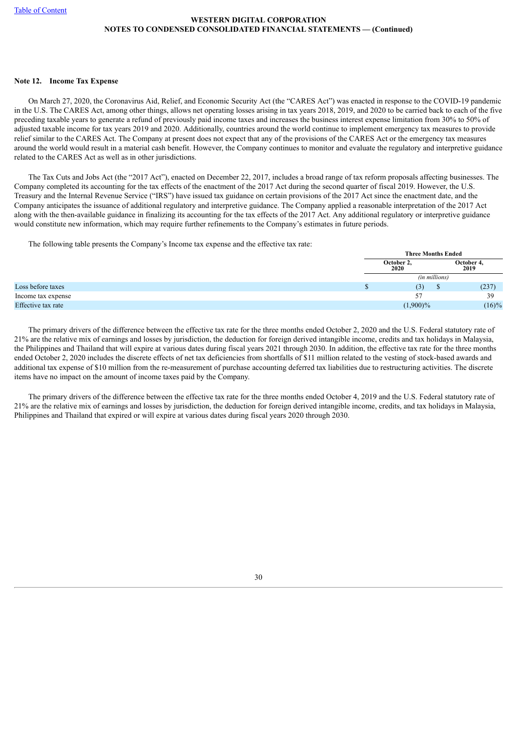## Note 12. Income Tax Expense

On March 27, 2020, the Coronavirus Aid, Relief, and Economic Security Act (the "CARES Act") was enacted in response to the COVID-19 pandemic in the U.S. The CARES Act, among other things, allows net operating losses arising in tax years 2018, 2019, and 2020 to be carried back to each of the five preceding taxable years to generate a refund of previously paid income taxes and increases the business interest expense limitation from 30% to 50% of adjusted taxable income for tax years 2019 and 2020. Additionally, countries around the world continue to implement emergency tax measures to provide relief similar to the CARES Act. The Company at present does not expect that any of the provisions of the CARES Act or the emergency tax measures around the world would result in a material cash benefit. However, the Company continues to monitor and evaluate the regulatory and interpretive guidance related to the CARES Act as well as in other jurisdictions.

The Tax Cuts and Jobs Act (the "2017 Act"), enacted on December 22, 2017, includes a broad range of tax reform proposals affecting businesses. The Company completed its accounting for the tax effects of the enactment of the 2017 Act during the second quarter of fiscal 2019. However, the U.S. Treasury and the Internal Revenue Service ("IRS") have issued tax guidance on certain provisions of the 2017 Act since the enactment date, and the Company anticipates the issuance of additional regulatory and interpretive guidance. The Company applied a reasonable interpretation of the 2017 Act along with the then-available guidance in finalizing its accounting for the tax effects of the 2017 Act. Any additional regulatory or interpretive guidance would constitute new information, which may require further refinements to the Company's estimates in future periods.

The following table presents the Company's Income tax expense and the effective tax rate:

| | Three Months Ended | |
|---|---|---|
| | October 2, 2020 | October 4, 2019 |
| | *(in millions)* | |
| Loss before taxes | $ (3) | $ (237) |
| Income tax expense | 57 | 39 |
| Effective tax rate | (1,900)% | (16)% |

The primary drivers of the difference between the effective tax rate for the three months ended October 2, 2020 and the U.S. Federal statutory rate of 21% are the relative mix of earnings and losses by jurisdiction, the deduction for foreign derived intangible income, credits and tax holidays in Malaysia, the Philippines and Thailand that will expire at various dates during fiscal years 2021 through 2030. In addition, the effective tax rate for the three months ended October 2, 2020 includes the discrete effects of net tax deficiencies from shortfalls of $11 million related to the vesting of stock-based awards and additional tax expense of $10 million from the re-measurement of purchase accounting deferred tax liabilities due to restructuring activities. The discrete items have no impact on the amount of income taxes paid by the Company.

The primary drivers of the difference between the effective tax rate for the three months ended October 4, 2019 and the U.S. Federal statutory rate of 21% are the relative mix of earnings and losses by jurisdiction, the deduction for foreign derived intangible income, credits, and tax holidays in Malaysia, Philippines and Thailand that expired or will expire at various dates during fiscal years 2020 through 2030.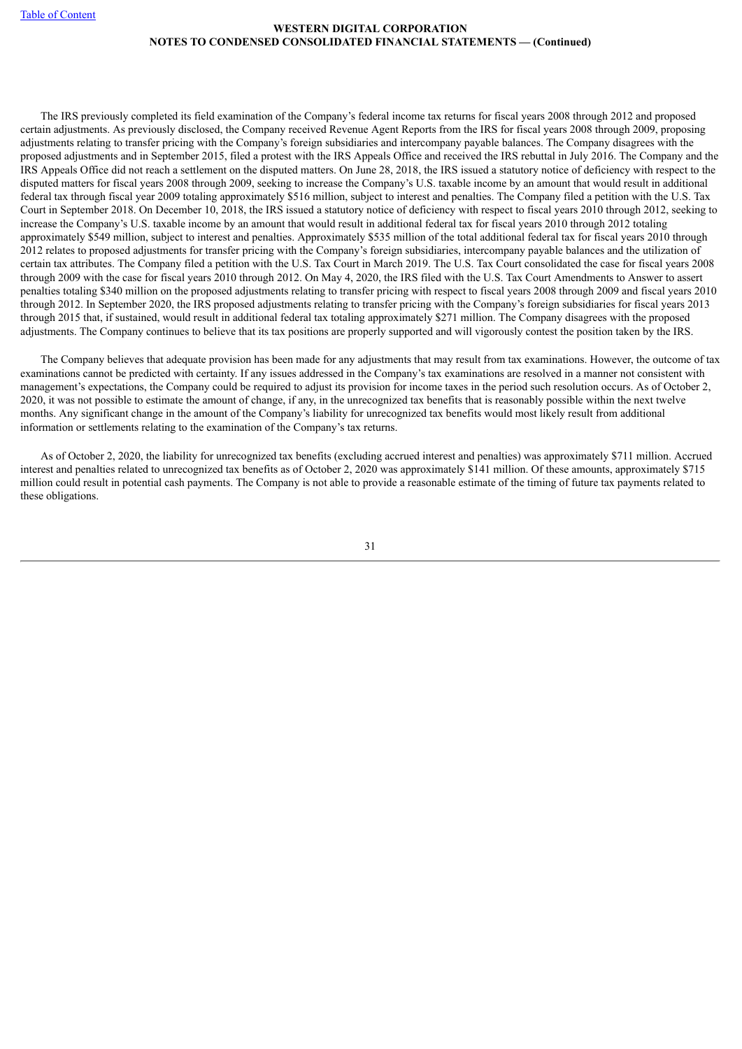The IRS previously completed its field examination of the Company's federal income tax returns for fiscal years 2008 through 2012 and proposed certain adjustments. As previously disclosed, the Company received Revenue Agent Reports from the IRS for fiscal years 2008 through 2009, proposing adjustments relating to transfer pricing with the Company's foreign subsidiaries and intercompany payable balances. The Company disagrees with the proposed adjustments and in September 2015, filed a protest with the IRS Appeals Office and received the IRS rebuttal in July 2016. The Company and the IRS Appeals Office did not reach a settlement on the disputed matters. On June 28, 2018, the IRS issued a statutory notice of deficiency with respect to the disputed matters for fiscal years 2008 through 2009, seeking to increase the Company's U.S. taxable income by an amount that would result in additional federal tax through fiscal year 2009 totaling approximately $516 million, subject to interest and penalties. The Company filed a petition with the U.S. Tax Court in September 2018. On December 10, 2018, the IRS issued a statutory notice of deficiency with respect to fiscal years 2010 through 2012, seeking to increase the Company's U.S. taxable income by an amount that would result in additional federal tax for fiscal years 2010 through 2012 totaling approximately $549 million, subject to interest and penalties. Approximately $535 million of the total additional federal tax for fiscal years 2010 through 2012 relates to proposed adjustments for transfer pricing with the Company's foreign subsidiaries, intercompany payable balances and the utilization of certain tax attributes. The Company filed a petition with the U.S. Tax Court in March 2019. The U.S. Tax Court consolidated the case for fiscal years 2008 through 2009 with the case for fiscal years 2010 through 2012. On May 4, 2020, the IRS filed with the U.S. Tax Court Amendments to Answer to assert penalties totaling $340 million on the proposed adjustments relating to transfer pricing with respect to fiscal years 2008 through 2009 and fiscal years 2010 through 2012. In September 2020, the IRS proposed adjustments relating to transfer pricing with the Company's foreign subsidiaries for fiscal years 2013 through 2015 that, if sustained, would result in additional federal tax totaling approximately $271 million. The Company disagrees with the proposed adjustments. The Company continues to believe that its tax positions are properly supported and will vigorously contest the position taken by the IRS.

The Company believes that adequate provision has been made for any adjustments that may result from tax examinations. However, the outcome of tax examinations cannot be predicted with certainty. If any issues addressed in the Company's tax examinations are resolved in a manner not consistent with management's expectations, the Company could be required to adjust its provision for income taxes in the period such resolution occurs. As of October 2, 2020, it was not possible to estimate the amount of change, if any, in the unrecognized tax benefits that is reasonably possible within the next twelve months. Any significant change in the amount of the Company's liability for unrecognized tax benefits would most likely result from additional information or settlements relating to the examination of the Company's tax returns.

As of October 2, 2020, the liability for unrecognized tax benefits (excluding accrued interest and penalties) was approximately $711 million. Accrued interest and penalties related to unrecognized tax benefits as of October 2, 2020 was approximately $141 million. Of these amounts, approximately $715 million could result in potential cash payments. The Company is not able to provide a reasonable estimate of the timing of future tax payments related to these obligations.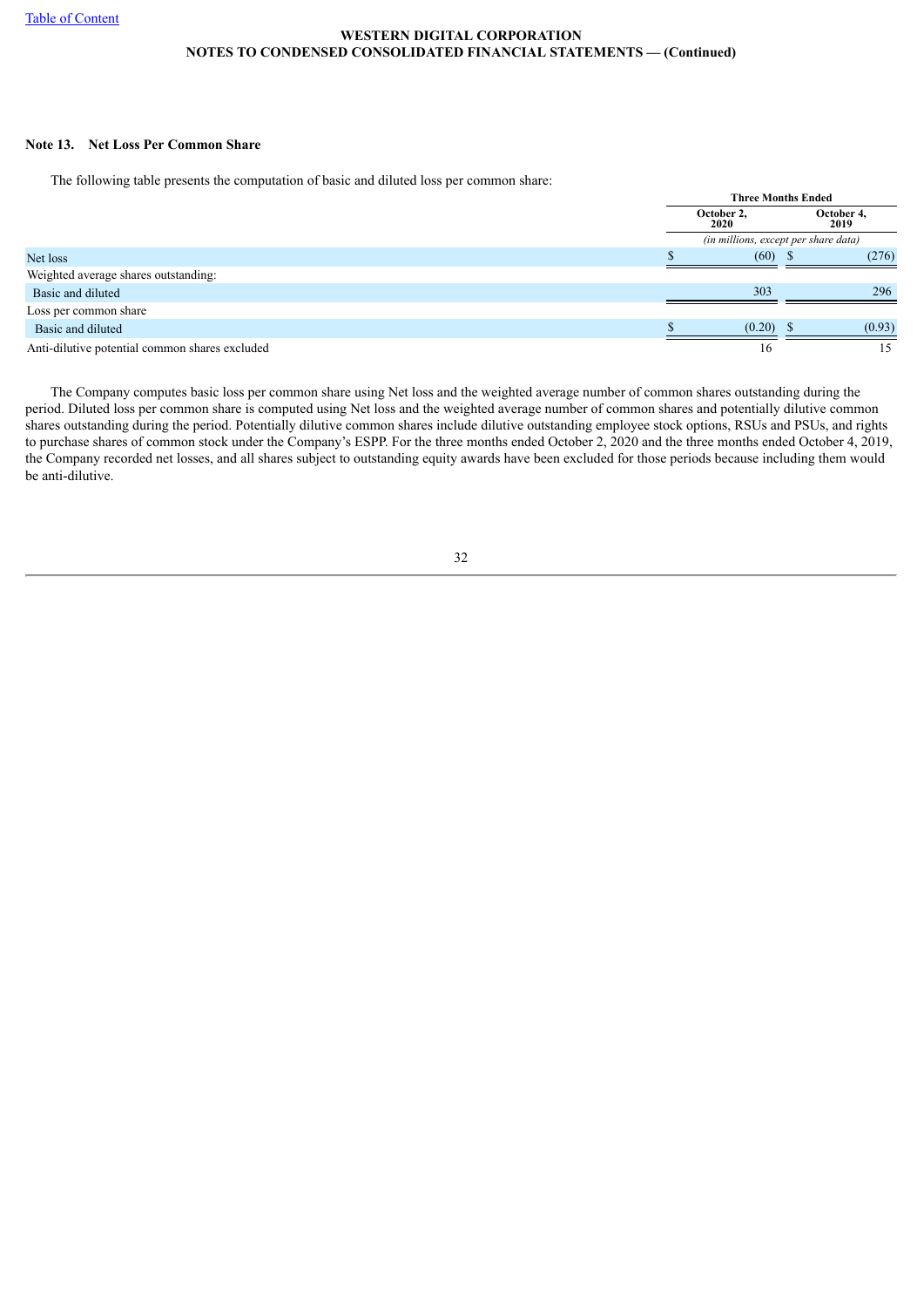WESTERN DIGITAL CORPORATION
NOTES TO CONDENSED CONSOLIDATED FINANCIAL STATEMENTS — (Continued)

### Note 13. Net Loss Per Common Share

The following table presents the computation of basic and diluted loss per common share:

| | Three Months Ended | |
|---|---|---|
| | October 2, 2020 | October 4, 2019 |
| | *(in millions, except per share data)* | |
| Net loss | $ (60) | $ (276) |
| Weighted average shares outstanding: | | |
| Basic and diluted | 303 | 296 |
| Loss per common share | | |
| Basic and diluted | $ (0.20) | $ (0.93) |
| Anti-dilutive potential common shares excluded | 16 | 15 |

The Company computes basic loss per common share using Net loss and the weighted average number of common shares outstanding during the period. Diluted loss per common share is computed using Net loss and the weighted average number of common shares and potentially dilutive common shares outstanding during the period. Potentially dilutive common shares include dilutive outstanding employee stock options, RSUs and PSUs, and rights to purchase shares of common stock under the Company's ESPP. For the three months ended October 2, 2020 and the three months ended October 4, 2019, the Company recorded net losses, and all shares subject to outstanding equity awards have been excluded for those periods because including them would be anti-dilutive.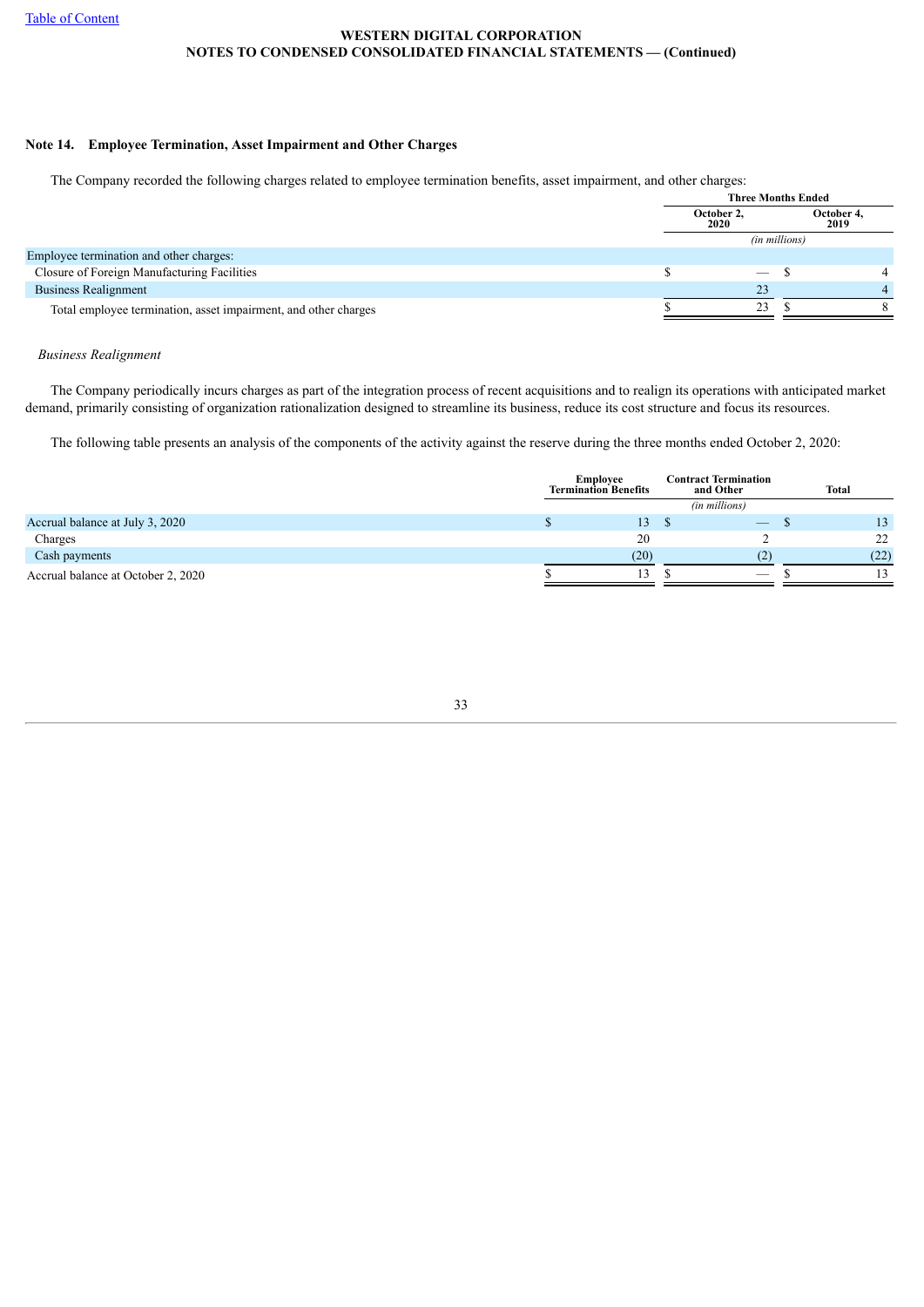## Note 14. Employee Termination, Asset Impairment and Other Charges

The Company recorded the following charges related to employee termination benefits, asset impairment, and other charges:

| | Three Months Ended | |
|---|---|---|
| | October 2, 2020 | October 4, 2019 |
| | (in millions) | |
| Employee termination and other charges: | | |
| Closure of Foreign Manufacturing Facilities | $ — | $ 4 |
| Business Realignment | 23 | 4 |
| Total employee termination, asset impairment, and other charges | $ 23 | $ 8 |

*Business Realignment*

The Company periodically incurs charges as part of the integration process of recent acquisitions and to realign its operations with anticipated market demand, primarily consisting of organization rationalization designed to streamline its business, reduce its cost structure and focus its resources.

The following table presents an analysis of the components of the activity against the reserve during the three months ended October 2, 2020:

| | Employee Termination Benefits | Contract Termination and Other | Total |
|---|---|---|---|
| | | (in millions) | |
| Accrual balance at July 3, 2020 | $ 13 | $ — | $ 13 |
| Charges | 20 | 2 | 22 |
| Cash payments | (20) | (2) | (22) |
| Accrual balance at October 2, 2020 | $ 13 | $ — | $ 13 |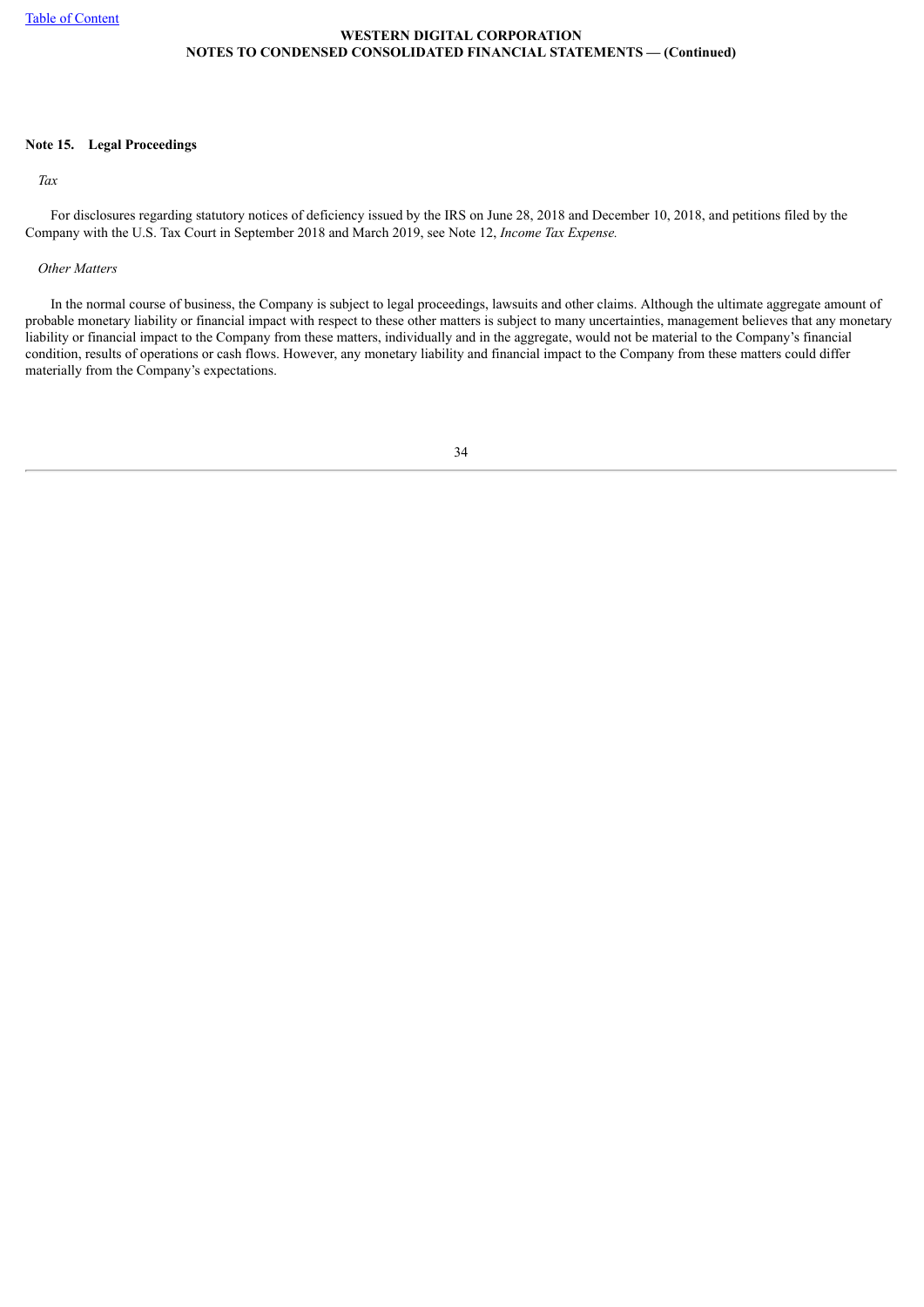## Note 15. Legal Proceedings

*Tax*

For disclosures regarding statutory notices of deficiency issued by the IRS on June 28, 2018 and December 10, 2018, and petitions filed by the Company with the U.S. Tax Court in September 2018 and March 2019, see Note 12, *Income Tax Expense.*

*Other Matters*

In the normal course of business, the Company is subject to legal proceedings, lawsuits and other claims. Although the ultimate aggregate amount of probable monetary liability or financial impact with respect to these other matters is subject to many uncertainties, management believes that any monetary liability or financial impact to the Company from these matters, individually and in the aggregate, would not be material to the Company's financial condition, results of operations or cash flows. However, any monetary liability and financial impact to the Company from these matters could differ materially from the Company's expectations.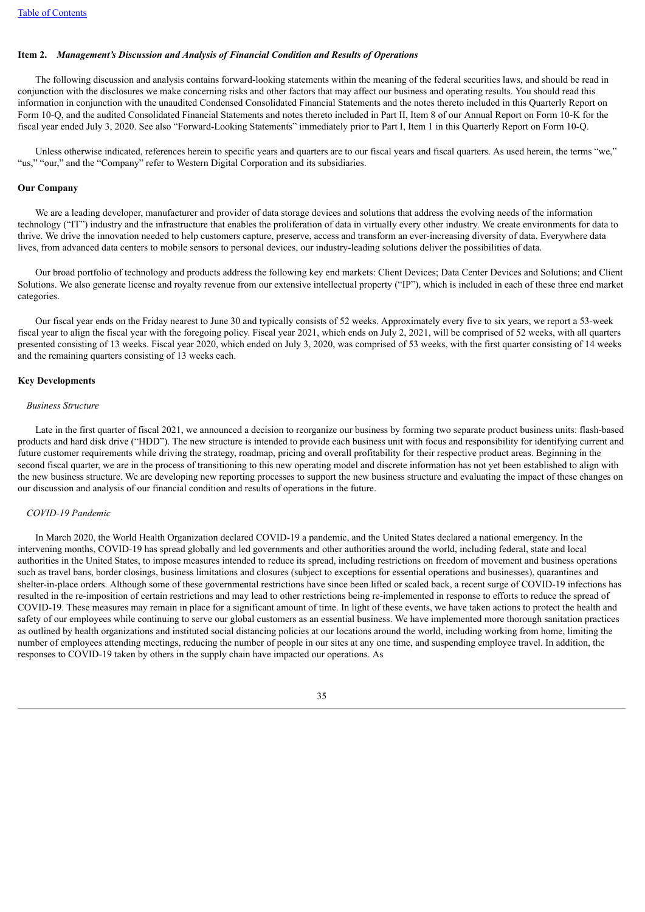[Table of Contents](#)

**Item 2.** ***Management's Discussion and Analysis of Financial Condition and Results of Operations***

The following discussion and analysis contains forward-looking statements within the meaning of the federal securities laws, and should be read in conjunction with the disclosures we make concerning risks and other factors that may affect our business and operating results. You should read this information in conjunction with the unaudited Condensed Consolidated Financial Statements and the notes thereto included in this Quarterly Report on Form 10-Q, and the audited Consolidated Financial Statements and notes thereto included in Part II, Item 8 of our Annual Report on Form 10-K for the fiscal year ended July 3, 2020. See also "Forward-Looking Statements" immediately prior to Part I, Item 1 in this Quarterly Report on Form 10-Q.

Unless otherwise indicated, references herein to specific years and quarters are to our fiscal years and fiscal quarters. As used herein, the terms "we," "us," "our," and the "Company" refer to Western Digital Corporation and its subsidiaries.

**Our Company**

We are a leading developer, manufacturer and provider of data storage devices and solutions that address the evolving needs of the information technology ("IT") industry and the infrastructure that enables the proliferation of data in virtually every other industry. We create environments for data to thrive. We drive the innovation needed to help customers capture, preserve, access and transform an ever-increasing diversity of data. Everywhere data lives, from advanced data centers to mobile sensors to personal devices, our industry-leading solutions deliver the possibilities of data.

Our broad portfolio of technology and products address the following key end markets: Client Devices; Data Center Devices and Solutions; and Client Solutions. We also generate license and royalty revenue from our extensive intellectual property ("IP"), which is included in each of these three end market categories.

Our fiscal year ends on the Friday nearest to June 30 and typically consists of 52 weeks. Approximately every five to six years, we report a 53-week fiscal year to align the fiscal year with the foregoing policy. Fiscal year 2021, which ends on July 2, 2021, will be comprised of 52 weeks, with all quarters presented consisting of 13 weeks. Fiscal year 2020, which ended on July 3, 2020, was comprised of 53 weeks, with the first quarter consisting of 14 weeks and the remaining quarters consisting of 13 weeks each.

**Key Developments**

*Business Structure*

Late in the first quarter of fiscal 2021, we announced a decision to reorganize our business by forming two separate product business units: flash-based products and hard disk drive ("HDD"). The new structure is intended to provide each business unit with focus and responsibility for identifying current and future customer requirements while driving the strategy, roadmap, pricing and overall profitability for their respective product areas. Beginning in the second fiscal quarter, we are in the process of transitioning to this new operating model and discrete information has not yet been established to align with the new business structure. We are developing new reporting processes to support the new business structure and evaluating the impact of these changes on our discussion and analysis of our financial condition and results of operations in the future.

*COVID-19 Pandemic*

In March 2020, the World Health Organization declared COVID-19 a pandemic, and the United States declared a national emergency. In the intervening months, COVID-19 has spread globally and led governments and other authorities around the world, including federal, state and local authorities in the United States, to impose measures intended to reduce its spread, including restrictions on freedom of movement and business operations such as travel bans, border closings, business limitations and closures (subject to exceptions for essential operations and businesses), quarantines and shelter-in-place orders. Although some of these governmental restrictions have since been lifted or scaled back, a recent surge of COVID-19 infections has resulted in the re-imposition of certain restrictions and may lead to other restrictions being re-implemented in response to efforts to reduce the spread of COVID-19. These measures may remain in place for a significant amount of time. In light of these events, we have taken actions to protect the health and safety of our employees while continuing to serve our global customers as an essential business. We have implemented more thorough sanitation practices as outlined by health organizations and instituted social distancing policies at our locations around the world, including working from home, limiting the number of employees attending meetings, reducing the number of people in our sites at any one time, and suspending employee travel. In addition, the responses to COVID-19 taken by others in the supply chain have impacted our operations. As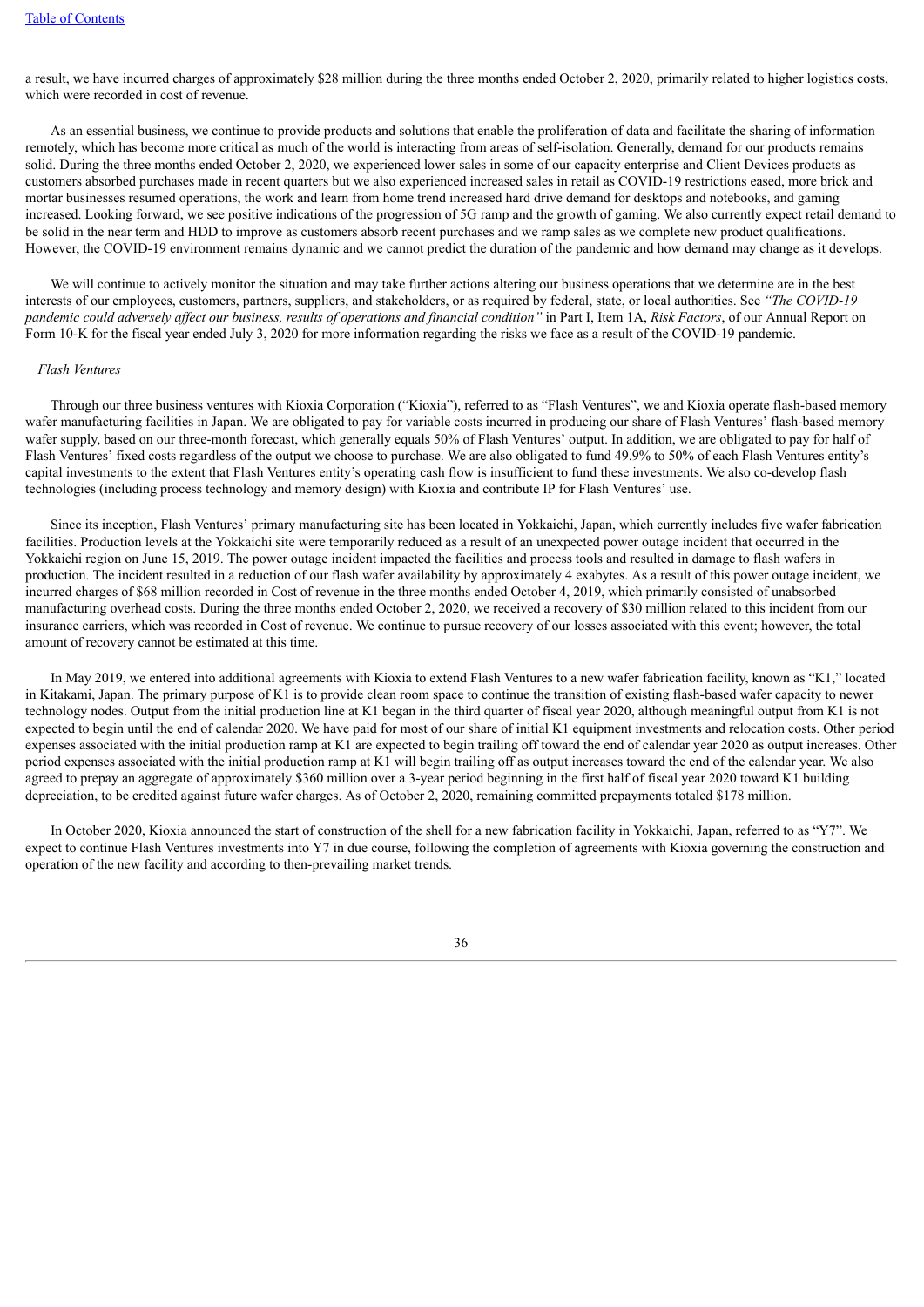a result, we have incurred charges of approximately $28 million during the three months ended October 2, 2020, primarily related to higher logistics costs, which were recorded in cost of revenue.

As an essential business, we continue to provide products and solutions that enable the proliferation of data and facilitate the sharing of information remotely, which has become more critical as much of the world is interacting from areas of self-isolation. Generally, demand for our products remains solid. During the three months ended October 2, 2020, we experienced lower sales in some of our capacity enterprise and Client Devices products as customers absorbed purchases made in recent quarters but we also experienced increased sales in retail as COVID-19 restrictions eased, more brick and mortar businesses resumed operations, the work and learn from home trend increased hard drive demand for desktops and notebooks, and gaming increased. Looking forward, we see positive indications of the progression of 5G ramp and the growth of gaming. We also currently expect retail demand to be solid in the near term and HDD to improve as customers absorb recent purchases and we ramp sales as we complete new product qualifications. However, the COVID-19 environment remains dynamic and we cannot predict the duration of the pandemic and how demand may change as it develops.

We will continue to actively monitor the situation and may take further actions altering our business operations that we determine are in the best interests of our employees, customers, partners, suppliers, and stakeholders, or as required by federal, state, or local authorities. See *"The COVID-19 pandemic could adversely affect our business, results of operations and financial condition"* in Part I, Item 1A, *Risk Factors*, of our Annual Report on Form 10-K for the fiscal year ended July 3, 2020 for more information regarding the risks we face as a result of the COVID-19 pandemic.

*Flash Ventures*

Through our three business ventures with Kioxia Corporation ("Kioxia"), referred to as "Flash Ventures", we and Kioxia operate flash-based memory wafer manufacturing facilities in Japan. We are obligated to pay for variable costs incurred in producing our share of Flash Ventures' flash-based memory wafer supply, based on our three-month forecast, which generally equals 50% of Flash Ventures' output. In addition, we are obligated to pay for half of Flash Ventures' fixed costs regardless of the output we choose to purchase. We are also obligated to fund 49.9% to 50% of each Flash Ventures entity's capital investments to the extent that Flash Ventures entity's operating cash flow is insufficient to fund these investments. We also co-develop flash technologies (including process technology and memory design) with Kioxia and contribute IP for Flash Ventures' use.

Since its inception, Flash Ventures' primary manufacturing site has been located in Yokkaichi, Japan, which currently includes five wafer fabrication facilities. Production levels at the Yokkaichi site were temporarily reduced as a result of an unexpected power outage incident that occurred in the Yokkaichi region on June 15, 2019. The power outage incident impacted the facilities and process tools and resulted in damage to flash wafers in production. The incident resulted in a reduction of our flash wafer availability by approximately 4 exabytes. As a result of this power outage incident, we incurred charges of $68 million recorded in Cost of revenue in the three months ended October 4, 2019, which primarily consisted of unabsorbed manufacturing overhead costs. During the three months ended October 2, 2020, we received a recovery of $30 million related to this incident from our insurance carriers, which was recorded in Cost of revenue. We continue to pursue recovery of our losses associated with this event; however, the total amount of recovery cannot be estimated at this time.

In May 2019, we entered into additional agreements with Kioxia to extend Flash Ventures to a new wafer fabrication facility, known as "K1," located in Kitakami, Japan. The primary purpose of K1 is to provide clean room space to continue the transition of existing flash-based wafer capacity to newer technology nodes. Output from the initial production line at K1 began in the third quarter of fiscal year 2020, although meaningful output from K1 is not expected to begin until the end of calendar 2020. We have paid for most of our share of initial K1 equipment investments and relocation costs. Other period expenses associated with the initial production ramp at K1 are expected to begin trailing off toward the end of calendar year 2020 as output increases. Other period expenses associated with the initial production ramp at K1 will begin trailing off as output increases toward the end of the calendar year. We also agreed to prepay an aggregate of approximately $360 million over a 3-year period beginning in the first half of fiscal year 2020 toward K1 building depreciation, to be credited against future wafer charges. As of October 2, 2020, remaining committed prepayments totaled $178 million.

In October 2020, Kioxia announced the start of construction of the shell for a new fabrication facility in Yokkaichi, Japan, referred to as "Y7". We expect to continue Flash Ventures investments into Y7 in due course, following the completion of agreements with Kioxia governing the construction and operation of the new facility and according to then-prevailing market trends.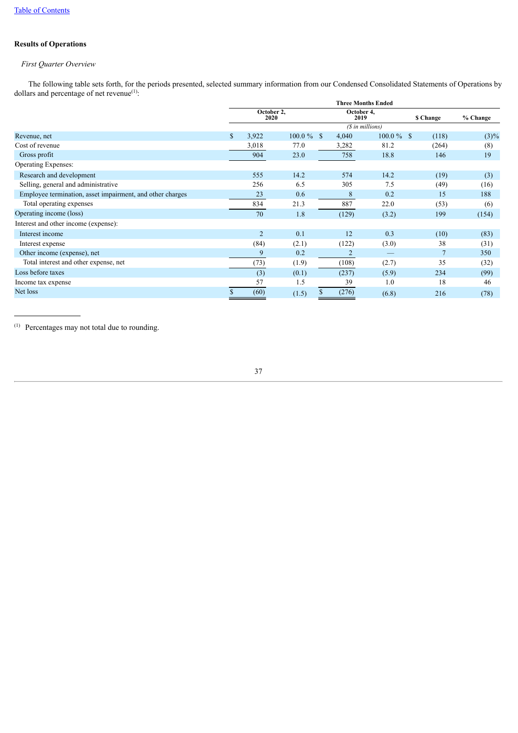[Table of Contents](#)

**Results of Operations**

*First Quarter Overview*

The following table sets forth, for the periods presented, selected summary information from our Condensed Consolidated Statements of Operations by dollars and percentage of net revenue[(1)]:

| | Three Months Ended | | | | | |
|---|---|---|---|---|---|---|
| | October 2, 2020 | | October 4, 2019 | | $ Change | % Change |
| | ($ in millions) | | | | | |
| Revenue, net | $ 3,922 | 100.0 % | $ 4,040 | 100.0 % | $ (118) | (3)% |
| Cost of revenue | 3,018 | 77.0 | 3,282 | 81.2 | (264) | (8) |
| Gross profit | 904 | 23.0 | 758 | 18.8 | 146 | 19 |
| Operating Expenses: | | | | | | |
| Research and development | 555 | 14.2 | 574 | 14.2 | (19) | (3) |
| Selling, general and administrative | 256 | 6.5 | 305 | 7.5 | (49) | (16) |
| Employee termination, asset impairment, and other charges | 23 | 0.6 | 8 | 0.2 | 15 | 188 |
| Total operating expenses | 834 | 21.3 | 887 | 22.0 | (53) | (6) |
| Operating income (loss) | 70 | 1.8 | (129) | (3.2) | 199 | (154) |
| Interest and other income (expense): | | | | | | |
| Interest income | 2 | 0.1 | 12 | 0.3 | (10) | (83) |
| Interest expense | (84) | (2.1) | (122) | (3.0) | 38 | (31) |
| Other income (expense), net | 9 | 0.2 | 2 | — | 7 | 350 |
| Total interest and other expense, net | (73) | (1.9) | (108) | (2.7) | 35 | (32) |
| Loss before taxes | (3) | (0.1) | (237) | (5.9) | 234 | (99) |
| Income tax expense | 57 | 1.5 | 39 | 1.0 | 18 | 46 |
| Net loss | $ (60) | (1.5) | $ (276) | (6.8) | 216 | (78) |

(1) Percentages may not total due to rounding.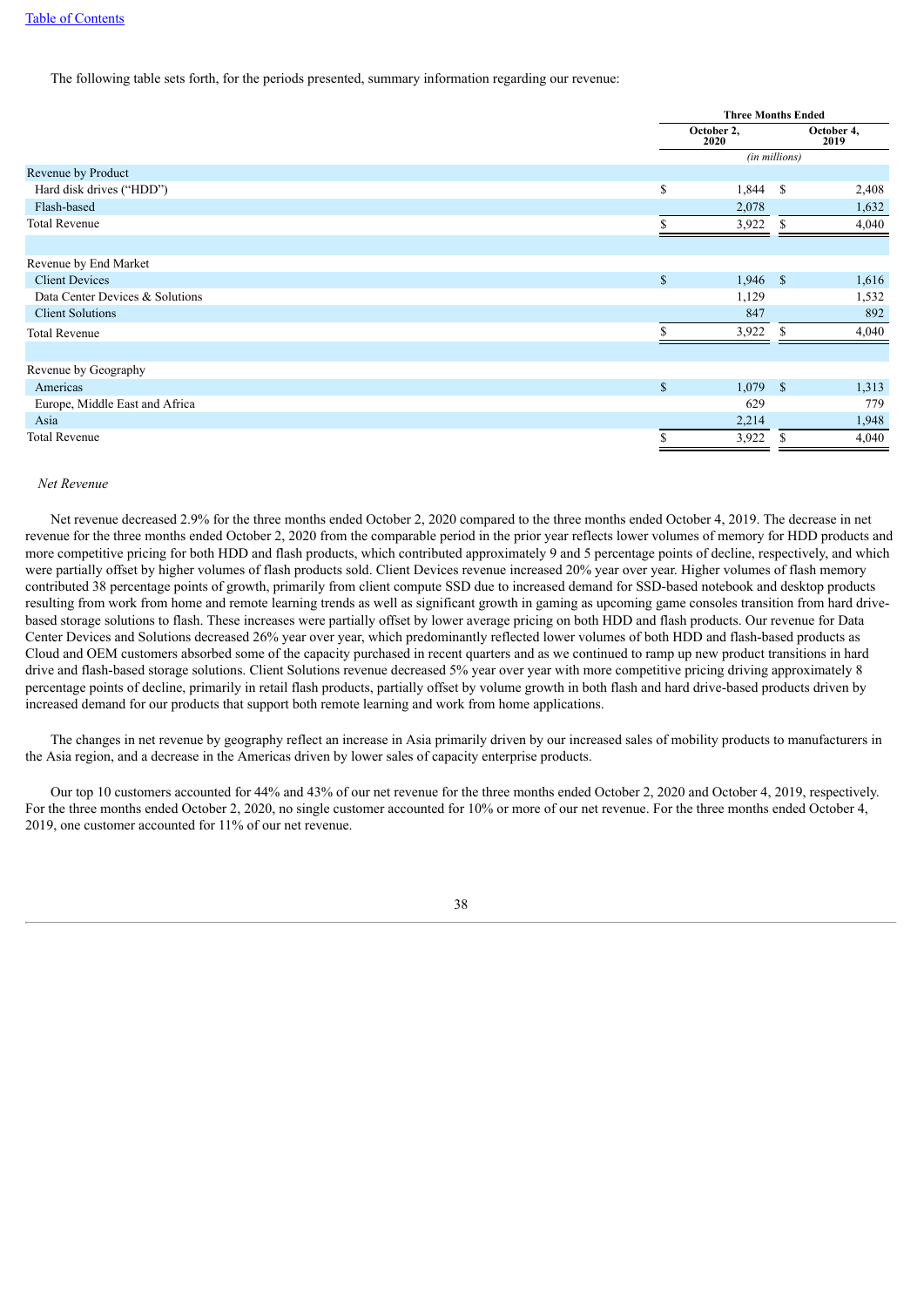The following table sets forth, for the periods presented, summary information regarding our revenue:

| | Three Months Ended | |
|---|---|---|
| | October 2, 2020 | October 4, 2019 |
| | (in millions) | |
| **Revenue by Product** | | |
| Hard disk drives ("HDD") | $ 1,844 | $ 2,408 |
| Flash-based | 2,078 | 1,632 |
| Total Revenue | $ 3,922 | $ 4,040 |
| | | |
| **Revenue by End Market** | | |
| Client Devices | $ 1,946 | $ 1,616 |
| Data Center Devices & Solutions | 1,129 | 1,532 |
| Client Solutions | 847 | 892 |
| Total Revenue | $ 3,922 | $ 4,040 |
| | | |
| **Revenue by Geography** | | |
| Americas | $ 1,079 | $ 1,313 |
| Europe, Middle East and Africa | 629 | 779 |
| Asia | 2,214 | 1,948 |
| Total Revenue | $ 3,922 | $ 4,040 |

*Net Revenue*

Net revenue decreased 2.9% for the three months ended October 2, 2020 compared to the three months ended October 4, 2019. The decrease in net revenue for the three months ended October 2, 2020 from the comparable period in the prior year reflects lower volumes of memory for HDD products and more competitive pricing for both HDD and flash products, which contributed approximately 9 and 5 percentage points of decline, respectively, and which were partially offset by higher volumes of flash products sold. Client Devices revenue increased 20% year over year. Higher volumes of flash memory contributed 38 percentage points of growth, primarily from client compute SSD due to increased demand for SSD-based notebook and desktop products resulting from work from home and remote learning trends as well as significant growth in gaming as upcoming game consoles transition from hard drive-based storage solutions to flash. These increases were partially offset by lower average pricing on both HDD and flash products. Our revenue for Data Center Devices and Solutions decreased 26% year over year, which predominantly reflected lower volumes of both HDD and flash-based products as Cloud and OEM customers absorbed some of the capacity purchased in recent quarters and as we continued to ramp up new product transitions in hard drive and flash-based storage solutions. Client Solutions revenue decreased 5% year over year with more competitive pricing driving approximately 8 percentage points of decline, primarily in retail flash products, partially offset by volume growth in both flash and hard drive-based products driven by increased demand for our products that support both remote learning and work from home applications.

The changes in net revenue by geography reflect an increase in Asia primarily driven by our increased sales of mobility products to manufacturers in the Asia region, and a decrease in the Americas driven by lower sales of capacity enterprise products.

Our top 10 customers accounted for 44% and 43% of our net revenue for the three months ended October 2, 2020 and October 4, 2019, respectively. For the three months ended October 2, 2020, no single customer accounted for 10% or more of our net revenue. For the three months ended October 4, 2019, one customer accounted for 11% of our net revenue.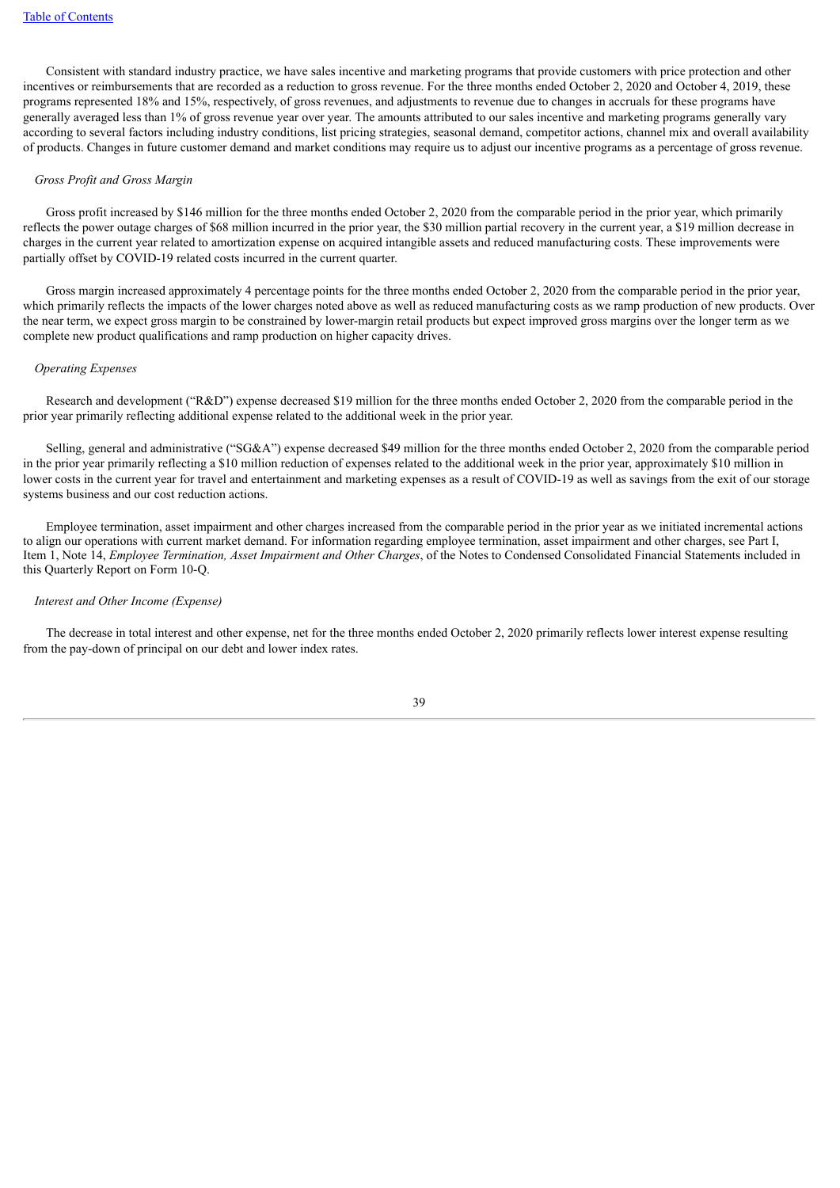Consistent with standard industry practice, we have sales incentive and marketing programs that provide customers with price protection and other incentives or reimbursements that are recorded as a reduction to gross revenue. For the three months ended October 2, 2020 and October 4, 2019, these programs represented 18% and 15%, respectively, of gross revenues, and adjustments to revenue due to changes in accruals for these programs have generally averaged less than 1% of gross revenue year over year. The amounts attributed to our sales incentive and marketing programs generally vary according to several factors including industry conditions, list pricing strategies, seasonal demand, competitor actions, channel mix and overall availability of products. Changes in future customer demand and market conditions may require us to adjust our incentive programs as a percentage of gross revenue.

*Gross Profit and Gross Margin*

Gross profit increased by $146 million for the three months ended October 2, 2020 from the comparable period in the prior year, which primarily reflects the power outage charges of $68 million incurred in the prior year, the $30 million partial recovery in the current year, a $19 million decrease in charges in the current year related to amortization expense on acquired intangible assets and reduced manufacturing costs. These improvements were partially offset by COVID-19 related costs incurred in the current quarter.

Gross margin increased approximately 4 percentage points for the three months ended October 2, 2020 from the comparable period in the prior year, which primarily reflects the impacts of the lower charges noted above as well as reduced manufacturing costs as we ramp production of new products. Over the near term, we expect gross margin to be constrained by lower-margin retail products but expect improved gross margins over the longer term as we complete new product qualifications and ramp production on higher capacity drives.

*Operating Expenses*

Research and development ("R&D") expense decreased $19 million for the three months ended October 2, 2020 from the comparable period in the prior year primarily reflecting additional expense related to the additional week in the prior year.

Selling, general and administrative ("SG&A") expense decreased $49 million for the three months ended October 2, 2020 from the comparable period in the prior year primarily reflecting a $10 million reduction of expenses related to the additional week in the prior year, approximately $10 million in lower costs in the current year for travel and entertainment and marketing expenses as a result of COVID-19 as well as savings from the exit of our storage systems business and our cost reduction actions.

Employee termination, asset impairment and other charges increased from the comparable period in the prior year as we initiated incremental actions to align our operations with current market demand. For information regarding employee termination, asset impairment and other charges, see Part I, Item 1, Note 14, *Employee Termination, Asset Impairment and Other Charges*, of the Notes to Condensed Consolidated Financial Statements included in this Quarterly Report on Form 10-Q.

*Interest and Other Income (Expense)*

The decrease in total interest and other expense, net for the three months ended October 2, 2020 primarily reflects lower interest expense resulting from the pay-down of principal on our debt and lower index rates.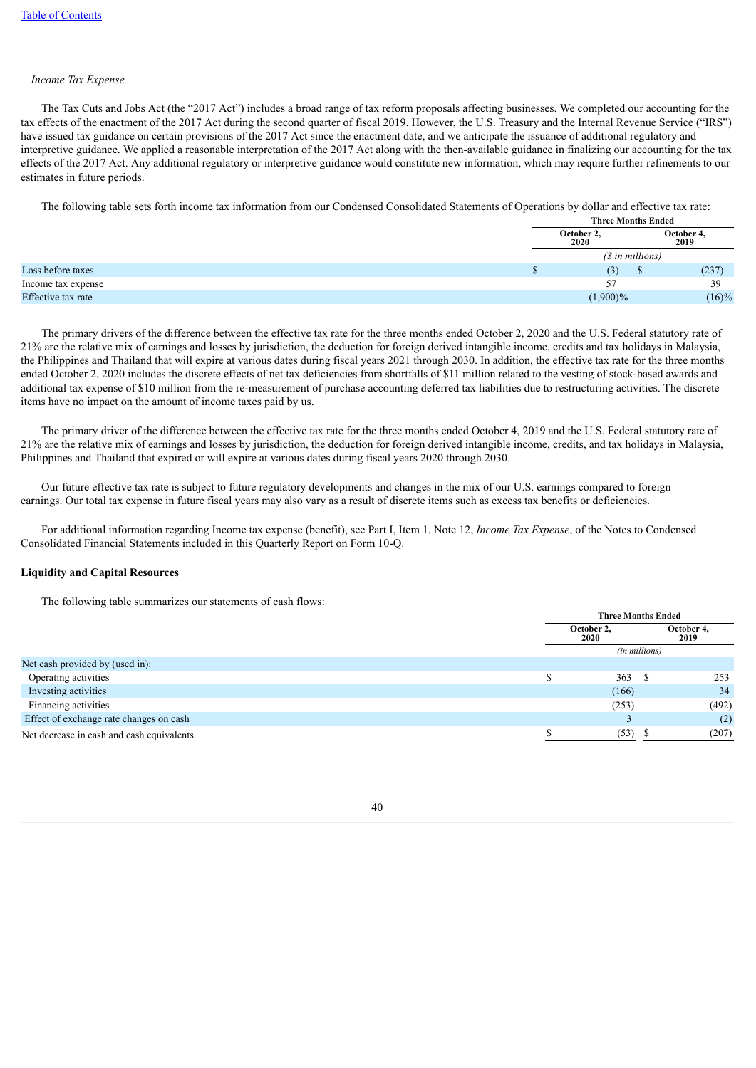*Income Tax Expense*

The Tax Cuts and Jobs Act (the "2017 Act") includes a broad range of tax reform proposals affecting businesses. We completed our accounting for the tax effects of the enactment of the 2017 Act during the second quarter of fiscal 2019. However, the U.S. Treasury and the Internal Revenue Service ("IRS") have issued tax guidance on certain provisions of the 2017 Act since the enactment date, and we anticipate the issuance of additional regulatory and interpretive guidance. We applied a reasonable interpretation of the 2017 Act along with the then-available guidance in finalizing our accounting for the tax effects of the 2017 Act. Any additional regulatory or interpretive guidance would constitute new information, which may require further refinements to our estimates in future periods.

The following table sets forth income tax information from our Condensed Consolidated Statements of Operations by dollar and effective tax rate:

| | Three Months Ended | |
|---|---|---|
| | October 2, 2020 | October 4, 2019 |
| | ($ in millions) | |
| Loss before taxes | $ (3) | $ (237) |
| Income tax expense | 57 | 39 |
| Effective tax rate | (1,900)% | (16)% |

The primary drivers of the difference between the effective tax rate for the three months ended October 2, 2020 and the U.S. Federal statutory rate of 21% are the relative mix of earnings and losses by jurisdiction, the deduction for foreign derived intangible income, credits and tax holidays in Malaysia, the Philippines and Thailand that will expire at various dates during fiscal years 2021 through 2030. In addition, the effective tax rate for the three months ended October 2, 2020 includes the discrete effects of net tax deficiencies from shortfalls of $11 million related to the vesting of stock-based awards and additional tax expense of $10 million from the re-measurement of purchase accounting deferred tax liabilities due to restructuring activities. The discrete items have no impact on the amount of income taxes paid by us.

The primary driver of the difference between the effective tax rate for the three months ended October 4, 2019 and the U.S. Federal statutory rate of 21% are the relative mix of earnings and losses by jurisdiction, the deduction for foreign derived intangible income, credits, and tax holidays in Malaysia, Philippines and Thailand that expired or will expire at various dates during fiscal years 2020 through 2030.

Our future effective tax rate is subject to future regulatory developments and changes in the mix of our U.S. earnings compared to foreign earnings. Our total tax expense in future fiscal years may also vary as a result of discrete items such as excess tax benefits or deficiencies.

For additional information regarding Income tax expense (benefit), see Part I, Item 1, Note 12, *Income Tax Expense*, of the Notes to Condensed Consolidated Financial Statements included in this Quarterly Report on Form 10-Q.

**Liquidity and Capital Resources**

The following table summarizes our statements of cash flows:

| | Three Months Ended | |
|---|---|---|
| | October 2, 2020 | October 4, 2019 |
| | (in millions) | |
| Net cash provided by (used in): | | |
| Operating activities | $ 363 | $ 253 |
| Investing activities | (166) | 34 |
| Financing activities | (253) | (492) |
| Effect of exchange rate changes on cash | 3 | (2) |
| Net decrease in cash and cash equivalents | $ (53) | $ (207) |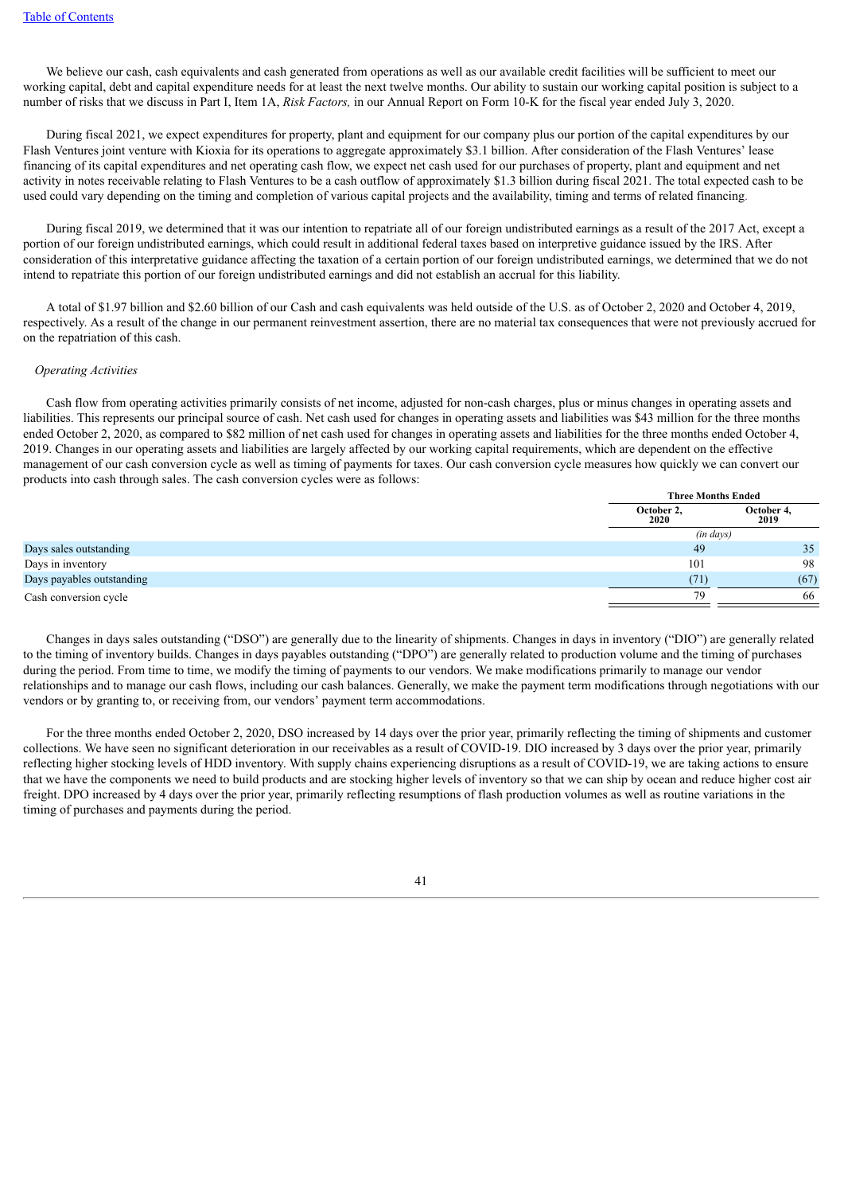We believe our cash, cash equivalents and cash generated from operations as well as our available credit facilities will be sufficient to meet our working capital, debt and capital expenditure needs for at least the next twelve months. Our ability to sustain our working capital position is subject to a number of risks that we discuss in Part I, Item 1A, *Risk Factors,* in our Annual Report on Form 10-K for the fiscal year ended July 3, 2020.

During fiscal 2021, we expect expenditures for property, plant and equipment for our company plus our portion of the capital expenditures by our Flash Ventures joint venture with Kioxia for its operations to aggregate approximately $3.1 billion. After consideration of the Flash Ventures' lease financing of its capital expenditures and net operating cash flow, we expect net cash used for our purchases of property, plant and equipment and net activity in notes receivable relating to Flash Ventures to be a cash outflow of approximately $1.3 billion during fiscal 2021. The total expected cash to be used could vary depending on the timing and completion of various capital projects and the availability, timing and terms of related financing.

During fiscal 2019, we determined that it was our intention to repatriate all of our foreign undistributed earnings as a result of the 2017 Act, except a portion of our foreign undistributed earnings, which could result in additional federal taxes based on interpretive guidance issued by the IRS. After consideration of this interpretative guidance affecting the taxation of a certain portion of our foreign undistributed earnings, we determined that we do not intend to repatriate this portion of our foreign undistributed earnings and did not establish an accrual for this liability.

A total of $1.97 billion and $2.60 billion of our Cash and cash equivalents was held outside of the U.S. as of October 2, 2020 and October 4, 2019, respectively. As a result of the change in our permanent reinvestment assertion, there are no material tax consequences that were not previously accrued for on the repatriation of this cash.

*Operating Activities*

Cash flow from operating activities primarily consists of net income, adjusted for non-cash charges, plus or minus changes in operating assets and liabilities. This represents our principal source of cash. Net cash used for changes in operating assets and liabilities was $43 million for the three months ended October 2, 2020, as compared to $82 million of net cash used for changes in operating assets and liabilities for the three months ended October 4, 2019. Changes in our operating assets and liabilities are largely affected by our working capital requirements, which are dependent on the effective management of our cash conversion cycle as well as timing of payments for taxes. Our cash conversion cycle measures how quickly we can convert our products into cash through sales. The cash conversion cycles were as follows:

| | Three Months Ended | |
|---|---|---|
| | October 2, 2020 | October 4, 2019 |
| | *(in days)* | |
| Days sales outstanding | 49 | 35 |
| Days in inventory | 101 | 98 |
| Days payables outstanding | (71) | (67) |
| Cash conversion cycle | 79 | 66 |

Changes in days sales outstanding ("DSO") are generally due to the linearity of shipments. Changes in days in inventory ("DIO") are generally related to the timing of inventory builds. Changes in days payables outstanding ("DPO") are generally related to production volume and the timing of purchases during the period. From time to time, we modify the timing of payments to our vendors. We make modifications primarily to manage our vendor relationships and to manage our cash flows, including our cash balances. Generally, we make the payment term modifications through negotiations with our vendors or by granting to, or receiving from, our vendors' payment term accommodations.

For the three months ended October 2, 2020, DSO increased by 14 days over the prior year, primarily reflecting the timing of shipments and customer collections. We have seen no significant deterioration in our receivables as a result of COVID-19. DIO increased by 3 days over the prior year, primarily reflecting higher stocking levels of HDD inventory. With supply chains experiencing disruptions as a result of COVID-19, we are taking actions to ensure that we have the components we need to build products and are stocking higher levels of inventory so that we can ship by ocean and reduce higher cost air freight. DPO increased by 4 days over the prior year, primarily reflecting resumptions of flash production volumes as well as routine variations in the timing of purchases and payments during the period.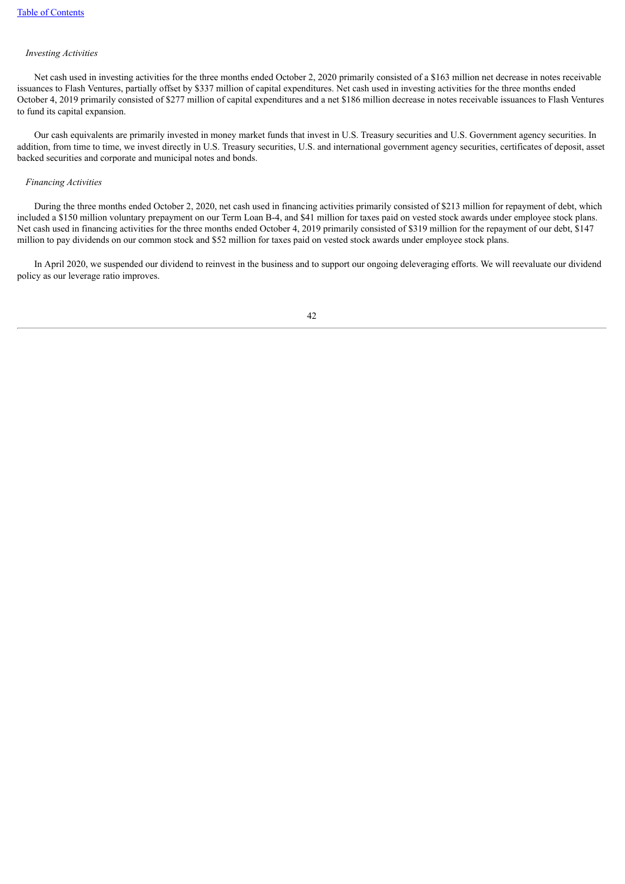*Investing Activities*

Net cash used in investing activities for the three months ended October 2, 2020 primarily consisted of a $163 million net decrease in notes receivable issuances to Flash Ventures, partially offset by $337 million of capital expenditures. Net cash used in investing activities for the three months ended October 4, 2019 primarily consisted of $277 million of capital expenditures and a net $186 million decrease in notes receivable issuances to Flash Ventures to fund its capital expansion.

Our cash equivalents are primarily invested in money market funds that invest in U.S. Treasury securities and U.S. Government agency securities. In addition, from time to time, we invest directly in U.S. Treasury securities, U.S. and international government agency securities, certificates of deposit, asset backed securities and corporate and municipal notes and bonds.

*Financing Activities*

During the three months ended October 2, 2020, net cash used in financing activities primarily consisted of $213 million for repayment of debt, which included a $150 million voluntary prepayment on our Term Loan B-4, and $41 million for taxes paid on vested stock awards under employee stock plans. Net cash used in financing activities for the three months ended October 4, 2019 primarily consisted of $319 million for the repayment of our debt, $147 million to pay dividends on our common stock and $52 million for taxes paid on vested stock awards under employee stock plans.

In April 2020, we suspended our dividend to reinvest in the business and to support our ongoing deleveraging efforts. We will reevaluate our dividend policy as our leverage ratio improves.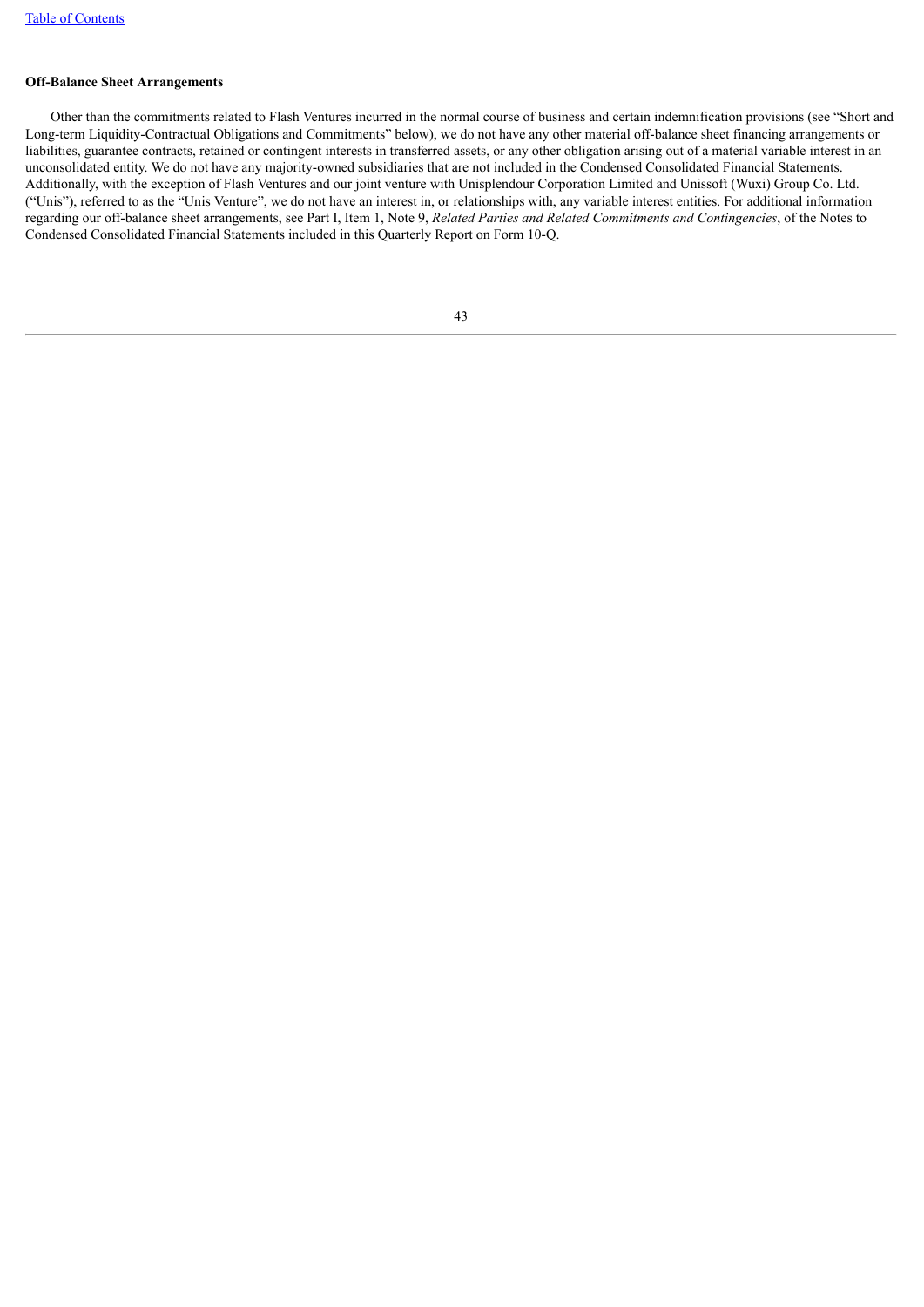**Off-Balance Sheet Arrangements**

Other than the commitments related to Flash Ventures incurred in the normal course of business and certain indemnification provisions (see “Short and Long-term Liquidity-Contractual Obligations and Commitments” below), we do not have any other material off-balance sheet financing arrangements or liabilities, guarantee contracts, retained or contingent interests in transferred assets, or any other obligation arising out of a material variable interest in an unconsolidated entity. We do not have any majority-owned subsidiaries that are not included in the Condensed Consolidated Financial Statements. Additionally, with the exception of Flash Ventures and our joint venture with Unisplendour Corporation Limited and Unissoft (Wuxi) Group Co. Ltd. (“Unis”), referred to as the “Unis Venture”, we do not have an interest in, or relationships with, any variable interest entities. For additional information regarding our off-balance sheet arrangements, see Part I, Item 1, Note 9, *Related Parties and Related Commitments and Contingencies*, of the Notes to Condensed Consolidated Financial Statements included in this Quarterly Report on Form 10-Q.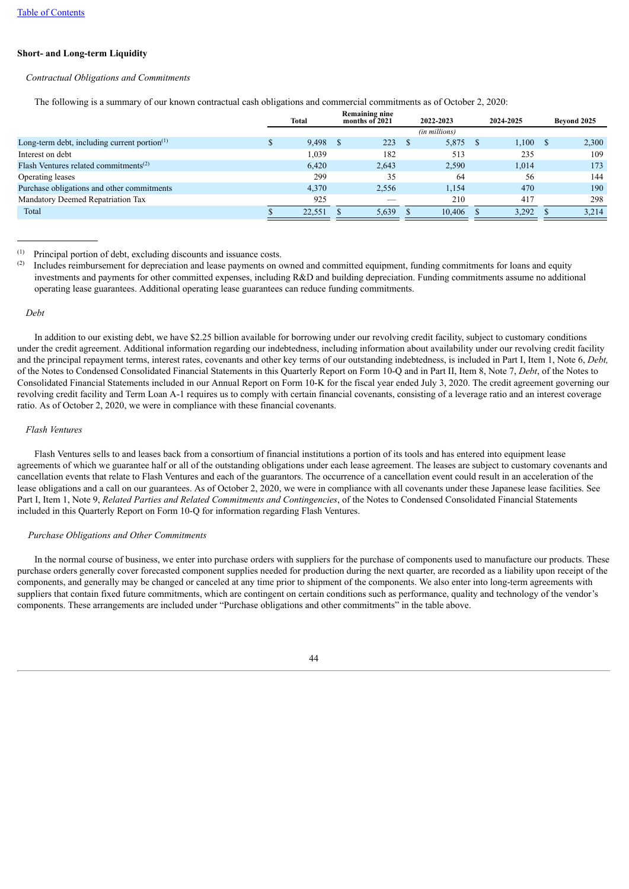[Table of Contents](#)

## Short- and Long-term Liquidity

*Contractual Obligations and Commitments*

The following is a summary of our known contractual cash obligations and commercial commitments as of October 2, 2020:

| | Total | Remaining nine months of 2021 | 2022-2023 | 2024-2025 | Beyond 2025 |
|---|---|---|---|---|---|
| | | | *(in millions)* | | |
| Long-term debt, including current portion[(1)] | $ 9,498 | $ 223 | $ 5,875 | $ 1,100 | $ 2,300 |
| Interest on debt | 1,039 | 182 | 513 | 235 | 109 |
| Flash Ventures related commitments[(2)] | 6,420 | 2,643 | 2,590 | 1,014 | 173 |
| Operating leases | 299 | 35 | 64 | 56 | 144 |
| Purchase obligations and other commitments | 4,370 | 2,556 | 1,154 | 470 | 190 |
| Mandatory Deemed Repatriation Tax | 925 | — | 210 | 417 | 298 |
| Total | $ 22,551 | $ 5,639 | $ 10,406 | $ 3,292 | $ 3,214 |

(1) Principal portion of debt, excluding discounts and issuance costs.

(2) Includes reimbursement for depreciation and lease payments on owned and committed equipment, funding commitments for loans and equity investments and payments for other committed expenses, including R&D and building depreciation. Funding commitments assume no additional operating lease guarantees. Additional operating lease guarantees can reduce funding commitments.

*Debt*

In addition to our existing debt, we have $2.25 billion available for borrowing under our revolving credit facility, subject to customary conditions under the credit agreement. Additional information regarding our indebtedness, including information about availability under our revolving credit facility and the principal repayment terms, interest rates, covenants and other key terms of our outstanding indebtedness, is included in Part I, Item 1, Note 6, *Debt,* of the Notes to Condensed Consolidated Financial Statements in this Quarterly Report on Form 10-Q and in Part II, Item 8, Note 7, *Debt*, of the Notes to Consolidated Financial Statements included in our Annual Report on Form 10-K for the fiscal year ended July 3, 2020. The credit agreement governing our revolving credit facility and Term Loan A-1 requires us to comply with certain financial covenants, consisting of a leverage ratio and an interest coverage ratio. As of October 2, 2020, we were in compliance with these financial covenants.

*Flash Ventures*

Flash Ventures sells to and leases back from a consortium of financial institutions a portion of its tools and has entered into equipment lease agreements of which we guarantee half or all of the outstanding obligations under each lease agreement. The leases are subject to customary covenants and cancellation events that relate to Flash Ventures and each of the guarantors. The occurrence of a cancellation event could result in an acceleration of the lease obligations and a call on our guarantees. As of October 2, 2020, we were in compliance with all covenants under these Japanese lease facilities. See Part I, Item 1, Note 9, *Related Parties and Related Commitments and Contingencies*, of the Notes to Condensed Consolidated Financial Statements included in this Quarterly Report on Form 10-Q for information regarding Flash Ventures.

*Purchase Obligations and Other Commitments*

In the normal course of business, we enter into purchase orders with suppliers for the purchase of components used to manufacture our products. These purchase orders generally cover forecasted component supplies needed for production during the next quarter, are recorded as a liability upon receipt of the components, and generally may be changed or canceled at any time prior to shipment of the components. We also enter into long-term agreements with suppliers that contain fixed future commitments, which are contingent on certain conditions such as performance, quality and technology of the vendor's components. These arrangements are included under "Purchase obligations and other commitments" in the table above.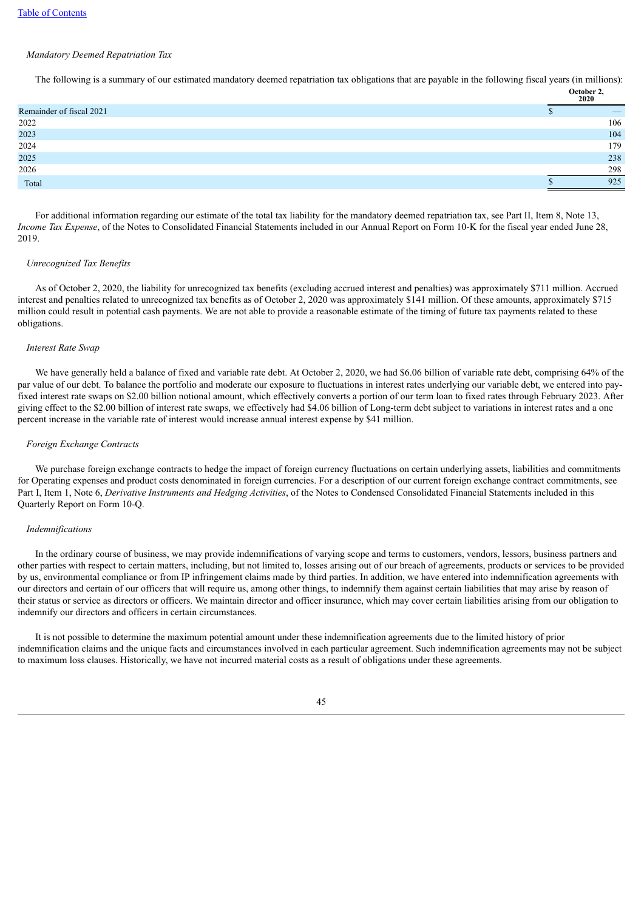*Mandatory Deemed Repatriation Tax*

The following is a summary of our estimated mandatory deemed repatriation tax obligations that are payable in the following fiscal years (in millions):

| | October 2, 2020 |
|---|---|
| Remainder of fiscal 2021 | $ — |
| 2022 | 106 |
| 2023 | 104 |
| 2024 | 179 |
| 2025 | 238 |
| 2026 | 298 |
| Total | $ 925 |

For additional information regarding our estimate of the total tax liability for the mandatory deemed repatriation tax, see Part II, Item 8, Note 13, *Income Tax Expense*, of the Notes to Consolidated Financial Statements included in our Annual Report on Form 10-K for the fiscal year ended June 28, 2019.

*Unrecognized Tax Benefits*

As of October 2, 2020, the liability for unrecognized tax benefits (excluding accrued interest and penalties) was approximately $711 million. Accrued interest and penalties related to unrecognized tax benefits as of October 2, 2020 was approximately $141 million. Of these amounts, approximately $715 million could result in potential cash payments. We are not able to provide a reasonable estimate of the timing of future tax payments related to these obligations.

*Interest Rate Swap*

We have generally held a balance of fixed and variable rate debt. At October 2, 2020, we had $6.06 billion of variable rate debt, comprising 64% of the par value of our debt. To balance the portfolio and moderate our exposure to fluctuations in interest rates underlying our variable debt, we entered into pay-fixed interest rate swaps on $2.00 billion notional amount, which effectively converts a portion of our term loan to fixed rates through February 2023. After giving effect to the $2.00 billion of interest rate swaps, we effectively had $4.06 billion of Long-term debt subject to variations in interest rates and a one percent increase in the variable rate of interest would increase annual interest expense by $41 million.

*Foreign Exchange Contracts*

We purchase foreign exchange contracts to hedge the impact of foreign currency fluctuations on certain underlying assets, liabilities and commitments for Operating expenses and product costs denominated in foreign currencies. For a description of our current foreign exchange contract commitments, see Part I, Item 1, Note 6, *Derivative Instruments and Hedging Activities*, of the Notes to Condensed Consolidated Financial Statements included in this Quarterly Report on Form 10-Q.

*Indemnifications*

In the ordinary course of business, we may provide indemnifications of varying scope and terms to customers, vendors, lessors, business partners and other parties with respect to certain matters, including, but not limited to, losses arising out of our breach of agreements, products or services to be provided by us, environmental compliance or from IP infringement claims made by third parties. In addition, we have entered into indemnification agreements with our directors and certain of our officers that will require us, among other things, to indemnify them against certain liabilities that may arise by reason of their status or service as directors or officers. We maintain director and officer insurance, which may cover certain liabilities arising from our obligation to indemnify our directors and officers in certain circumstances.

It is not possible to determine the maximum potential amount under these indemnification agreements due to the limited history of prior indemnification claims and the unique facts and circumstances involved in each particular agreement. Such indemnification agreements may not be subject to maximum loss clauses. Historically, we have not incurred material costs as a result of obligations under these agreements.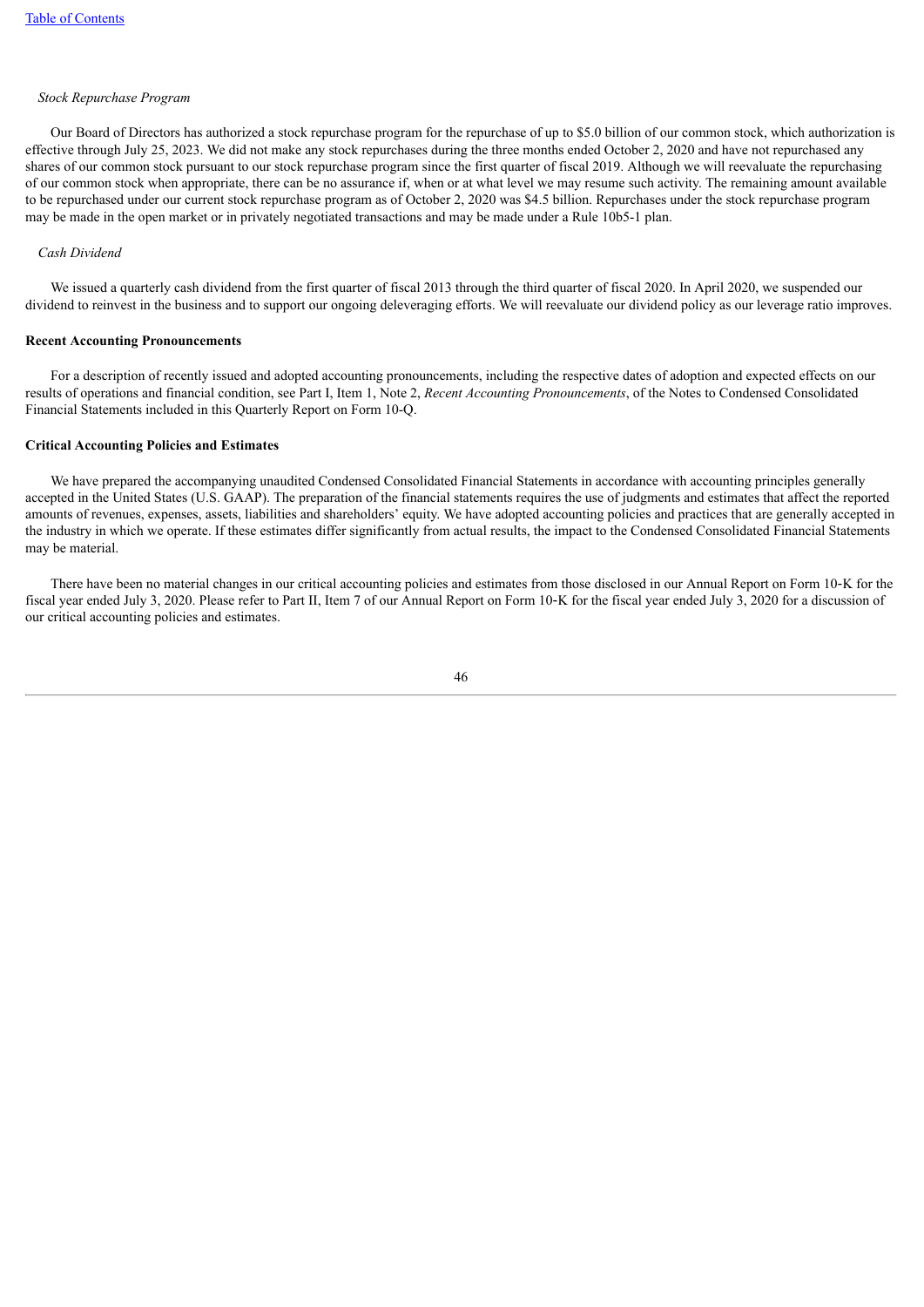*Stock Repurchase Program*

Our Board of Directors has authorized a stock repurchase program for the repurchase of up to $5.0 billion of our common stock, which authorization is effective through July 25, 2023. We did not make any stock repurchases during the three months ended October 2, 2020 and have not repurchased any shares of our common stock pursuant to our stock repurchase program since the first quarter of fiscal 2019. Although we will reevaluate the repurchasing of our common stock when appropriate, there can be no assurance if, when or at what level we may resume such activity. The remaining amount available to be repurchased under our current stock repurchase program as of October 2, 2020 was $4.5 billion. Repurchases under the stock repurchase program may be made in the open market or in privately negotiated transactions and may be made under a Rule 10b5-1 plan.

*Cash Dividend*

We issued a quarterly cash dividend from the first quarter of fiscal 2013 through the third quarter of fiscal 2020. In April 2020, we suspended our dividend to reinvest in the business and to support our ongoing deleveraging efforts. We will reevaluate our dividend policy as our leverage ratio improves.

**Recent Accounting Pronouncements**

For a description of recently issued and adopted accounting pronouncements, including the respective dates of adoption and expected effects on our results of operations and financial condition, see Part I, Item 1, Note 2, *Recent Accounting Pronouncements*, of the Notes to Condensed Consolidated Financial Statements included in this Quarterly Report on Form 10-Q.

**Critical Accounting Policies and Estimates**

We have prepared the accompanying unaudited Condensed Consolidated Financial Statements in accordance with accounting principles generally accepted in the United States (U.S. GAAP). The preparation of the financial statements requires the use of judgments and estimates that affect the reported amounts of revenues, expenses, assets, liabilities and shareholders' equity. We have adopted accounting policies and practices that are generally accepted in the industry in which we operate. If these estimates differ significantly from actual results, the impact to the Condensed Consolidated Financial Statements may be material.

There have been no material changes in our critical accounting policies and estimates from those disclosed in our Annual Report on Form 10-K for the fiscal year ended July 3, 2020. Please refer to Part II, Item 7 of our Annual Report on Form 10-K for the fiscal year ended July 3, 2020 for a discussion of our critical accounting policies and estimates.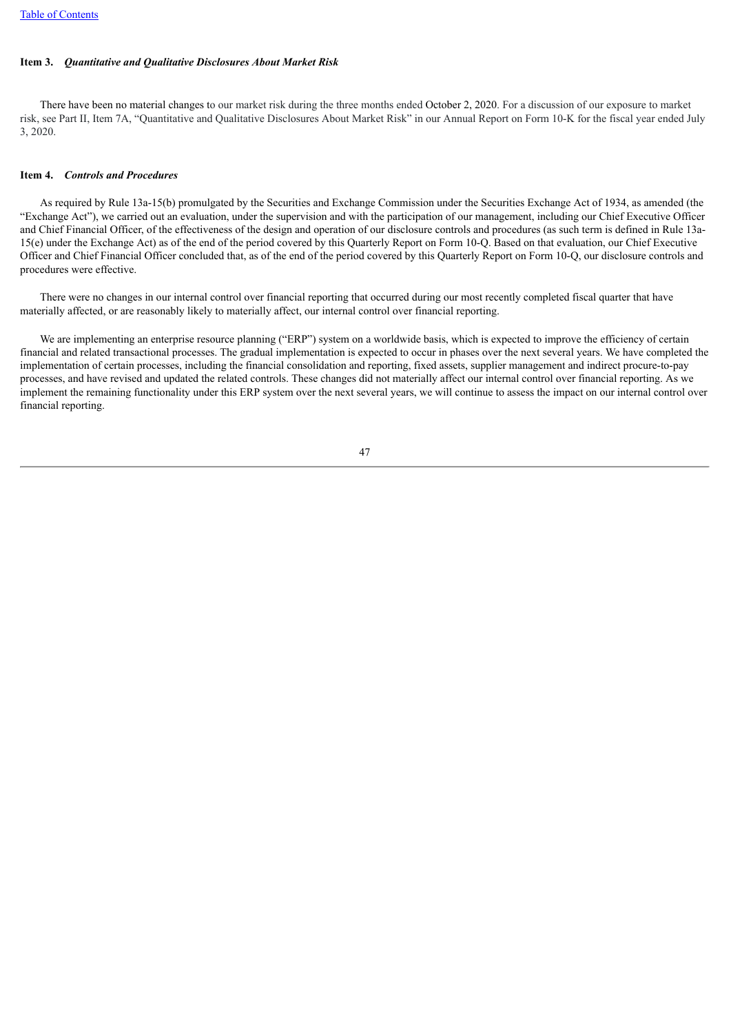**Item 3.** ***Quantitative and Qualitative Disclosures About Market Risk***

There have been no material changes to our market risk during the three months ended October 2, 2020. For a discussion of our exposure to market risk, see Part II, Item 7A, "Quantitative and Qualitative Disclosures About Market Risk" in our Annual Report on Form 10-K for the fiscal year ended July 3, 2020.

**Item 4.** ***Controls and Procedures***

As required by Rule 13a-15(b) promulgated by the Securities and Exchange Commission under the Securities Exchange Act of 1934, as amended (the "Exchange Act"), we carried out an evaluation, under the supervision and with the participation of our management, including our Chief Executive Officer and Chief Financial Officer, of the effectiveness of the design and operation of our disclosure controls and procedures (as such term is defined in Rule 13a-15(e) under the Exchange Act) as of the end of the period covered by this Quarterly Report on Form 10-Q. Based on that evaluation, our Chief Executive Officer and Chief Financial Officer concluded that, as of the end of the period covered by this Quarterly Report on Form 10-Q, our disclosure controls and procedures were effective.

There were no changes in our internal control over financial reporting that occurred during our most recently completed fiscal quarter that have materially affected, or are reasonably likely to materially affect, our internal control over financial reporting.

We are implementing an enterprise resource planning ("ERP") system on a worldwide basis, which is expected to improve the efficiency of certain financial and related transactional processes. The gradual implementation is expected to occur in phases over the next several years. We have completed the implementation of certain processes, including the financial consolidation and reporting, fixed assets, supplier management and indirect procure-to-pay processes, and have revised and updated the related controls. These changes did not materially affect our internal control over financial reporting. As we implement the remaining functionality under this ERP system over the next several years, we will continue to assess the impact on our internal control over financial reporting.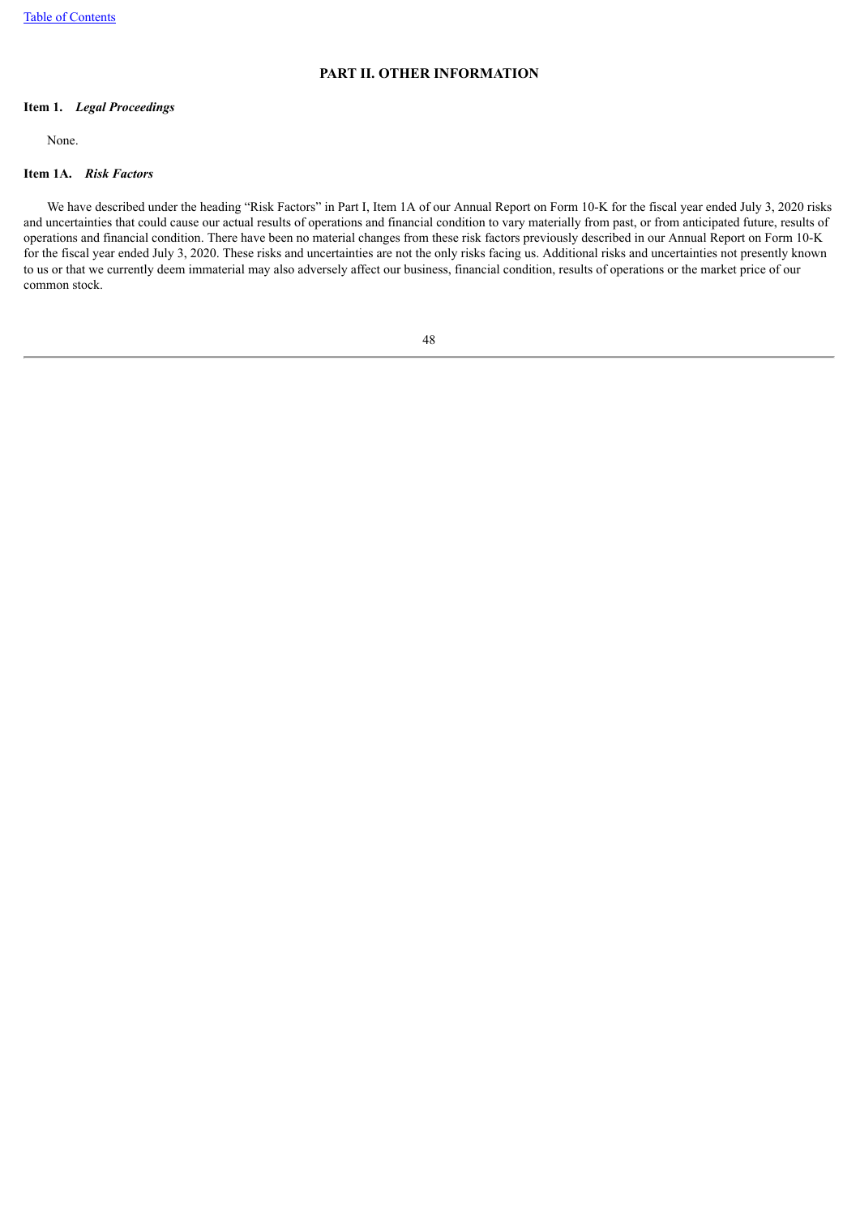# PART II. OTHER INFORMATION

## Item 1. *Legal Proceedings*

None.

## Item 1A. *Risk Factors*

We have described under the heading “Risk Factors” in Part I, Item 1A of our Annual Report on Form 10-K for the fiscal year ended July 3, 2020 risks and uncertainties that could cause our actual results of operations and financial condition to vary materially from past, or from anticipated future, results of operations and financial condition. There have been no material changes from these risk factors previously described in our Annual Report on Form 10-K for the fiscal year ended July 3, 2020. These risks and uncertainties are not the only risks facing us. Additional risks and uncertainties not presently known to us or that we currently deem immaterial may also adversely affect our business, financial condition, results of operations or the market price of our common stock.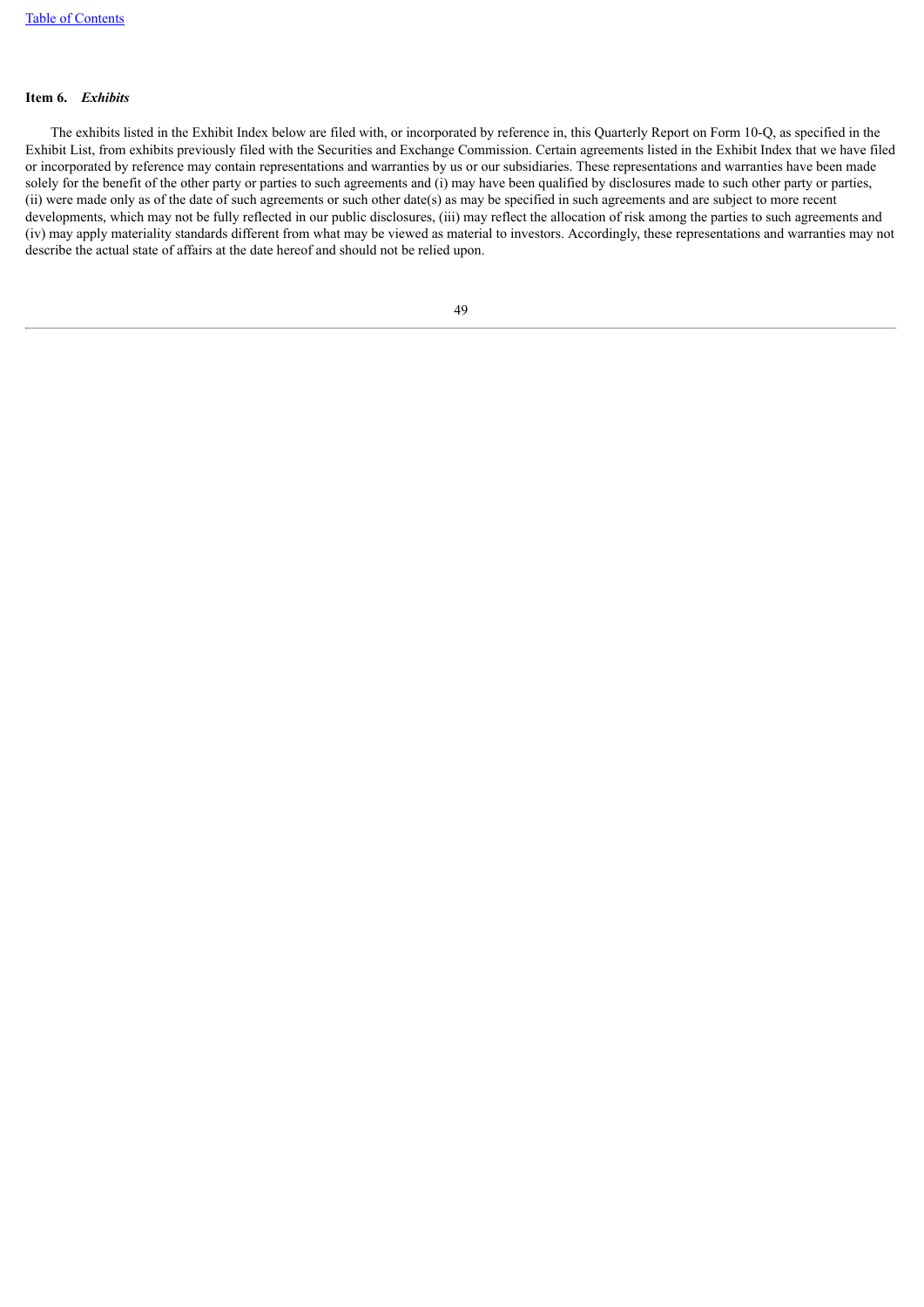### Item 6. *Exhibits*

The exhibits listed in the Exhibit Index below are filed with, or incorporated by reference in, this Quarterly Report on Form 10-Q, as specified in the Exhibit List, from exhibits previously filed with the Securities and Exchange Commission. Certain agreements listed in the Exhibit Index that we have filed or incorporated by reference may contain representations and warranties by us or our subsidiaries. These representations and warranties have been made solely for the benefit of the other party or parties to such agreements and (i) may have been qualified by disclosures made to such other party or parties, (ii) were made only as of the date of such agreements or such other date(s) as may be specified in such agreements and are subject to more recent developments, which may not be fully reflected in our public disclosures, (iii) may reflect the allocation of risk among the parties to such agreements and (iv) may apply materiality standards different from what may be viewed as material to investors. Accordingly, these representations and warranties may not describe the actual state of affairs at the date hereof and should not be relied upon.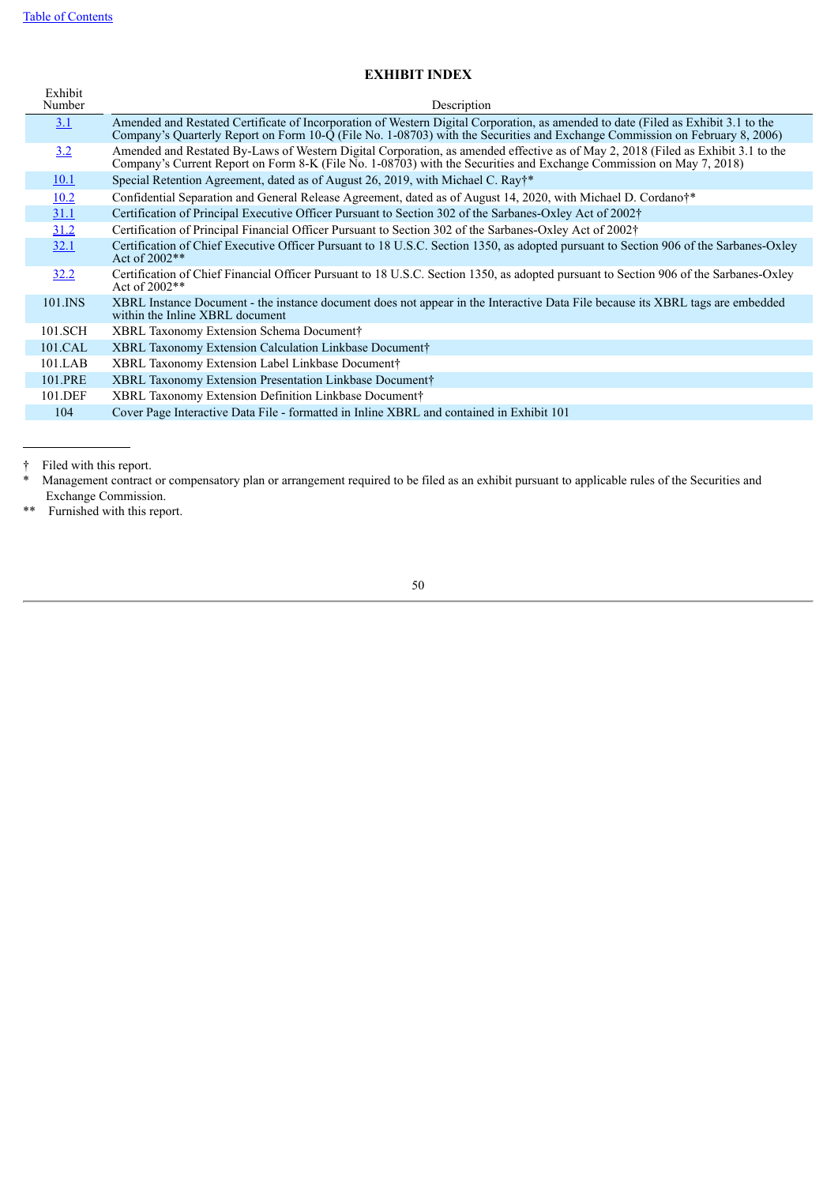Table of Contents

## EXHIBIT INDEX

| Exhibit Number | Description |
|---|---|
| 3.1 | Amended and Restated Certificate of Incorporation of Western Digital Corporation, as amended to date (Filed as Exhibit 3.1 to the Company's Quarterly Report on Form 10-Q (File No. 1-08703) with the Securities and Exchange Commission on February 8, 2006) |
| 3.2 | Amended and Restated By-Laws of Western Digital Corporation, as amended effective as of May 2, 2018 (Filed as Exhibit 3.1 to the Company's Current Report on Form 8-K (File No. 1-08703) with the Securities and Exchange Commission on May 7, 2018) |
| 10.1 | Special Retention Agreement, dated as of August 26, 2019, with Michael C. Ray†* |
| 10.2 | Confidential Separation and General Release Agreement, dated as of August 14, 2020, with Michael D. Cordano†* |
| 31.1 | Certification of Principal Executive Officer Pursuant to Section 302 of the Sarbanes-Oxley Act of 2002† |
| 31.2 | Certification of Principal Financial Officer Pursuant to Section 302 of the Sarbanes-Oxley Act of 2002† |
| 32.1 | Certification of Chief Executive Officer Pursuant to 18 U.S.C. Section 1350, as adopted pursuant to Section 906 of the Sarbanes-Oxley Act of 2002** |
| 32.2 | Certification of Chief Financial Officer Pursuant to 18 U.S.C. Section 1350, as adopted pursuant to Section 906 of the Sarbanes-Oxley Act of 2002** |
| 101.INS | XBRL Instance Document - the instance document does not appear in the Interactive Data File because its XBRL tags are embedded within the Inline XBRL document |
| 101.SCH | XBRL Taxonomy Extension Schema Document† |
| 101.CAL | XBRL Taxonomy Extension Calculation Linkbase Document† |
| 101.LAB | XBRL Taxonomy Extension Label Linkbase Document† |
| 101.PRE | XBRL Taxonomy Extension Presentation Linkbase Document† |
| 101.DEF | XBRL Taxonomy Extension Definition Linkbase Document† |
| 104 | Cover Page Interactive Data File - formatted in Inline XBRL and contained in Exhibit 101 |

---

† Filed with this report.

* Management contract or compensatory plan or arrangement required to be filed as an exhibit pursuant to applicable rules of the Securities and Exchange Commission.

** Furnished with this report.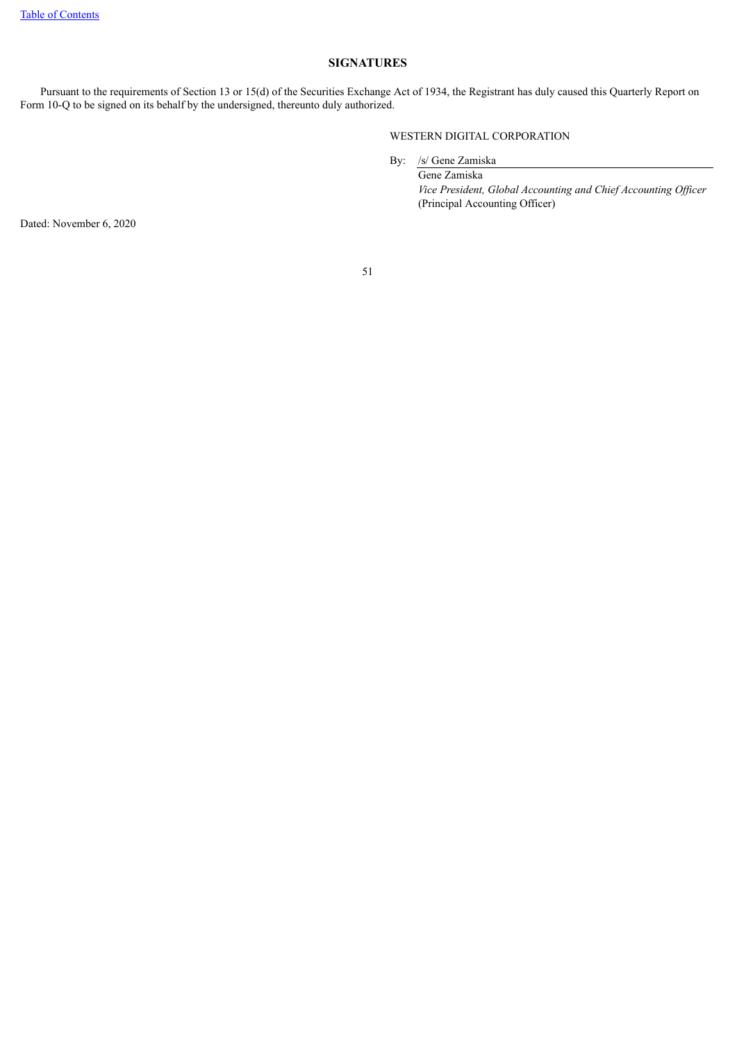## SIGNATURES

Pursuant to the requirements of Section 13 or 15(d) of the Securities Exchange Act of 1934, the Registrant has duly caused this Quarterly Report on Form 10-Q to be signed on its behalf by the undersigned, thereunto duly authorized.

WESTERN DIGITAL CORPORATION

By: /s/ Gene Zamiska

Gene Zamiska
*Vice President, Global Accounting and Chief Accounting Officer*
(Principal Accounting Officer)

Dated: November 6, 2020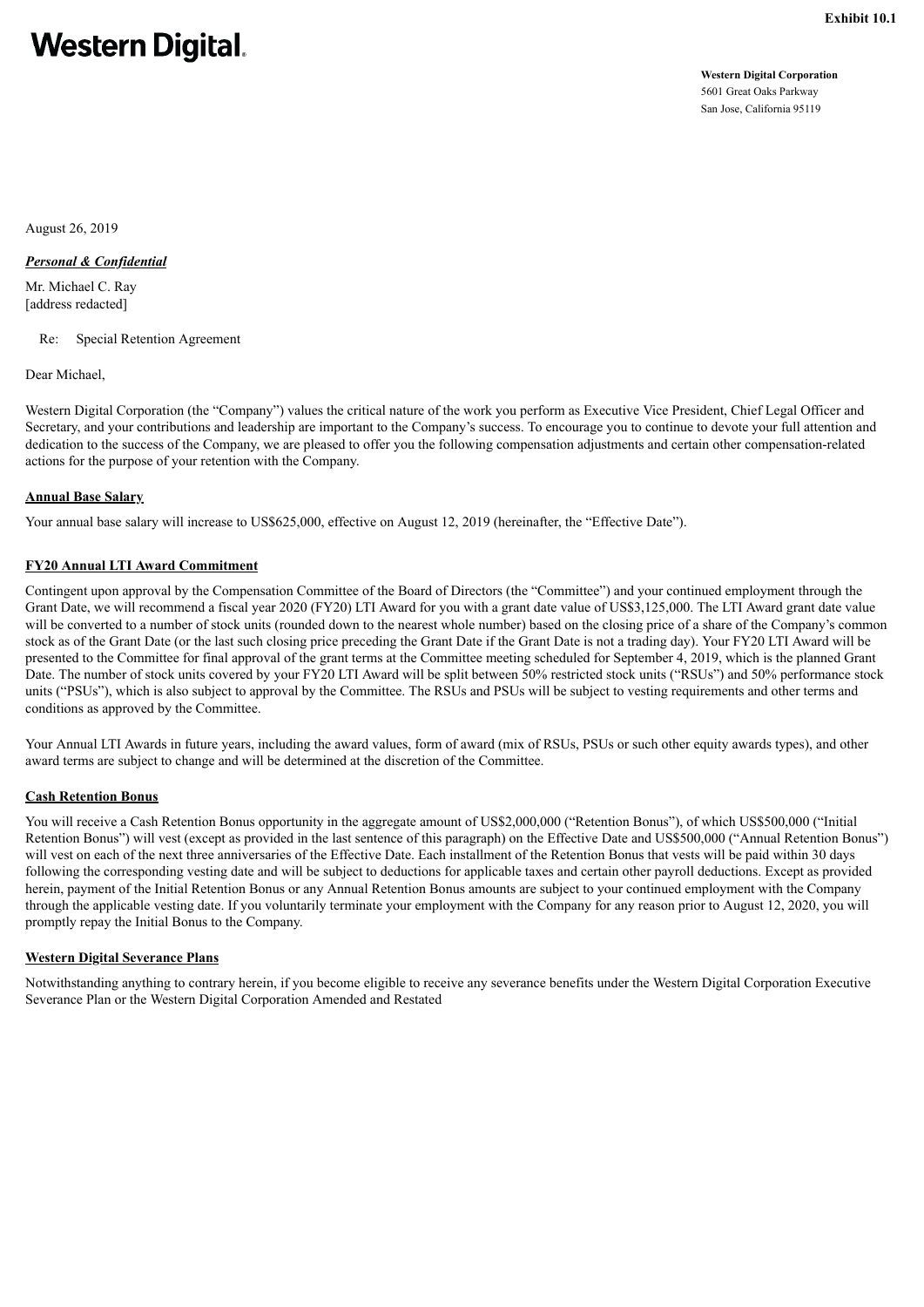**Exhibit 10.1**

# Western Digital.

**Western Digital Corporation**
5601 Great Oaks Parkway
San Jose, California 95119

August 26, 2019

***Personal & Confidential***

Mr. Michael C. Ray
[address redacted]

Re: Special Retention Agreement

Dear Michael,

Western Digital Corporation (the "Company") values the critical nature of the work you perform as Executive Vice President, Chief Legal Officer and Secretary, and your contributions and leadership are important to the Company's success. To encourage you to continue to devote your full attention and dedication to the success of the Company, we are pleased to offer you the following compensation adjustments and certain other compensation-related actions for the purpose of your retention with the Company.

**Annual Base Salary**

Your annual base salary will increase to US$625,000, effective on August 12, 2019 (hereinafter, the "Effective Date").

**FY20 Annual LTI Award Commitment**

Contingent upon approval by the Compensation Committee of the Board of Directors (the "Committee") and your continued employment through the Grant Date, we will recommend a fiscal year 2020 (FY20) LTI Award for you with a grant date value of US$3,125,000. The LTI Award grant date value will be converted to a number of stock units (rounded down to the nearest whole number) based on the closing price of a share of the Company's common stock as of the Grant Date (or the last such closing price preceding the Grant Date if the Grant Date is not a trading day). Your FY20 LTI Award will be presented to the Committee for final approval of the grant terms at the Committee meeting scheduled for September 4, 2019, which is the planned Grant Date. The number of stock units covered by your FY20 LTI Award will be split between 50% restricted stock units ("RSUs") and 50% performance stock units ("PSUs"), which is also subject to approval by the Committee. The RSUs and PSUs will be subject to vesting requirements and other terms and conditions as approved by the Committee.

Your Annual LTI Awards in future years, including the award values, form of award (mix of RSUs, PSUs or such other equity awards types), and other award terms are subject to change and will be determined at the discretion of the Committee.

**Cash Retention Bonus**

You will receive a Cash Retention Bonus opportunity in the aggregate amount of US$2,000,000 ("Retention Bonus"), of which US$500,000 ("Initial Retention Bonus") will vest (except as provided in the last sentence of this paragraph) on the Effective Date and US$500,000 ("Annual Retention Bonus") will vest on each of the next three anniversaries of the Effective Date. Each installment of the Retention Bonus that vests will be paid within 30 days following the corresponding vesting date and will be subject to deductions for applicable taxes and certain other payroll deductions. Except as provided herein, payment of the Initial Retention Bonus or any Annual Retention Bonus amounts are subject to your continued employment with the Company through the applicable vesting date. If you voluntarily terminate your employment with the Company for any reason prior to August 12, 2020, you will promptly repay the Initial Bonus to the Company.

**Western Digital Severance Plans**

Notwithstanding anything to contrary herein, if you become eligible to receive any severance benefits under the Western Digital Corporation Executive Severance Plan or the Western Digital Corporation Amended and Restated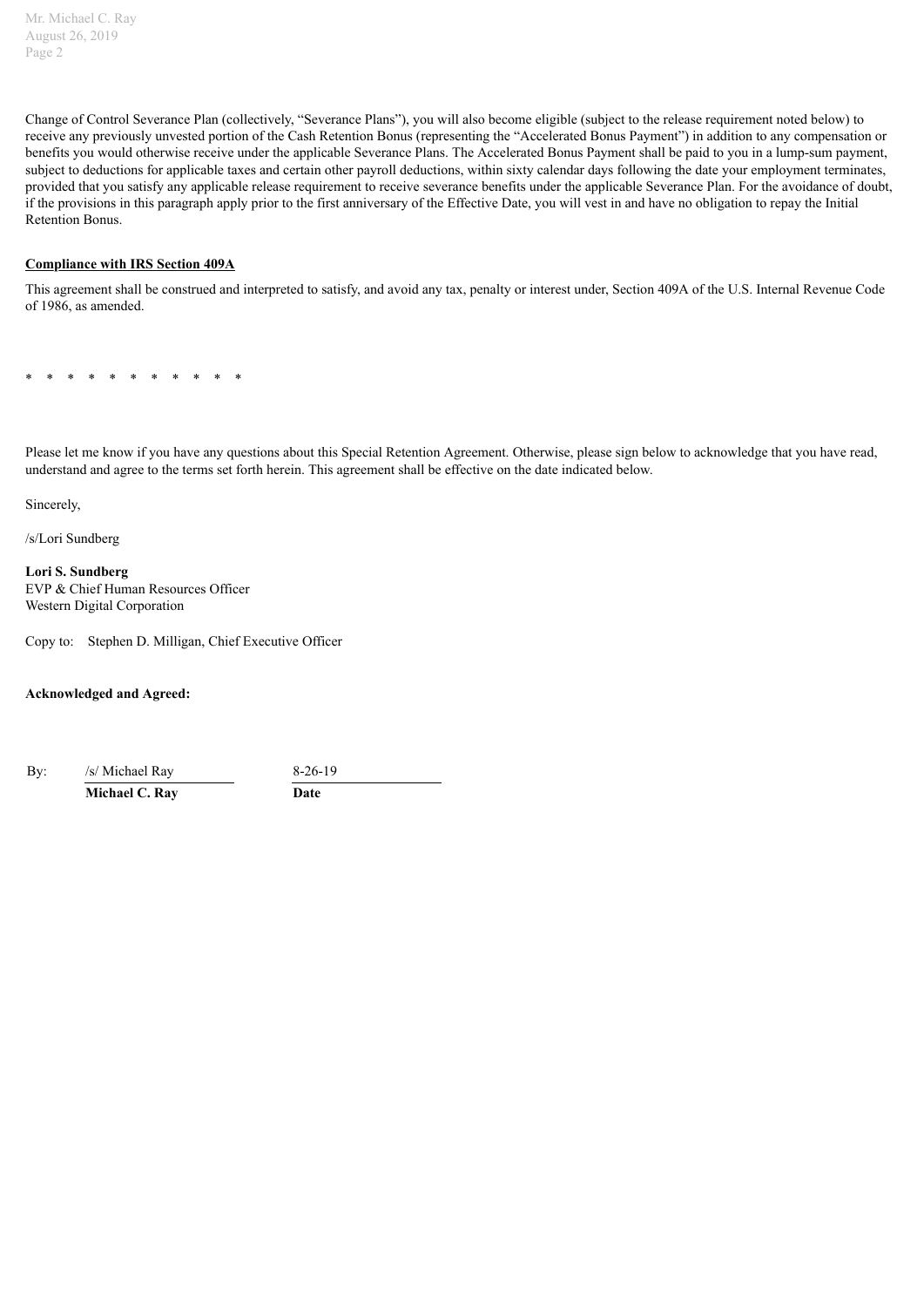Change of Control Severance Plan (collectively, "Severance Plans"), you will also become eligible (subject to the release requirement noted below) to receive any previously unvested portion of the Cash Retention Bonus (representing the "Accelerated Bonus Payment") in addition to any compensation or benefits you would otherwise receive under the applicable Severance Plans. The Accelerated Bonus Payment shall be paid to you in a lump-sum payment, subject to deductions for applicable taxes and certain other payroll deductions, within sixty calendar days following the date your employment terminates, provided that you satisfy any applicable release requirement to receive severance benefits under the applicable Severance Plan. For the avoidance of doubt, if the provisions in this paragraph apply prior to the first anniversary of the Effective Date, you will vest in and have no obligation to repay the Initial Retention Bonus.

**Compliance with IRS Section 409A**

This agreement shall be construed and interpreted to satisfy, and avoid any tax, penalty or interest under, Section 409A of the U.S. Internal Revenue Code of 1986, as amended.

\* \* \* \* \* \* \* \* \* \* \*

Please let me know if you have any questions about this Special Retention Agreement. Otherwise, please sign below to acknowledge that you have read, understand and agree to the terms set forth herein. This agreement shall be effective on the date indicated below.

Sincerely,

/s/Lori Sundberg

**Lori S. Sundberg**
EVP & Chief Human Resources Officer
Western Digital Corporation

Copy to: Stephen D. Milligan, Chief Executive Officer

**Acknowledged and Agreed:**

By: /s/ Michael Ray — 8-26-19

**Michael C. Ray** — **Date**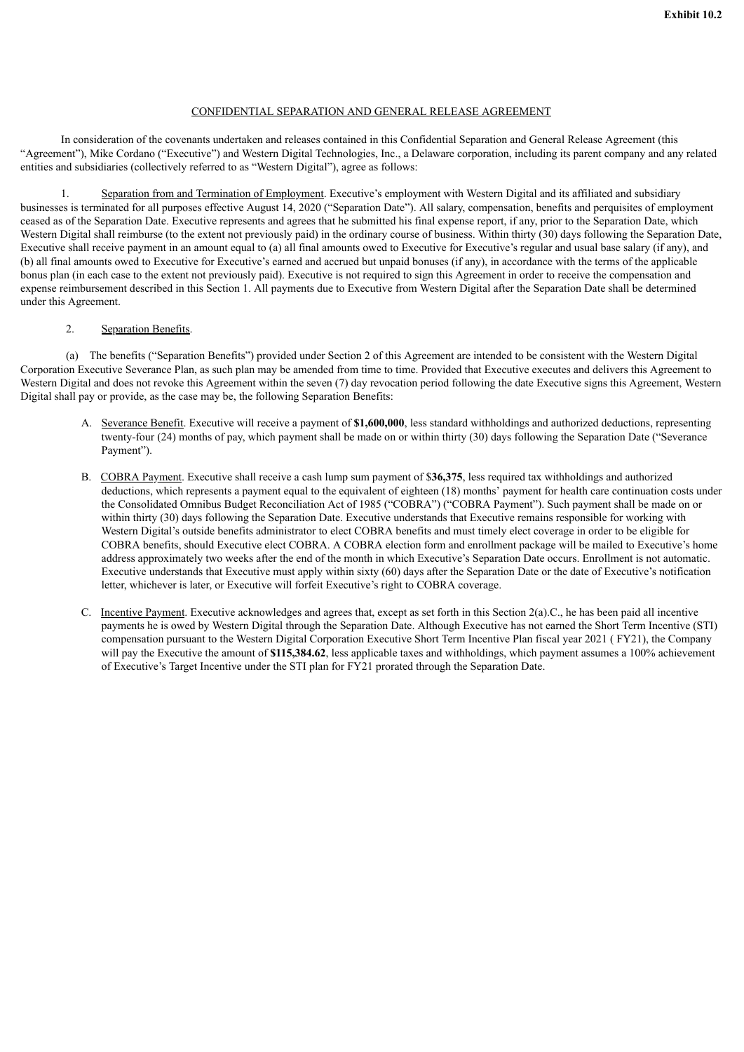**Exhibit 10.2**

CONFIDENTIAL SEPARATION AND GENERAL RELEASE AGREEMENT

In consideration of the covenants undertaken and releases contained in this Confidential Separation and General Release Agreement (this "Agreement"), Mike Cordano ("Executive") and Western Digital Technologies, Inc., a Delaware corporation, including its parent company and any related entities and subsidiaries (collectively referred to as "Western Digital"), agree as follows:

1. Separation from and Termination of Employment. Executive's employment with Western Digital and its affiliated and subsidiary businesses is terminated for all purposes effective August 14, 2020 ("Separation Date"). All salary, compensation, benefits and perquisites of employment ceased as of the Separation Date. Executive represents and agrees that he submitted his final expense report, if any, prior to the Separation Date, which Western Digital shall reimburse (to the extent not previously paid) in the ordinary course of business. Within thirty (30) days following the Separation Date, Executive shall receive payment in an amount equal to (a) all final amounts owed to Executive for Executive's regular and usual base salary (if any), and (b) all final amounts owed to Executive for Executive's earned and accrued but unpaid bonuses (if any), in accordance with the terms of the applicable bonus plan (in each case to the extent not previously paid). Executive is not required to sign this Agreement in order to receive the compensation and expense reimbursement described in this Section 1. All payments due to Executive from Western Digital after the Separation Date shall be determined under this Agreement.

2. Separation Benefits.

(a) The benefits ("Separation Benefits") provided under Section 2 of this Agreement are intended to be consistent with the Western Digital Corporation Executive Severance Plan, as such plan may be amended from time to time. Provided that Executive executes and delivers this Agreement to Western Digital and does not revoke this Agreement within the seven (7) day revocation period following the date Executive signs this Agreement, Western Digital shall pay or provide, as the case may be, the following Separation Benefits:

A. Severance Benefit. Executive will receive a payment of **$1,600,000**, less standard withholdings and authorized deductions, representing twenty-four (24) months of pay, which payment shall be made on or within thirty (30) days following the Separation Date ("Severance Payment").

B. COBRA Payment. Executive shall receive a cash lump sum payment of $**36,375**, less required tax withholdings and authorized deductions, which represents a payment equal to the equivalent of eighteen (18) months' payment for health care continuation costs under the Consolidated Omnibus Budget Reconciliation Act of 1985 ("COBRA") ("COBRA Payment"). Such payment shall be made on or within thirty (30) days following the Separation Date. Executive understands that Executive remains responsible for working with Western Digital's outside benefits administrator to elect COBRA benefits and must timely elect coverage in order to be eligible for COBRA benefits, should Executive elect COBRA. A COBRA election form and enrollment package will be mailed to Executive's home address approximately two weeks after the end of the month in which Executive's Separation Date occurs. Enrollment is not automatic. Executive understands that Executive must apply within sixty (60) days after the Separation Date or the date of Executive's notification letter, whichever is later, or Executive will forfeit Executive's right to COBRA coverage.

C. Incentive Payment. Executive acknowledges and agrees that, except as set forth in this Section 2(a).C., he has been paid all incentive payments he is owed by Western Digital through the Separation Date. Although Executive has not earned the Short Term Incentive (STI) compensation pursuant to the Western Digital Corporation Executive Short Term Incentive Plan fiscal year 2021 ( FY21), the Company will pay the Executive the amount of **$115,384.62**, less applicable taxes and withholdings, which payment assumes a 100% achievement of Executive's Target Incentive under the STI plan for FY21 prorated through the Separation Date.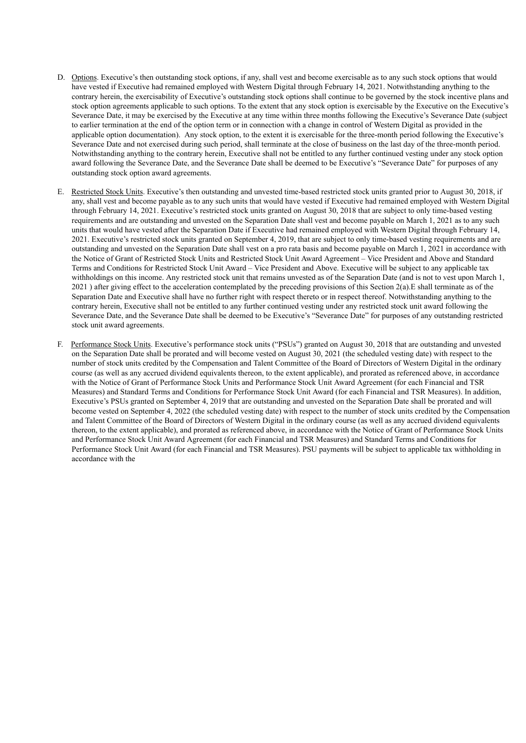D. <u>Options</u>. Executive's then outstanding stock options, if any, shall vest and become exercisable as to any such stock options that would have vested if Executive had remained employed with Western Digital through February 14, 2021. Notwithstanding anything to the contrary herein, the exercisability of Executive's outstanding stock options shall continue to be governed by the stock incentive plans and stock option agreements applicable to such options. To the extent that any stock option is exercisable by the Executive on the Executive's Severance Date, it may be exercised by the Executive at any time within three months following the Executive's Severance Date (subject to earlier termination at the end of the option term or in connection with a change in control of Western Digital as provided in the applicable option documentation). Any stock option, to the extent it is exercisable for the three-month period following the Executive's Severance Date and not exercised during such period, shall terminate at the close of business on the last day of the three-month period. Notwithstanding anything to the contrary herein, Executive shall not be entitled to any further continued vesting under any stock option award following the Severance Date, and the Severance Date shall be deemed to be Executive's "Severance Date" for purposes of any outstanding stock option award agreements.

E. <u>Restricted Stock Units</u>. Executive's then outstanding and unvested time-based restricted stock units granted prior to August 30, 2018, if any, shall vest and become payable as to any such units that would have vested if Executive had remained employed with Western Digital through February 14, 2021. Executive's restricted stock units granted on August 30, 2018 that are subject to only time-based vesting requirements and are outstanding and unvested on the Separation Date shall vest and become payable on March 1, 2021 as to any such units that would have vested after the Separation Date if Executive had remained employed with Western Digital through February 14, 2021. Executive's restricted stock units granted on September 4, 2019, that are subject to only time-based vesting requirements and are outstanding and unvested on the Separation Date shall vest on a pro rata basis and become payable on March 1, 2021 in accordance with the Notice of Grant of Restricted Stock Units and Restricted Stock Unit Award Agreement – Vice President and Above and Standard Terms and Conditions for Restricted Stock Unit Award – Vice President and Above. Executive will be subject to any applicable tax withholdings on this income. Any restricted stock unit that remains unvested as of the Separation Date (and is not to vest upon March 1, 2021 ) after giving effect to the acceleration contemplated by the preceding provisions of this Section 2(a).E shall terminate as of the Separation Date and Executive shall have no further right with respect thereto or in respect thereof. Notwithstanding anything to the contrary herein, Executive shall not be entitled to any further continued vesting under any restricted stock unit award following the Severance Date, and the Severance Date shall be deemed to be Executive's "Severance Date" for purposes of any outstanding restricted stock unit award agreements.

F. <u>Performance Stock Units</u>. Executive's performance stock units ("PSUs") granted on August 30, 2018 that are outstanding and unvested on the Separation Date shall be prorated and will become vested on August 30, 2021 (the scheduled vesting date) with respect to the number of stock units credited by the Compensation and Talent Committee of the Board of Directors of Western Digital in the ordinary course (as well as any accrued dividend equivalents thereon, to the extent applicable), and prorated as referenced above, in accordance with the Notice of Grant of Performance Stock Units and Performance Stock Unit Award Agreement (for each Financial and TSR Measures) and Standard Terms and Conditions for Performance Stock Unit Award (for each Financial and TSR Measures). In addition, Executive's PSUs granted on September 4, 2019 that are outstanding and unvested on the Separation Date shall be prorated and will become vested on September 4, 2022 (the scheduled vesting date) with respect to the number of stock units credited by the Compensation and Talent Committee of the Board of Directors of Western Digital in the ordinary course (as well as any accrued dividend equivalents thereon, to the extent applicable), and prorated as referenced above, in accordance with the Notice of Grant of Performance Stock Units and Performance Stock Unit Award Agreement (for each Financial and TSR Measures) and Standard Terms and Conditions for Performance Stock Unit Award (for each Financial and TSR Measures). PSU payments will be subject to applicable tax withholding in accordance with the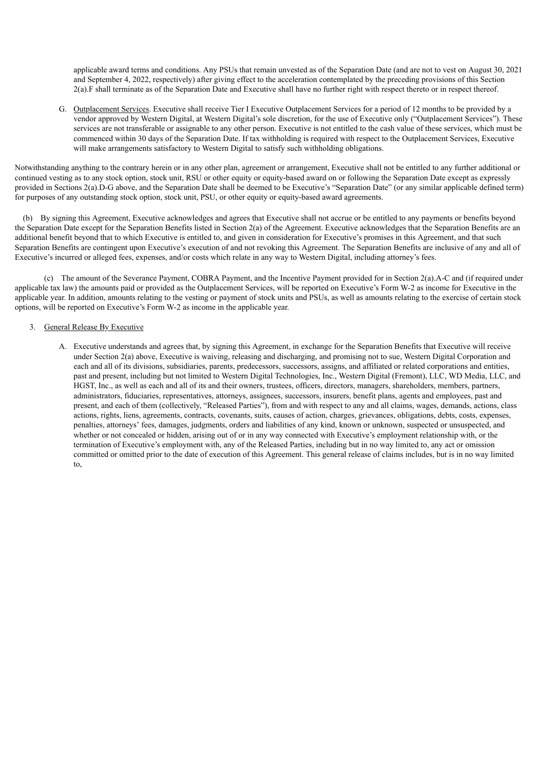applicable award terms and conditions. Any PSUs that remain unvested as of the Separation Date (and are not to vest on August 30, 2021 and September 4, 2022, respectively) after giving effect to the acceleration contemplated by the preceding provisions of this Section 2(a).F shall terminate as of the Separation Date and Executive shall have no further right with respect thereto or in respect thereof.

G. Outplacement Services. Executive shall receive Tier I Executive Outplacement Services for a period of 12 months to be provided by a vendor approved by Western Digital, at Western Digital's sole discretion, for the use of Executive only ("Outplacement Services"). These services are not transferable or assignable to any other person. Executive is not entitled to the cash value of these services, which must be commenced within 30 days of the Separation Date. If tax withholding is required with respect to the Outplacement Services, Executive will make arrangements satisfactory to Western Digital to satisfy such withholding obligations.

Notwithstanding anything to the contrary herein or in any other plan, agreement or arrangement, Executive shall not be entitled to any further additional or continued vesting as to any stock option, stock unit, RSU or other equity or equity-based award on or following the Separation Date except as expressly provided in Sections 2(a).D-G above, and the Separation Date shall be deemed to be Executive's "Separation Date" (or any similar applicable defined term) for purposes of any outstanding stock option, stock unit, PSU, or other equity or equity-based award agreements.

(b) By signing this Agreement, Executive acknowledges and agrees that Executive shall not accrue or be entitled to any payments or benefits beyond the Separation Date except for the Separation Benefits listed in Section 2(a) of the Agreement. Executive acknowledges that the Separation Benefits are an additional benefit beyond that to which Executive is entitled to, and given in consideration for Executive's promises in this Agreement, and that such Separation Benefits are contingent upon Executive's execution of and not revoking this Agreement. The Separation Benefits are inclusive of any and all of Executive's incurred or alleged fees, expenses, and/or costs which relate in any way to Western Digital, including attorney's fees.

(c) The amount of the Severance Payment, COBRA Payment, and the Incentive Payment provided for in Section 2(a).A-C and (if required under applicable tax law) the amounts paid or provided as the Outplacement Services, will be reported on Executive's Form W-2 as income for Executive in the applicable year. In addition, amounts relating to the vesting or payment of stock units and PSUs, as well as amounts relating to the exercise of certain stock options, will be reported on Executive's Form W-2 as income in the applicable year.

3. General Release By Executive

A. Executive understands and agrees that, by signing this Agreement, in exchange for the Separation Benefits that Executive will receive under Section 2(a) above, Executive is waiving, releasing and discharging, and promising not to sue, Western Digital Corporation and each and all of its divisions, subsidiaries, parents, predecessors, successors, assigns, and affiliated or related corporations and entities, past and present, including but not limited to Western Digital Technologies, Inc., Western Digital (Fremont), LLC, WD Media, LLC, and HGST, Inc., as well as each and all of its and their owners, trustees, officers, directors, managers, shareholders, members, partners, administrators, fiduciaries, representatives, attorneys, assignees, successors, insurers, benefit plans, agents and employees, past and present, and each of them (collectively, "Released Parties"), from and with respect to any and all claims, wages, demands, actions, class actions, rights, liens, agreements, contracts, covenants, suits, causes of action, charges, grievances, obligations, debts, costs, expenses, penalties, attorneys' fees, damages, judgments, orders and liabilities of any kind, known or unknown, suspected or unsuspected, and whether or not concealed or hidden, arising out of or in any way connected with Executive's employment relationship with, or the termination of Executive's employment with, any of the Released Parties, including but in no way limited to, any act or omission committed or omitted prior to the date of execution of this Agreement. This general release of claims includes, but is in no way limited to,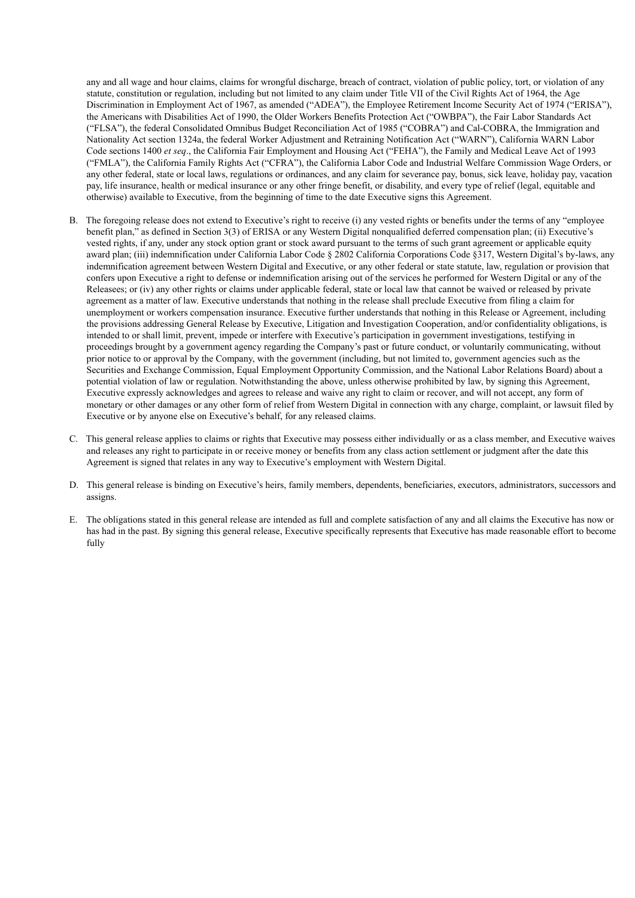any and all wage and hour claims, claims for wrongful discharge, breach of contract, violation of public policy, tort, or violation of any statute, constitution or regulation, including but not limited to any claim under Title VII of the Civil Rights Act of 1964, the Age Discrimination in Employment Act of 1967, as amended ("ADEA"), the Employee Retirement Income Security Act of 1974 ("ERISA"), the Americans with Disabilities Act of 1990, the Older Workers Benefits Protection Act ("OWBPA"), the Fair Labor Standards Act ("FLSA"), the federal Consolidated Omnibus Budget Reconciliation Act of 1985 ("COBRA") and Cal-COBRA, the Immigration and Nationality Act section 1324a, the federal Worker Adjustment and Retraining Notification Act ("WARN"), California WARN Labor Code sections 1400 *et seq*., the California Fair Employment and Housing Act ("FEHA"), the Family and Medical Leave Act of 1993 ("FMLA"), the California Family Rights Act ("CFRA"), the California Labor Code and Industrial Welfare Commission Wage Orders, or any other federal, state or local laws, regulations or ordinances, and any claim for severance pay, bonus, sick leave, holiday pay, vacation pay, life insurance, health or medical insurance or any other fringe benefit, or disability, and every type of relief (legal, equitable and otherwise) available to Executive, from the beginning of time to the date Executive signs this Agreement.

B. The foregoing release does not extend to Executive's right to receive (i) any vested rights or benefits under the terms of any "employee benefit plan," as defined in Section 3(3) of ERISA or any Western Digital nonqualified deferred compensation plan; (ii) Executive's vested rights, if any, under any stock option grant or stock award pursuant to the terms of such grant agreement or applicable equity award plan; (iii) indemnification under California Labor Code § 2802 California Corporations Code §317, Western Digital's by-laws, any indemnification agreement between Western Digital and Executive, or any other federal or state statute, law, regulation or provision that confers upon Executive a right to defense or indemnification arising out of the services he performed for Western Digital or any of the Releasees; or (iv) any other rights or claims under applicable federal, state or local law that cannot be waived or released by private agreement as a matter of law. Executive understands that nothing in the release shall preclude Executive from filing a claim for unemployment or workers compensation insurance. Executive further understands that nothing in this Release or Agreement, including the provisions addressing General Release by Executive, Litigation and Investigation Cooperation, and/or confidentiality obligations, is intended to or shall limit, prevent, impede or interfere with Executive's participation in government investigations, testifying in proceedings brought by a government agency regarding the Company's past or future conduct, or voluntarily communicating, without prior notice to or approval by the Company, with the government (including, but not limited to, government agencies such as the Securities and Exchange Commission, Equal Employment Opportunity Commission, and the National Labor Relations Board) about a potential violation of law or regulation. Notwithstanding the above, unless otherwise prohibited by law, by signing this Agreement, Executive expressly acknowledges and agrees to release and waive any right to claim or recover, and will not accept, any form of monetary or other damages or any other form of relief from Western Digital in connection with any charge, complaint, or lawsuit filed by Executive or by anyone else on Executive's behalf, for any released claims.

C. This general release applies to claims or rights that Executive may possess either individually or as a class member, and Executive waives and releases any right to participate in or receive money or benefits from any class action settlement or judgment after the date this Agreement is signed that relates in any way to Executive's employment with Western Digital.

D. This general release is binding on Executive's heirs, family members, dependents, beneficiaries, executors, administrators, successors and assigns.

E. The obligations stated in this general release are intended as full and complete satisfaction of any and all claims the Executive has now or has had in the past. By signing this general release, Executive specifically represents that Executive has made reasonable effort to become fully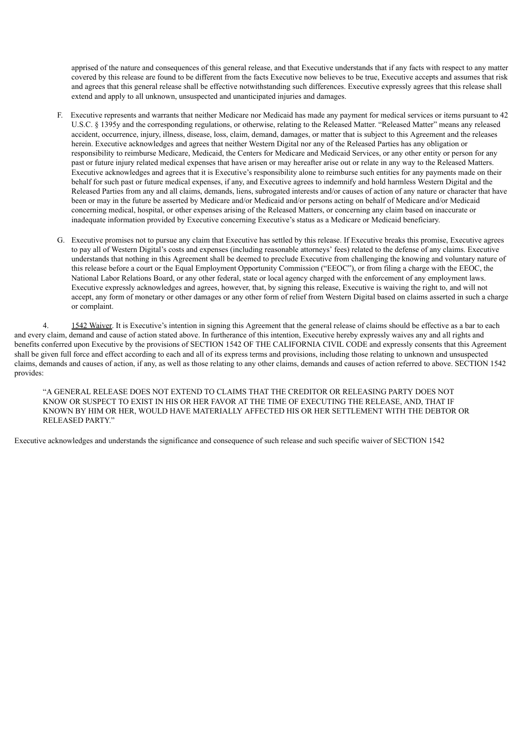apprised of the nature and consequences of this general release, and that Executive understands that if any facts with respect to any matter covered by this release are found to be different from the facts Executive now believes to be true, Executive accepts and assumes that risk and agrees that this general release shall be effective notwithstanding such differences. Executive expressly agrees that this release shall extend and apply to all unknown, unsuspected and unanticipated injuries and damages.

F. Executive represents and warrants that neither Medicare nor Medicaid has made any payment for medical services or items pursuant to 42 U.S.C. § 1395y and the corresponding regulations, or otherwise, relating to the Released Matter. "Released Matter" means any released accident, occurrence, injury, illness, disease, loss, claim, demand, damages, or matter that is subject to this Agreement and the releases herein. Executive acknowledges and agrees that neither Western Digital nor any of the Released Parties has any obligation or responsibility to reimburse Medicare, Medicaid, the Centers for Medicare and Medicaid Services, or any other entity or person for any past or future injury related medical expenses that have arisen or may hereafter arise out or relate in any way to the Released Matters. Executive acknowledges and agrees that it is Executive's responsibility alone to reimburse such entities for any payments made on their behalf for such past or future medical expenses, if any, and Executive agrees to indemnify and hold harmless Western Digital and the Released Parties from any and all claims, demands, liens, subrogated interests and/or causes of action of any nature or character that have been or may in the future be asserted by Medicare and/or Medicaid and/or persons acting on behalf of Medicare and/or Medicaid concerning medical, hospital, or other expenses arising of the Released Matters, or concerning any claim based on inaccurate or inadequate information provided by Executive concerning Executive's status as a Medicare or Medicaid beneficiary.

G. Executive promises not to pursue any claim that Executive has settled by this release. If Executive breaks this promise, Executive agrees to pay all of Western Digital's costs and expenses (including reasonable attorneys' fees) related to the defense of any claims. Executive understands that nothing in this Agreement shall be deemed to preclude Executive from challenging the knowing and voluntary nature of this release before a court or the Equal Employment Opportunity Commission ("EEOC"), or from filing a charge with the EEOC, the National Labor Relations Board, or any other federal, state or local agency charged with the enforcement of any employment laws. Executive expressly acknowledges and agrees, however, that, by signing this release, Executive is waiving the right to, and will not accept, any form of monetary or other damages or any other form of relief from Western Digital based on claims asserted in such a charge or complaint.

4. 1542 Waiver. It is Executive's intention in signing this Agreement that the general release of claims should be effective as a bar to each and every claim, demand and cause of action stated above. In furtherance of this intention, Executive hereby expressly waives any and all rights and benefits conferred upon Executive by the provisions of SECTION 1542 OF THE CALIFORNIA CIVIL CODE and expressly consents that this Agreement shall be given full force and effect according to each and all of its express terms and provisions, including those relating to unknown and unsuspected claims, demands and causes of action, if any, as well as those relating to any other claims, demands and causes of action referred to above. SECTION 1542 provides:

> "A GENERAL RELEASE DOES NOT EXTEND TO CLAIMS THAT THE CREDITOR OR RELEASING PARTY DOES NOT KNOW OR SUSPECT TO EXIST IN HIS OR HER FAVOR AT THE TIME OF EXECUTING THE RELEASE, AND, THAT IF KNOWN BY HIM OR HER, WOULD HAVE MATERIALLY AFFECTED HIS OR HER SETTLEMENT WITH THE DEBTOR OR RELEASED PARTY."

Executive acknowledges and understands the significance and consequence of such release and such specific waiver of SECTION 1542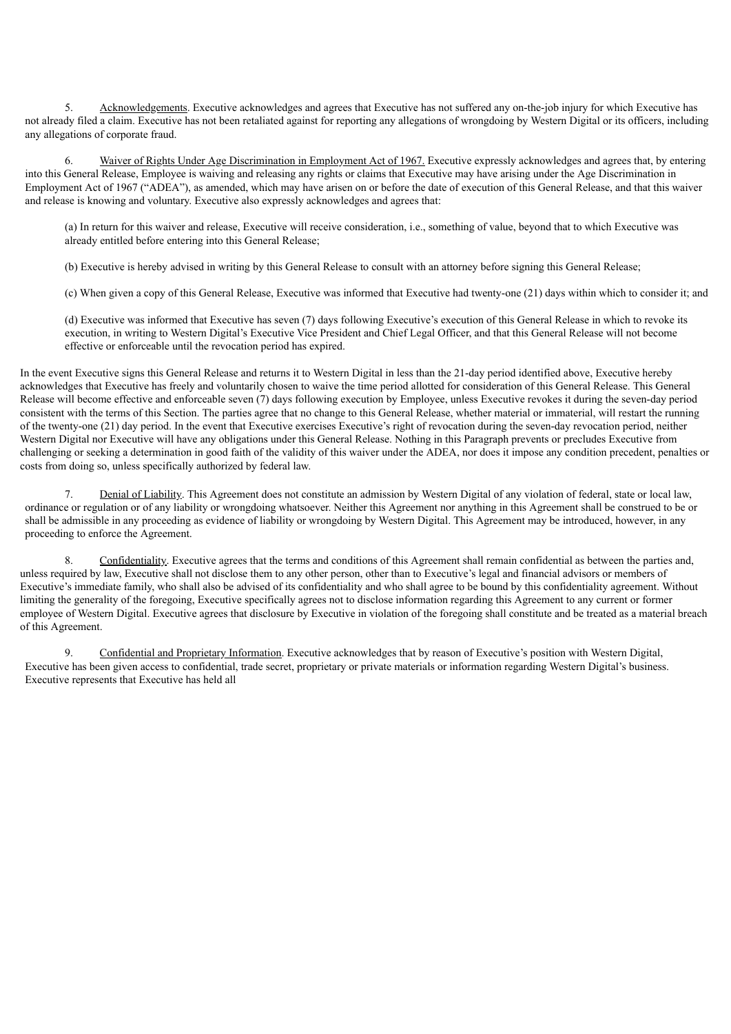5. Acknowledgements. Executive acknowledges and agrees that Executive has not suffered any on-the-job injury for which Executive has not already filed a claim. Executive has not been retaliated against for reporting any allegations of wrongdoing by Western Digital or its officers, including any allegations of corporate fraud.

6. Waiver of Rights Under Age Discrimination in Employment Act of 1967. Executive expressly acknowledges and agrees that, by entering into this General Release, Employee is waiving and releasing any rights or claims that Executive may have arising under the Age Discrimination in Employment Act of 1967 ("ADEA"), as amended, which may have arisen on or before the date of execution of this General Release, and that this waiver and release is knowing and voluntary. Executive also expressly acknowledges and agrees that:

(a) In return for this waiver and release, Executive will receive consideration, i.e., something of value, beyond that to which Executive was already entitled before entering into this General Release;

(b) Executive is hereby advised in writing by this General Release to consult with an attorney before signing this General Release;

(c) When given a copy of this General Release, Executive was informed that Executive had twenty-one (21) days within which to consider it; and

(d) Executive was informed that Executive has seven (7) days following Executive's execution of this General Release in which to revoke its execution, in writing to Western Digital's Executive Vice President and Chief Legal Officer, and that this General Release will not become effective or enforceable until the revocation period has expired.

In the event Executive signs this General Release and returns it to Western Digital in less than the 21-day period identified above, Executive hereby acknowledges that Executive has freely and voluntarily chosen to waive the time period allotted for consideration of this General Release. This General Release will become effective and enforceable seven (7) days following execution by Employee, unless Executive revokes it during the seven-day period consistent with the terms of this Section. The parties agree that no change to this General Release, whether material or immaterial, will restart the running of the twenty-one (21) day period. In the event that Executive exercises Executive's right of revocation during the seven-day revocation period, neither Western Digital nor Executive will have any obligations under this General Release. Nothing in this Paragraph prevents or precludes Executive from challenging or seeking a determination in good faith of the validity of this waiver under the ADEA, nor does it impose any condition precedent, penalties or costs from doing so, unless specifically authorized by federal law.

7. Denial of Liability. This Agreement does not constitute an admission by Western Digital of any violation of federal, state or local law, ordinance or regulation or of any liability or wrongdoing whatsoever. Neither this Agreement nor anything in this Agreement shall be construed to be or shall be admissible in any proceeding as evidence of liability or wrongdoing by Western Digital. This Agreement may be introduced, however, in any proceeding to enforce the Agreement.

8. Confidentiality. Executive agrees that the terms and conditions of this Agreement shall remain confidential as between the parties and, unless required by law, Executive shall not disclose them to any other person, other than to Executive's legal and financial advisors or members of Executive's immediate family, who shall also be advised of its confidentiality and who shall agree to be bound by this confidentiality agreement. Without limiting the generality of the foregoing, Executive specifically agrees not to disclose information regarding this Agreement to any current or former employee of Western Digital. Executive agrees that disclosure by Executive in violation of the foregoing shall constitute and be treated as a material breach of this Agreement.

9. Confidential and Proprietary Information. Executive acknowledges that by reason of Executive's position with Western Digital, Executive has been given access to confidential, trade secret, proprietary or private materials or information regarding Western Digital's business. Executive represents that Executive has held all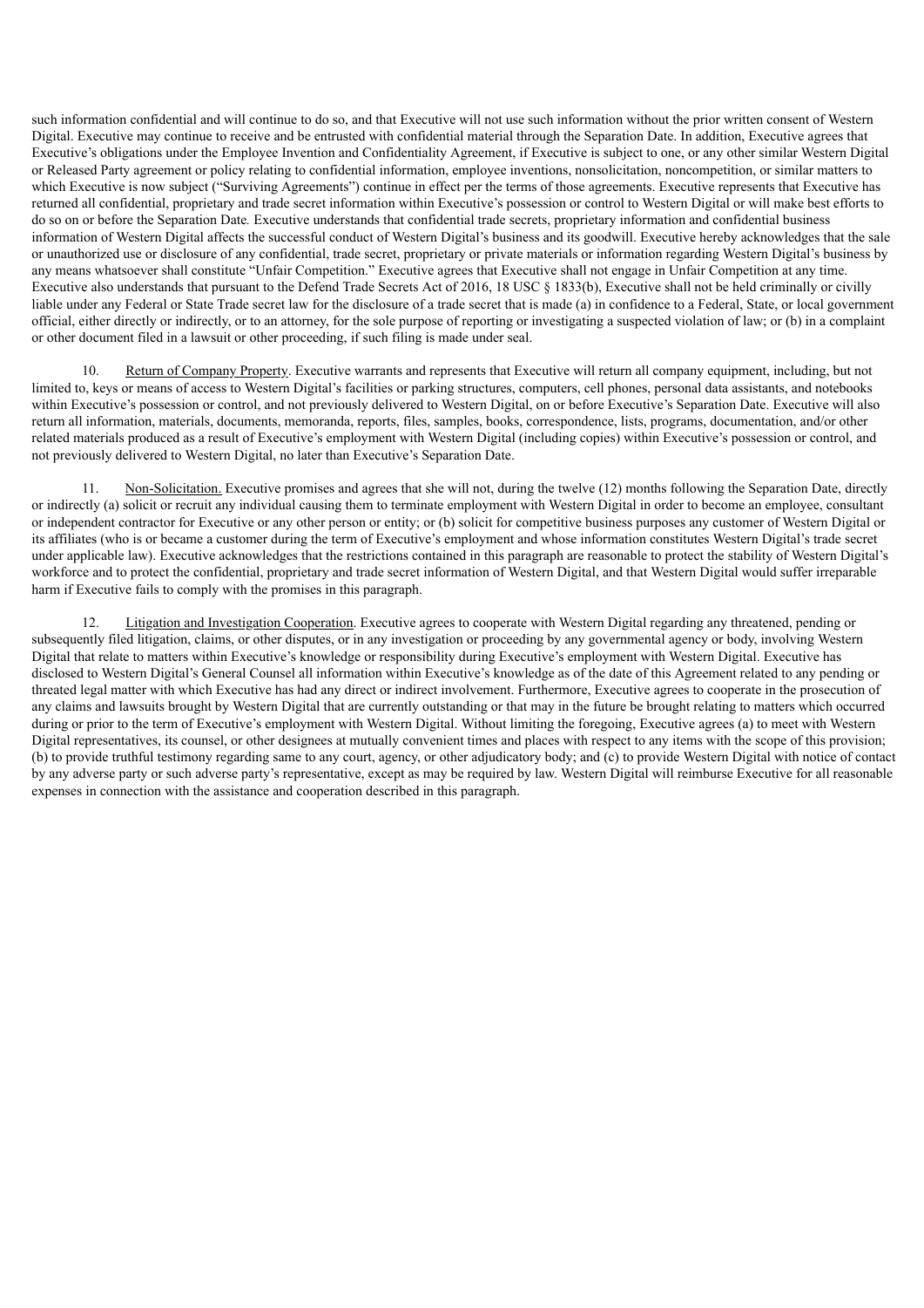such information confidential and will continue to do so, and that Executive will not use such information without the prior written consent of Western Digital. Executive may continue to receive and be entrusted with confidential material through the Separation Date. In addition, Executive agrees that Executive's obligations under the Employee Invention and Confidentiality Agreement, if Executive is subject to one, or any other similar Western Digital or Released Party agreement or policy relating to confidential information, employee inventions, nonsolicitation, noncompetition, or similar matters to which Executive is now subject ("Surviving Agreements") continue in effect per the terms of those agreements. Executive represents that Executive has returned all confidential, proprietary and trade secret information within Executive's possession or control to Western Digital or will make best efforts to do so on or before the Separation Date. Executive understands that confidential trade secrets, proprietary information and confidential business information of Western Digital affects the successful conduct of Western Digital's business and its goodwill. Executive hereby acknowledges that the sale or unauthorized use or disclosure of any confidential, trade secret, proprietary or private materials or information regarding Western Digital's business by any means whatsoever shall constitute "Unfair Competition." Executive agrees that Executive shall not engage in Unfair Competition at any time. Executive also understands that pursuant to the Defend Trade Secrets Act of 2016, 18 USC § 1833(b), Executive shall not be held criminally or civilly liable under any Federal or State Trade secret law for the disclosure of a trade secret that is made (a) in confidence to a Federal, State, or local government official, either directly or indirectly, or to an attorney, for the sole purpose of reporting or investigating a suspected violation of law; or (b) in a complaint or other document filed in a lawsuit or other proceeding, if such filing is made under seal.

10. Return of Company Property. Executive warrants and represents that Executive will return all company equipment, including, but not limited to, keys or means of access to Western Digital's facilities or parking structures, computers, cell phones, personal data assistants, and notebooks within Executive's possession or control, and not previously delivered to Western Digital, on or before Executive's Separation Date. Executive will also return all information, materials, documents, memoranda, reports, files, samples, books, correspondence, lists, programs, documentation, and/or other related materials produced as a result of Executive's employment with Western Digital (including copies) within Executive's possession or control, and not previously delivered to Western Digital, no later than Executive's Separation Date.

11. Non-Solicitation. Executive promises and agrees that she will not, during the twelve (12) months following the Separation Date, directly or indirectly (a) solicit or recruit any individual causing them to terminate employment with Western Digital in order to become an employee, consultant or independent contractor for Executive or any other person or entity; or (b) solicit for competitive business purposes any customer of Western Digital or its affiliates (who is or became a customer during the term of Executive's employment and whose information constitutes Western Digital's trade secret under applicable law). Executive acknowledges that the restrictions contained in this paragraph are reasonable to protect the stability of Western Digital's workforce and to protect the confidential, proprietary and trade secret information of Western Digital, and that Western Digital would suffer irreparable harm if Executive fails to comply with the promises in this paragraph.

12. Litigation and Investigation Cooperation. Executive agrees to cooperate with Western Digital regarding any threatened, pending or subsequently filed litigation, claims, or other disputes, or in any investigation or proceeding by any governmental agency or body, involving Western Digital that relate to matters within Executive's knowledge or responsibility during Executive's employment with Western Digital. Executive has disclosed to Western Digital's General Counsel all information within Executive's knowledge as of the date of this Agreement related to any pending or threated legal matter with which Executive has had any direct or indirect involvement. Furthermore, Executive agrees to cooperate in the prosecution of any claims and lawsuits brought by Western Digital that are currently outstanding or that may in the future be brought relating to matters which occurred during or prior to the term of Executive's employment with Western Digital. Without limiting the foregoing, Executive agrees (a) to meet with Western Digital representatives, its counsel, or other designees at mutually convenient times and places with respect to any items with the scope of this provision; (b) to provide truthful testimony regarding same to any court, agency, or other adjudicatory body; and (c) to provide Western Digital with notice of contact by any adverse party or such adverse party's representative, except as may be required by law. Western Digital will reimburse Executive for all reasonable expenses in connection with the assistance and cooperation described in this paragraph.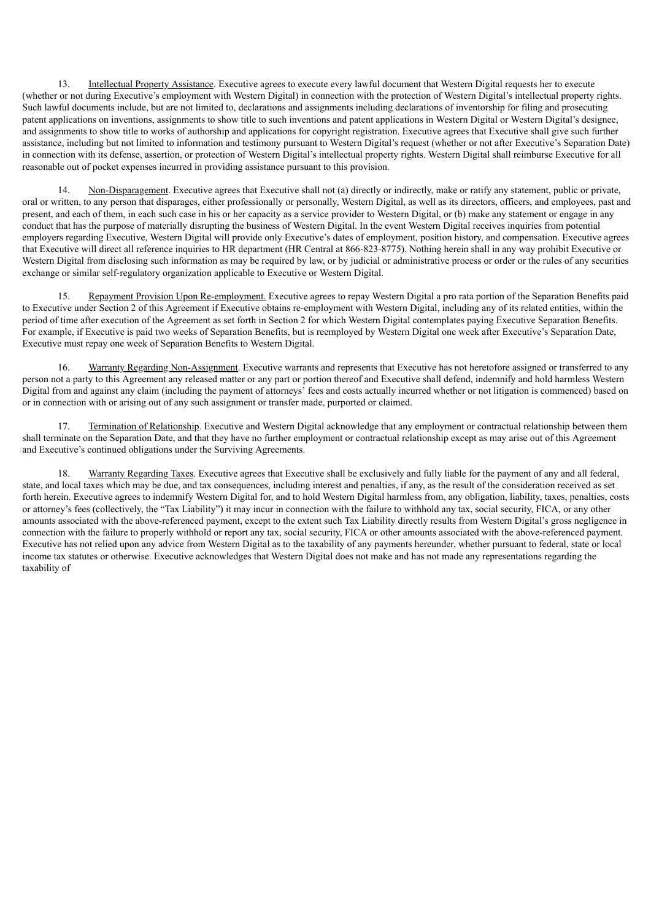13. Intellectual Property Assistance. Executive agrees to execute every lawful document that Western Digital requests her to execute (whether or not during Executive's employment with Western Digital) in connection with the protection of Western Digital's intellectual property rights. Such lawful documents include, but are not limited to, declarations and assignments including declarations of inventorship for filing and prosecuting patent applications on inventions, assignments to show title to such inventions and patent applications in Western Digital or Western Digital's designee, and assignments to show title to works of authorship and applications for copyright registration. Executive agrees that Executive shall give such further assistance, including but not limited to information and testimony pursuant to Western Digital's request (whether or not after Executive's Separation Date) in connection with its defense, assertion, or protection of Western Digital's intellectual property rights. Western Digital shall reimburse Executive for all reasonable out of pocket expenses incurred in providing assistance pursuant to this provision.

14. Non-Disparagement. Executive agrees that Executive shall not (a) directly or indirectly, make or ratify any statement, public or private, oral or written, to any person that disparages, either professionally or personally, Western Digital, as well as its directors, officers, and employees, past and present, and each of them, in each such case in his or her capacity as a service provider to Western Digital, or (b) make any statement or engage in any conduct that has the purpose of materially disrupting the business of Western Digital. In the event Western Digital receives inquiries from potential employers regarding Executive, Western Digital will provide only Executive's dates of employment, position history, and compensation. Executive agrees that Executive will direct all reference inquiries to HR department (HR Central at 866-823-8775). Nothing herein shall in any way prohibit Executive or Western Digital from disclosing such information as may be required by law, or by judicial or administrative process or order or the rules of any securities exchange or similar self-regulatory organization applicable to Executive or Western Digital.

15. Repayment Provision Upon Re-employment. Executive agrees to repay Western Digital a pro rata portion of the Separation Benefits paid to Executive under Section 2 of this Agreement if Executive obtains re-employment with Western Digital, including any of its related entities, within the period of time after execution of the Agreement as set forth in Section 2 for which Western Digital contemplates paying Executive Separation Benefits. For example, if Executive is paid two weeks of Separation Benefits, but is reemployed by Western Digital one week after Executive's Separation Date, Executive must repay one week of Separation Benefits to Western Digital.

16. Warranty Regarding Non-Assignment. Executive warrants and represents that Executive has not heretofore assigned or transferred to any person not a party to this Agreement any released matter or any part or portion thereof and Executive shall defend, indemnify and hold harmless Western Digital from and against any claim (including the payment of attorneys' fees and costs actually incurred whether or not litigation is commenced) based on or in connection with or arising out of any such assignment or transfer made, purported or claimed.

17. Termination of Relationship. Executive and Western Digital acknowledge that any employment or contractual relationship between them shall terminate on the Separation Date, and that they have no further employment or contractual relationship except as may arise out of this Agreement and Executive's continued obligations under the Surviving Agreements.

18. Warranty Regarding Taxes. Executive agrees that Executive shall be exclusively and fully liable for the payment of any and all federal, state, and local taxes which may be due, and tax consequences, including interest and penalties, if any, as the result of the consideration received as set forth herein. Executive agrees to indemnify Western Digital for, and to hold Western Digital harmless from, any obligation, liability, taxes, penalties, costs or attorney's fees (collectively, the "Tax Liability") it may incur in connection with the failure to withhold any tax, social security, FICA, or any other amounts associated with the above-referenced payment, except to the extent such Tax Liability directly results from Western Digital's gross negligence in connection with the failure to properly withhold or report any tax, social security, FICA or other amounts associated with the above-referenced payment. Executive has not relied upon any advice from Western Digital as to the taxability of any payments hereunder, whether pursuant to federal, state or local income tax statutes or otherwise. Executive acknowledges that Western Digital does not make and has not made any representations regarding the taxability of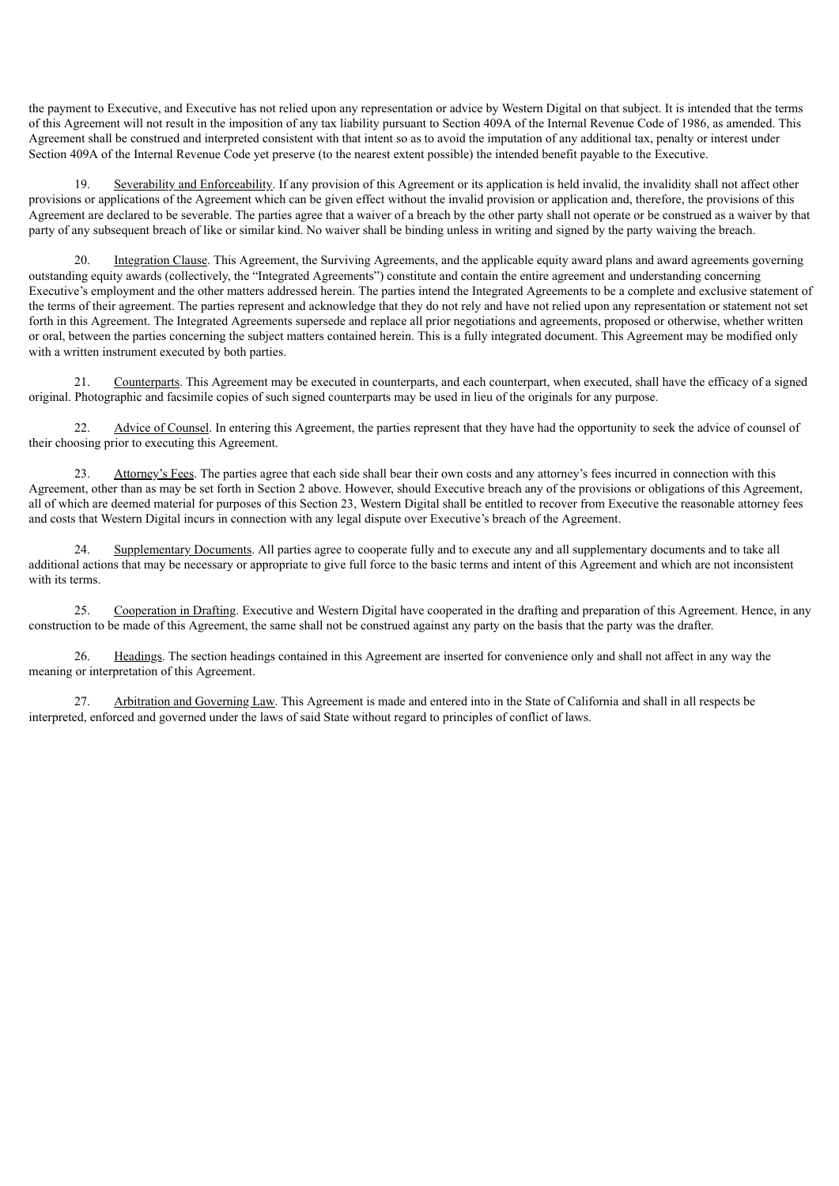the payment to Executive, and Executive has not relied upon any representation or advice by Western Digital on that subject. It is intended that the terms of this Agreement will not result in the imposition of any tax liability pursuant to Section 409A of the Internal Revenue Code of 1986, as amended. This Agreement shall be construed and interpreted consistent with that intent so as to avoid the imputation of any additional tax, penalty or interest under Section 409A of the Internal Revenue Code yet preserve (to the nearest extent possible) the intended benefit payable to the Executive.

19. Severability and Enforceability. If any provision of this Agreement or its application is held invalid, the invalidity shall not affect other provisions or applications of the Agreement which can be given effect without the invalid provision or application and, therefore, the provisions of this Agreement are declared to be severable. The parties agree that a waiver of a breach by the other party shall not operate or be construed as a waiver by that party of any subsequent breach of like or similar kind. No waiver shall be binding unless in writing and signed by the party waiving the breach.

20. Integration Clause. This Agreement, the Surviving Agreements, and the applicable equity award plans and award agreements governing outstanding equity awards (collectively, the "Integrated Agreements") constitute and contain the entire agreement and understanding concerning Executive's employment and the other matters addressed herein. The parties intend the Integrated Agreements to be a complete and exclusive statement of the terms of their agreement. The parties represent and acknowledge that they do not rely and have not relied upon any representation or statement not set forth in this Agreement. The Integrated Agreements supersede and replace all prior negotiations and agreements, proposed or otherwise, whether written or oral, between the parties concerning the subject matters contained herein. This is a fully integrated document. This Agreement may be modified only with a written instrument executed by both parties.

21. Counterparts. This Agreement may be executed in counterparts, and each counterpart, when executed, shall have the efficacy of a signed original. Photographic and facsimile copies of such signed counterparts may be used in lieu of the originals for any purpose.

22. Advice of Counsel. In entering this Agreement, the parties represent that they have had the opportunity to seek the advice of counsel of their choosing prior to executing this Agreement.

23. Attorney's Fees. The parties agree that each side shall bear their own costs and any attorney's fees incurred in connection with this Agreement, other than as may be set forth in Section 2 above. However, should Executive breach any of the provisions or obligations of this Agreement, all of which are deemed material for purposes of this Section 23, Western Digital shall be entitled to recover from Executive the reasonable attorney fees and costs that Western Digital incurs in connection with any legal dispute over Executive's breach of the Agreement.

24. Supplementary Documents. All parties agree to cooperate fully and to execute any and all supplementary documents and to take all additional actions that may be necessary or appropriate to give full force to the basic terms and intent of this Agreement and which are not inconsistent with its terms.

25. Cooperation in Drafting. Executive and Western Digital have cooperated in the drafting and preparation of this Agreement. Hence, in any construction to be made of this Agreement, the same shall not be construed against any party on the basis that the party was the drafter.

26. Headings. The section headings contained in this Agreement are inserted for convenience only and shall not affect in any way the meaning or interpretation of this Agreement.

27. Arbitration and Governing Law. This Agreement is made and entered into in the State of California and shall in all respects be interpreted, enforced and governed under the laws of said State without regard to principles of conflict of laws.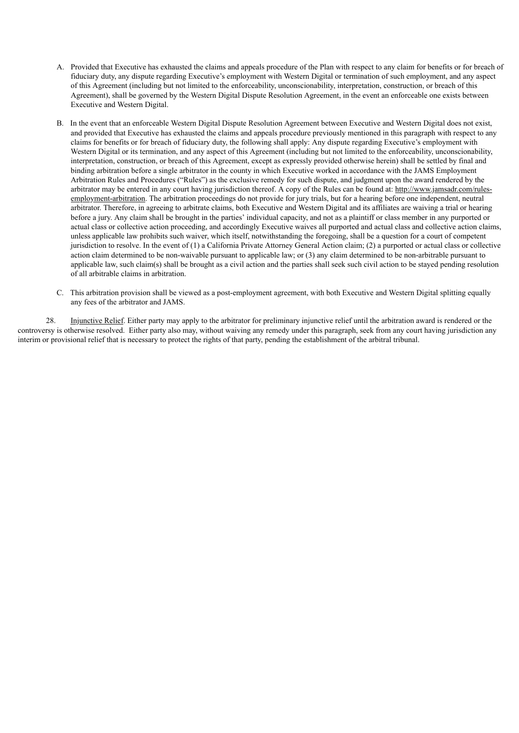A. Provided that Executive has exhausted the claims and appeals procedure of the Plan with respect to any claim for benefits or for breach of fiduciary duty, any dispute regarding Executive's employment with Western Digital or termination of such employment, and any aspect of this Agreement (including but not limited to the enforceability, unconscionability, interpretation, construction, or breach of this Agreement), shall be governed by the Western Digital Dispute Resolution Agreement, in the event an enforceable one exists between Executive and Western Digital.

B. In the event that an enforceable Western Digital Dispute Resolution Agreement between Executive and Western Digital does not exist, and provided that Executive has exhausted the claims and appeals procedure previously mentioned in this paragraph with respect to any claims for benefits or for breach of fiduciary duty, the following shall apply: Any dispute regarding Executive's employment with Western Digital or its termination, and any aspect of this Agreement (including but not limited to the enforceability, unconscionability, interpretation, construction, or breach of this Agreement, except as expressly provided otherwise herein) shall be settled by final and binding arbitration before a single arbitrator in the county in which Executive worked in accordance with the JAMS Employment Arbitration Rules and Procedures ("Rules") as the exclusive remedy for such dispute, and judgment upon the award rendered by the arbitrator may be entered in any court having jurisdiction thereof. A copy of the Rules can be found at: http://www.jamsadr.com/rules-employment-arbitration. The arbitration proceedings do not provide for jury trials, but for a hearing before one independent, neutral arbitrator. Therefore, in agreeing to arbitrate claims, both Executive and Western Digital and its affiliates are waiving a trial or hearing before a jury. Any claim shall be brought in the parties' individual capacity, and not as a plaintiff or class member in any purported or actual class or collective action proceeding, and accordingly Executive waives all purported and actual class and collective action claims, unless applicable law prohibits such waiver, which itself, notwithstanding the foregoing, shall be a question for a court of competent jurisdiction to resolve. In the event of (1) a California Private Attorney General Action claim; (2) a purported or actual class or collective action claim determined to be non-waivable pursuant to applicable law; or (3) any claim determined to be non-arbitrable pursuant to applicable law, such claim(s) shall be brought as a civil action and the parties shall seek such civil action to be stayed pending resolution of all arbitrable claims in arbitration.

C. This arbitration provision shall be viewed as a post-employment agreement, with both Executive and Western Digital splitting equally any fees of the arbitrator and JAMS.

28. Injunctive Relief. Either party may apply to the arbitrator for preliminary injunctive relief until the arbitration award is rendered or the controversy is otherwise resolved. Either party also may, without waiving any remedy under this paragraph, seek from any court having jurisdiction any interim or provisional relief that is necessary to protect the rights of that party, pending the establishment of the arbitral tribunal.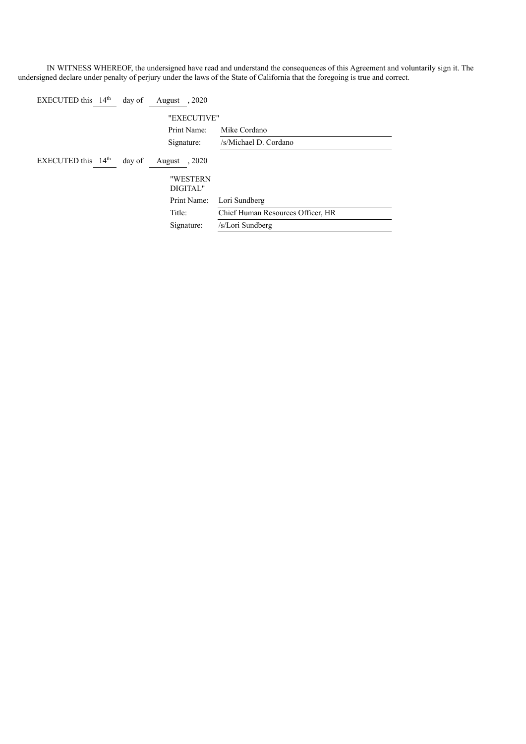IN WITNESS WHEREOF, the undersigned have read and understand the consequences of this Agreement and voluntarily sign it. The undersigned declare under penalty of perjury under the laws of the State of California that the foregoing is true and correct.

EXECUTED this 14th day of August, 2020

"EXECUTIVE"

Print Name: Mike Cordano

Signature: /s/Michael D. Cordano

EXECUTED this 14th day of August, 2020

"WESTERN DIGITAL"

Print Name: Lori Sundberg

Title: Chief Human Resources Officer, HR

Signature: /s/Lori Sundberg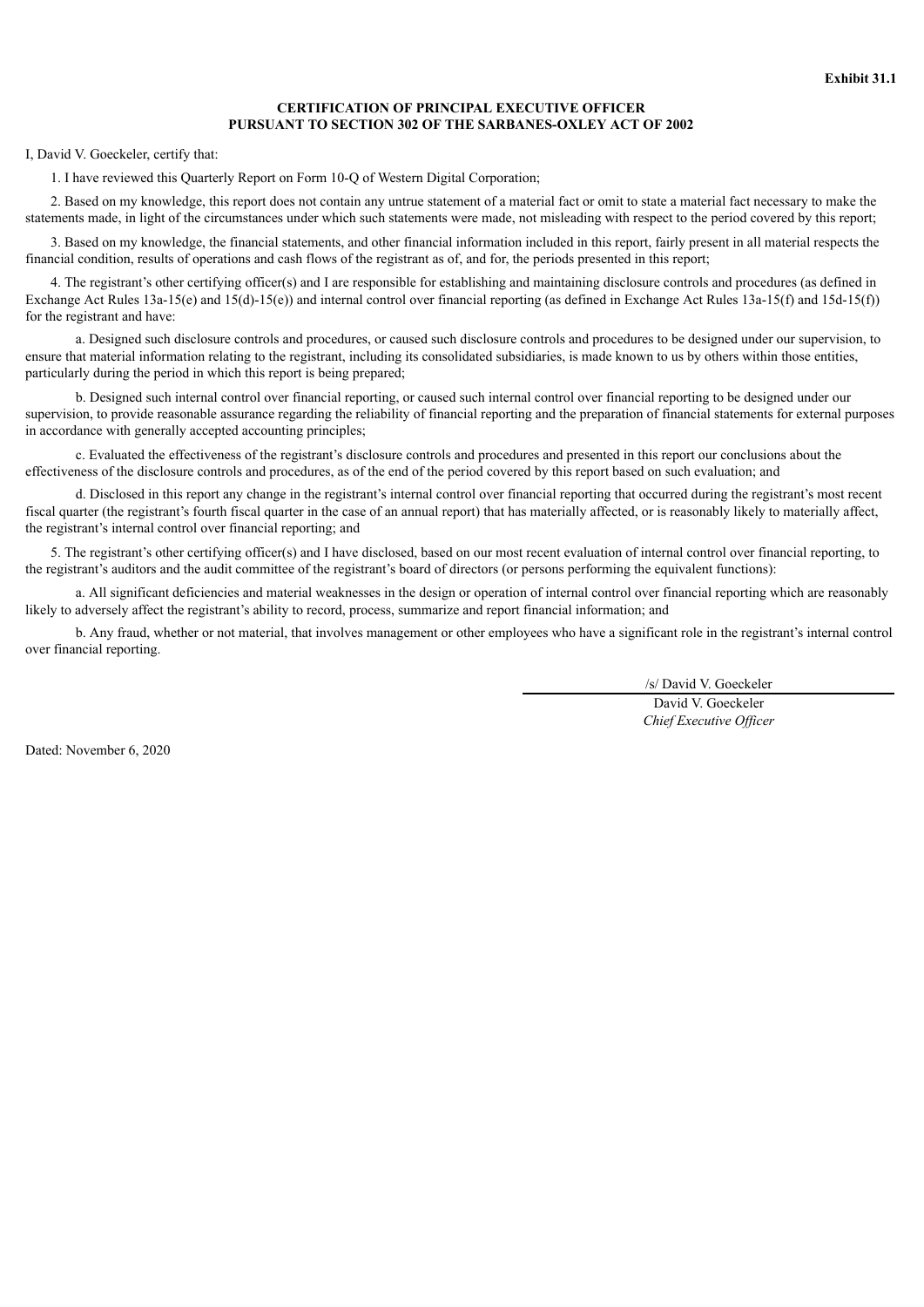**Exhibit 31.1**

**CERTIFICATION OF PRINCIPAL EXECUTIVE OFFICER PURSUANT TO SECTION 302 OF THE SARBANES-OXLEY ACT OF 2002**

I, David V. Goeckeler, certify that:

1. I have reviewed this Quarterly Report on Form 10-Q of Western Digital Corporation;

2. Based on my knowledge, this report does not contain any untrue statement of a material fact or omit to state a material fact necessary to make the statements made, in light of the circumstances under which such statements were made, not misleading with respect to the period covered by this report;

3. Based on my knowledge, the financial statements, and other financial information included in this report, fairly present in all material respects the financial condition, results of operations and cash flows of the registrant as of, and for, the periods presented in this report;

4. The registrant's other certifying officer(s) and I are responsible for establishing and maintaining disclosure controls and procedures (as defined in Exchange Act Rules 13a-15(e) and 15(d)-15(e)) and internal control over financial reporting (as defined in Exchange Act Rules 13a-15(f) and 15d-15(f)) for the registrant and have:

a. Designed such disclosure controls and procedures, or caused such disclosure controls and procedures to be designed under our supervision, to ensure that material information relating to the registrant, including its consolidated subsidiaries, is made known to us by others within those entities, particularly during the period in which this report is being prepared;

b. Designed such internal control over financial reporting, or caused such internal control over financial reporting to be designed under our supervision, to provide reasonable assurance regarding the reliability of financial reporting and the preparation of financial statements for external purposes in accordance with generally accepted accounting principles;

c. Evaluated the effectiveness of the registrant's disclosure controls and procedures and presented in this report our conclusions about the effectiveness of the disclosure controls and procedures, as of the end of the period covered by this report based on such evaluation; and

d. Disclosed in this report any change in the registrant's internal control over financial reporting that occurred during the registrant's most recent fiscal quarter (the registrant's fourth fiscal quarter in the case of an annual report) that has materially affected, or is reasonably likely to materially affect, the registrant's internal control over financial reporting; and

5. The registrant's other certifying officer(s) and I have disclosed, based on our most recent evaluation of internal control over financial reporting, to the registrant's auditors and the audit committee of the registrant's board of directors (or persons performing the equivalent functions):

a. All significant deficiencies and material weaknesses in the design or operation of internal control over financial reporting which are reasonably likely to adversely affect the registrant's ability to record, process, summarize and report financial information; and

b. Any fraud, whether or not material, that involves management or other employees who have a significant role in the registrant's internal control over financial reporting.

/s/ David V. Goeckeler

David V. Goeckeler
*Chief Executive Officer*

Dated: November 6, 2020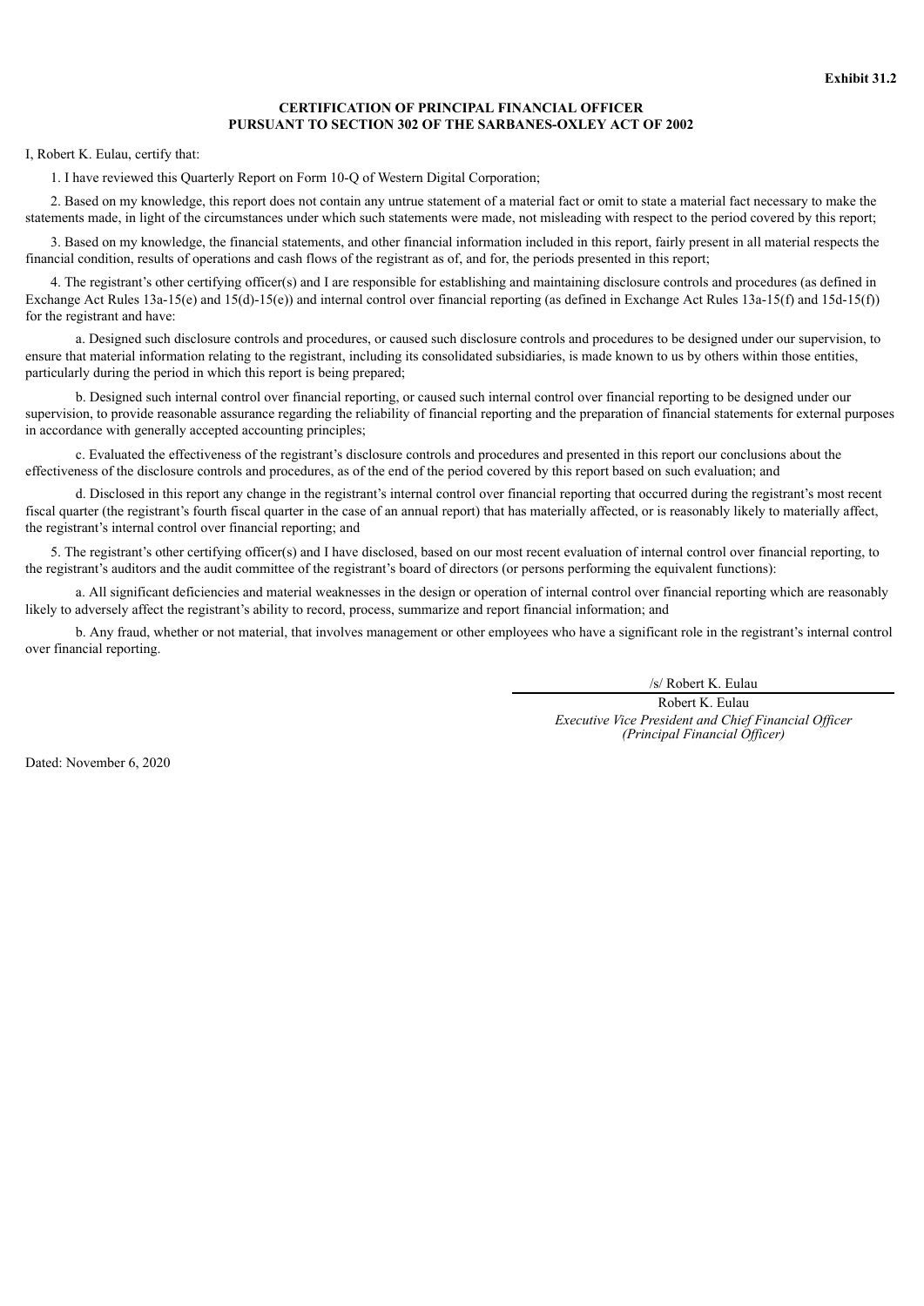**Exhibit 31.2**

**CERTIFICATION OF PRINCIPAL FINANCIAL OFFICER**
**PURSUANT TO SECTION 302 OF THE SARBANES-OXLEY ACT OF 2002**

I, Robert K. Eulau, certify that:

1. I have reviewed this Quarterly Report on Form 10-Q of Western Digital Corporation;

2. Based on my knowledge, this report does not contain any untrue statement of a material fact or omit to state a material fact necessary to make the statements made, in light of the circumstances under which such statements were made, not misleading with respect to the period covered by this report;

3. Based on my knowledge, the financial statements, and other financial information included in this report, fairly present in all material respects the financial condition, results of operations and cash flows of the registrant as of, and for, the periods presented in this report;

4. The registrant's other certifying officer(s) and I are responsible for establishing and maintaining disclosure controls and procedures (as defined in Exchange Act Rules 13a-15(e) and 15(d)-15(e)) and internal control over financial reporting (as defined in Exchange Act Rules 13a-15(f) and 15d-15(f)) for the registrant and have:

a. Designed such disclosure controls and procedures, or caused such disclosure controls and procedures to be designed under our supervision, to ensure that material information relating to the registrant, including its consolidated subsidiaries, is made known to us by others within those entities, particularly during the period in which this report is being prepared;

b. Designed such internal control over financial reporting, or caused such internal control over financial reporting to be designed under our supervision, to provide reasonable assurance regarding the reliability of financial reporting and the preparation of financial statements for external purposes in accordance with generally accepted accounting principles;

c. Evaluated the effectiveness of the registrant's disclosure controls and procedures and presented in this report our conclusions about the effectiveness of the disclosure controls and procedures, as of the end of the period covered by this report based on such evaluation; and

d. Disclosed in this report any change in the registrant's internal control over financial reporting that occurred during the registrant's most recent fiscal quarter (the registrant's fourth fiscal quarter in the case of an annual report) that has materially affected, or is reasonably likely to materially affect, the registrant's internal control over financial reporting; and

5. The registrant's other certifying officer(s) and I have disclosed, based on our most recent evaluation of internal control over financial reporting, to the registrant's auditors and the audit committee of the registrant's board of directors (or persons performing the equivalent functions):

a. All significant deficiencies and material weaknesses in the design or operation of internal control over financial reporting which are reasonably likely to adversely affect the registrant's ability to record, process, summarize and report financial information; and

b. Any fraud, whether or not material, that involves management or other employees who have a significant role in the registrant's internal control over financial reporting.

/s/ Robert K. Eulau

Robert K. Eulau
*Executive Vice President and Chief Financial Officer*
*(Principal Financial Officer)*

Dated: November 6, 2020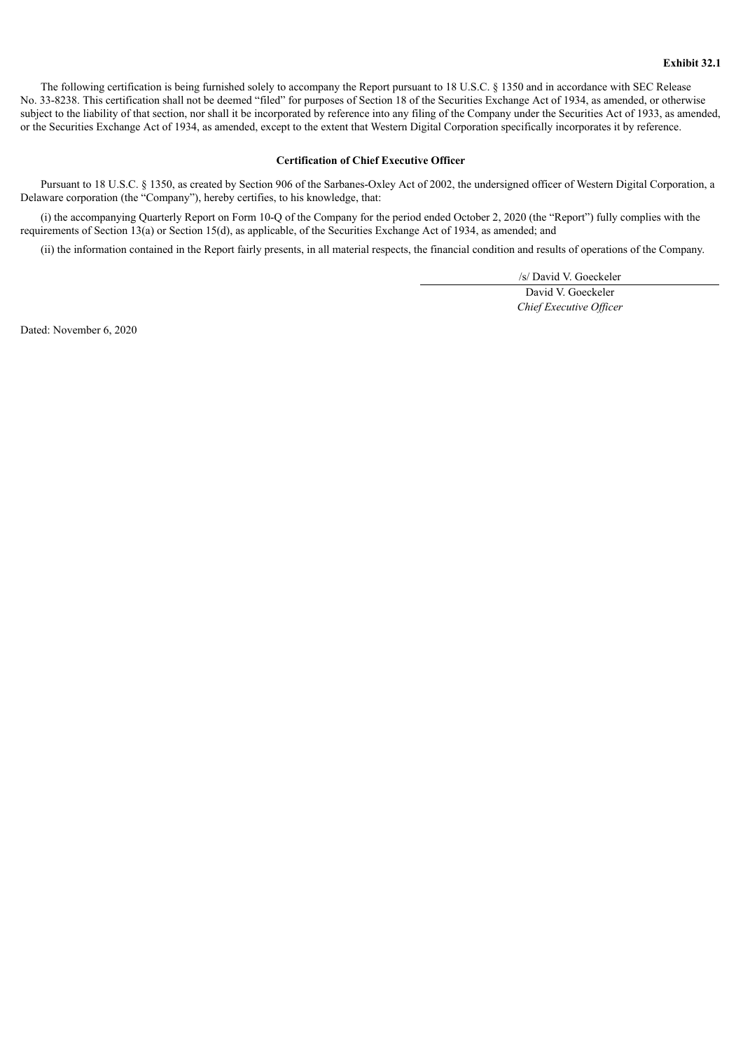**Exhibit 32.1**

The following certification is being furnished solely to accompany the Report pursuant to 18 U.S.C. § 1350 and in accordance with SEC Release No. 33-8238. This certification shall not be deemed "filed" for purposes of Section 18 of the Securities Exchange Act of 1934, as amended, or otherwise subject to the liability of that section, nor shall it be incorporated by reference into any filing of the Company under the Securities Act of 1933, as amended, or the Securities Exchange Act of 1934, as amended, except to the extent that Western Digital Corporation specifically incorporates it by reference.

**Certification of Chief Executive Officer**

Pursuant to 18 U.S.C. § 1350, as created by Section 906 of the Sarbanes-Oxley Act of 2002, the undersigned officer of Western Digital Corporation, a Delaware corporation (the "Company"), hereby certifies, to his knowledge, that:

(i) the accompanying Quarterly Report on Form 10-Q of the Company for the period ended October 2, 2020 (the "Report") fully complies with the requirements of Section 13(a) or Section 15(d), as applicable, of the Securities Exchange Act of 1934, as amended; and

(ii) the information contained in the Report fairly presents, in all material respects, the financial condition and results of operations of the Company.

/s/ David V. Goeckeler

David V. Goeckeler

*Chief Executive Officer*

Dated: November 6, 2020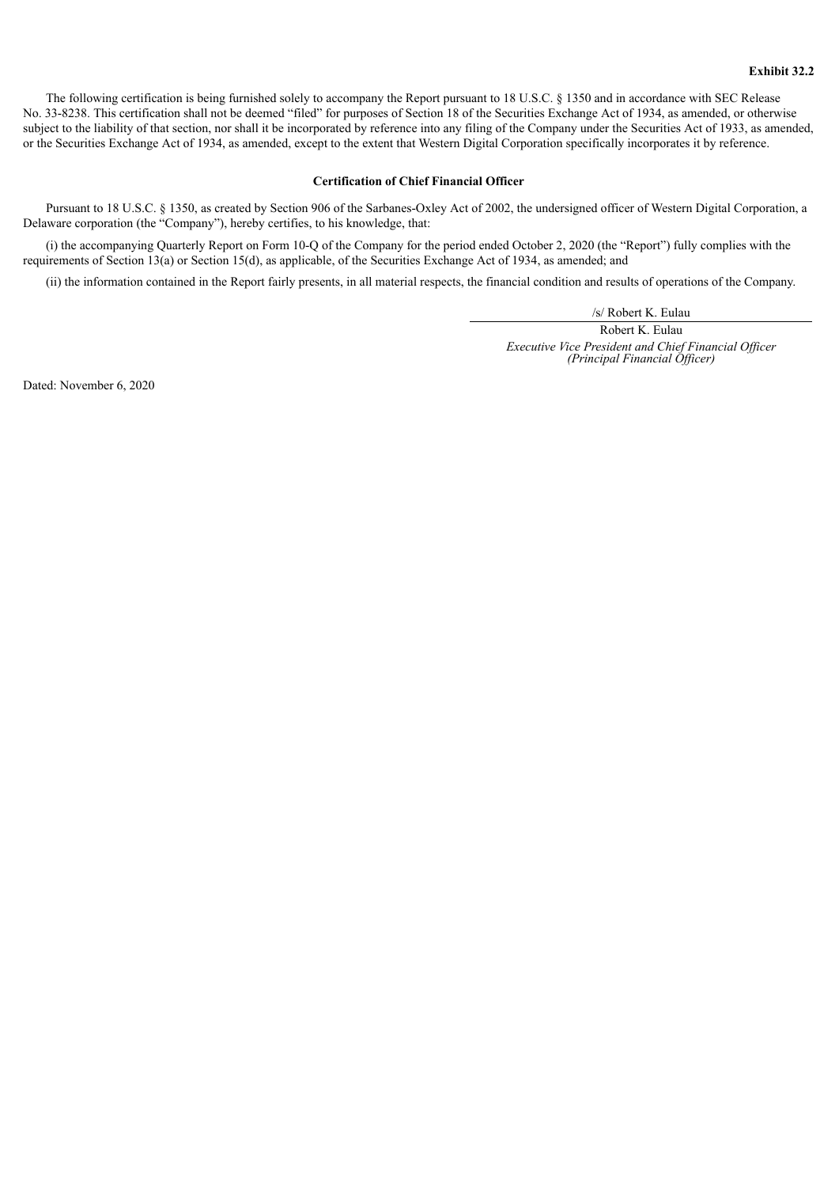**Exhibit 32.2**

The following certification is being furnished solely to accompany the Report pursuant to 18 U.S.C. § 1350 and in accordance with SEC Release No. 33-8238. This certification shall not be deemed "filed" for purposes of Section 18 of the Securities Exchange Act of 1934, as amended, or otherwise subject to the liability of that section, nor shall it be incorporated by reference into any filing of the Company under the Securities Act of 1933, as amended, or the Securities Exchange Act of 1934, as amended, except to the extent that Western Digital Corporation specifically incorporates it by reference.

**Certification of Chief Financial Officer**

Pursuant to 18 U.S.C. § 1350, as created by Section 906 of the Sarbanes-Oxley Act of 2002, the undersigned officer of Western Digital Corporation, a Delaware corporation (the "Company"), hereby certifies, to his knowledge, that:

(i) the accompanying Quarterly Report on Form 10-Q of the Company for the period ended October 2, 2020 (the "Report") fully complies with the requirements of Section 13(a) or Section 15(d), as applicable, of the Securities Exchange Act of 1934, as amended; and

(ii) the information contained in the Report fairly presents, in all material respects, the financial condition and results of operations of the Company.

/s/ Robert K. Eulau

Robert K. Eulau

*Executive Vice President and Chief Financial Officer*
*(Principal Financial Officer)*

Dated: November 6, 2020